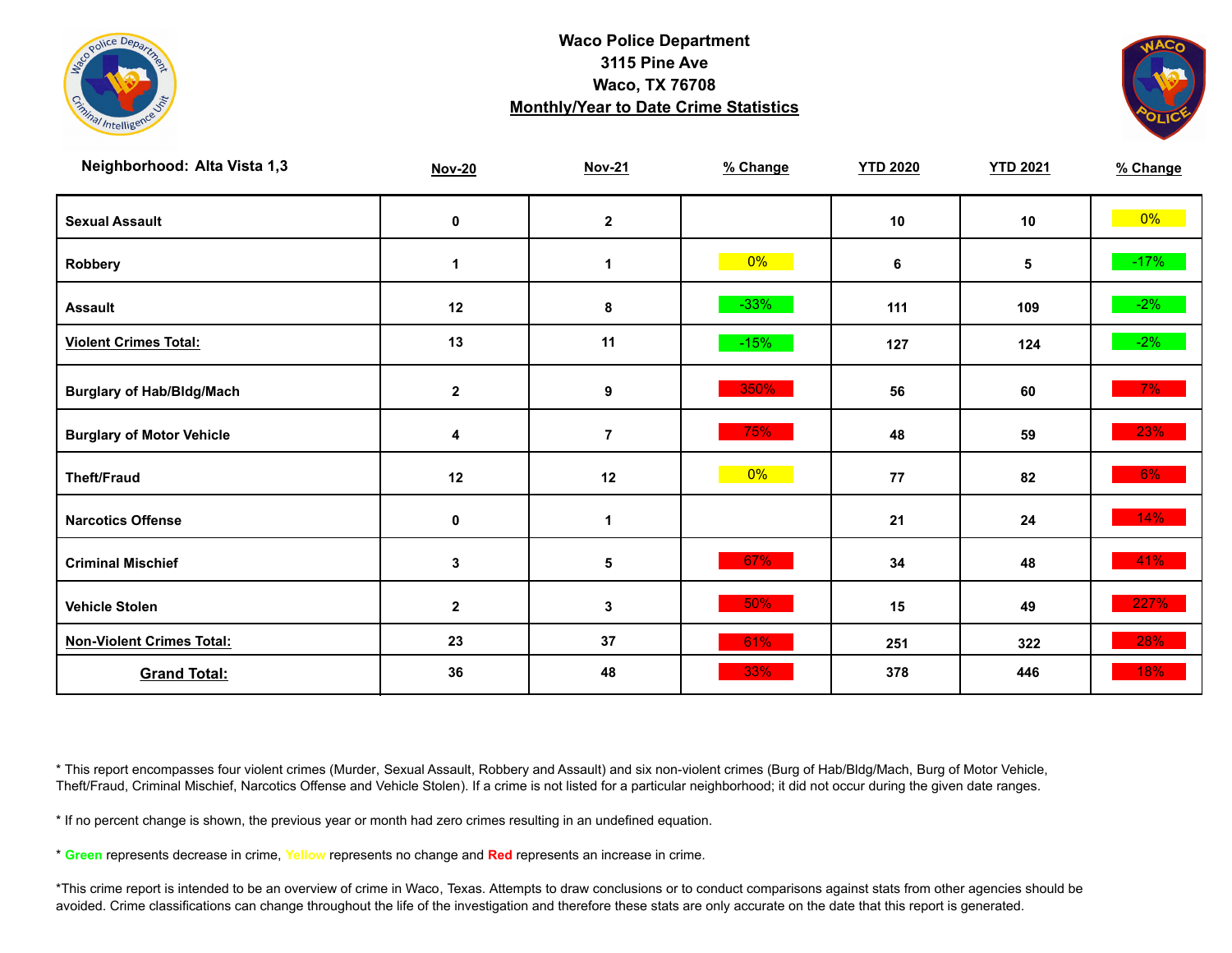**Waco Police Department**
**3115 Pine Ave**
**Waco, TX 76708**
**Monthly/Year to Date Crime Statistics**

| Neighborhood: Alta Vista 1,3 | Nov-20 | Nov-21 | % Change | YTD 2020 | YTD 2021 | % Change |
|---|---|---|---|---|---|---|
| Sexual Assault | 0 | 2 | | 10 | 10 | 0% |
| Robbery | 1 | 1 | 0% | 6 | 5 | -17% |
| Assault | 12 | 8 | -33% | 111 | 109 | -2% |
| Violent Crimes Total: | 13 | 11 | -15% | 127 | 124 | -2% |
| Burglary of Hab/Bldg/Mach | 2 | 9 | 350% | 56 | 60 | 7% |
| Burglary of Motor Vehicle | 4 | 7 | 75% | 48 | 59 | 23% |
| Theft/Fraud | 12 | 12 | 0% | 77 | 82 | 6% |
| Narcotics Offense | 0 | 1 | | 21 | 24 | 14% |
| Criminal Mischief | 3 | 5 | 67% | 34 | 48 | 41% |
| Vehicle Stolen | 2 | 3 | 50% | 15 | 49 | 227% |
| Non-Violent Crimes Total: | 23 | 37 | 61% | 251 | 322 | 28% |
| Grand Total: | 36 | 48 | 33% | 378 | 446 | 18% |

* This report encompasses four violent crimes (Murder, Sexual Assault, Robbery and Assault) and six non-violent crimes (Burg of Hab/Bldg/Mach, Burg of Motor Vehicle, Theft/Fraud, Criminal Mischief, Narcotics Offense and Vehicle Stolen). If a crime is not listed for a particular neighborhood; it did not occur during the given date ranges.

* If no percent change is shown, the previous year or month had zero crimes resulting in an undefined equation.

* **Green** represents decrease in crime, **Yellow** represents no change and **Red** represents an increase in crime.

*This crime report is intended to be an overview of crime in Waco, Texas. Attempts to draw conclusions or to conduct comparisons against stats from other agencies should be avoided. Crime classifications can change throughout the life of the investigation and therefore these stats are only accurate on the date that this report is generated.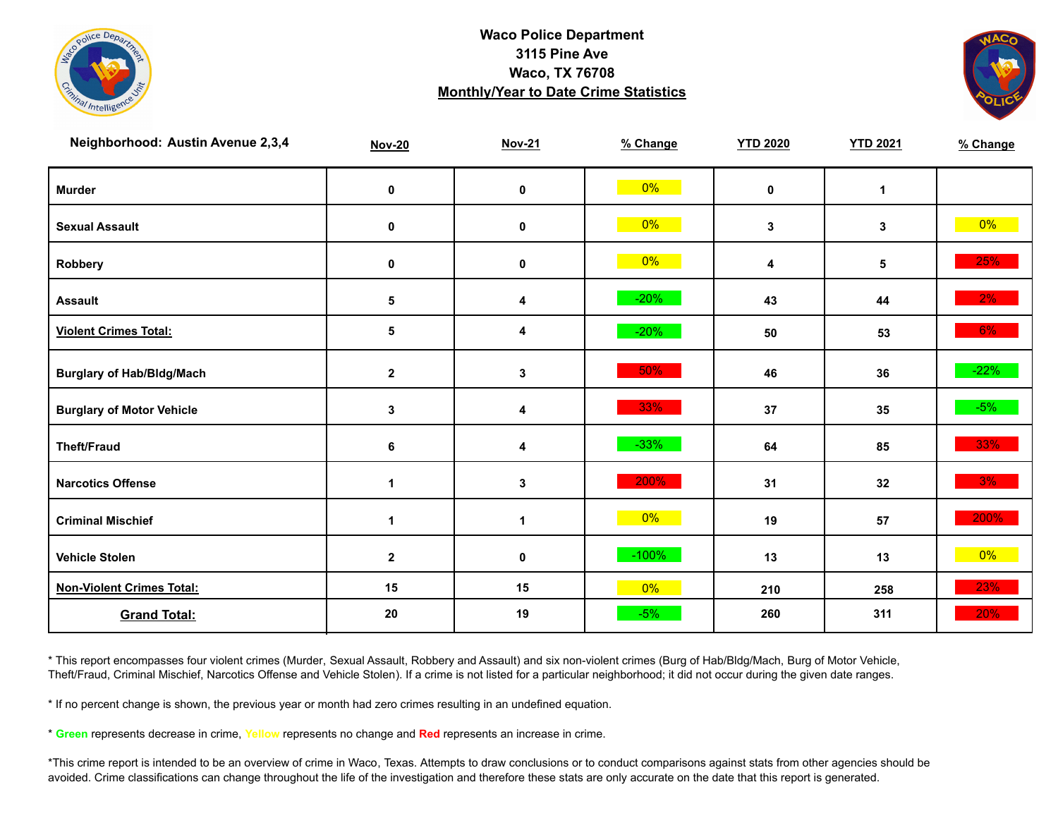# Waco Police Department
## 3115 Pine Ave
## Waco, TX 76708
## Monthly/Year to Date Crime Statistics

| Neighborhood: Austin Avenue 2,3,4 | Nov-20 | Nov-21 | % Change | YTD 2020 | YTD 2021 | % Change |
|---|---|---|---|---|---|---|
| Murder | 0 | 0 | 0% | 0 | 1 | |
| Sexual Assault | 0 | 0 | 0% | 3 | 3 | 0% |
| Robbery | 0 | 0 | 0% | 4 | 5 | 25% |
| Assault | 5 | 4 | -20% | 43 | 44 | 2% |
| **Violent Crimes Total:** | 5 | 4 | -20% | 50 | 53 | 6% |
| Burglary of Hab/Bldg/Mach | 2 | 3 | 50% | 46 | 36 | -22% |
| Burglary of Motor Vehicle | 3 | 4 | 33% | 37 | 35 | -5% |
| Theft/Fraud | 6 | 4 | -33% | 64 | 85 | 33% |
| Narcotics Offense | 1 | 3 | 200% | 31 | 32 | 3% |
| Criminal Mischief | 1 | 1 | 0% | 19 | 57 | 200% |
| Vehicle Stolen | 2 | 0 | -100% | 13 | 13 | 0% |
| **Non-Violent Crimes Total:** | 15 | 15 | 0% | 210 | 258 | 23% |
| **Grand Total:** | 20 | 19 | -5% | 260 | 311 | 20% |

* This report encompasses four violent crimes (Murder, Sexual Assault, Robbery and Assault) and six non-violent crimes (Burg of Hab/Bldg/Mach, Burg of Motor Vehicle, Theft/Fraud, Criminal Mischief, Narcotics Offense and Vehicle Stolen). If a crime is not listed for a particular neighborhood; it did not occur during the given date ranges.

* If no percent change is shown, the previous year or month had zero crimes resulting in an undefined equation.

* Green represents decrease in crime, Yellow represents no change and Red represents an increase in crime.

*This crime report is intended to be an overview of crime in Waco, Texas. Attempts to draw conclusions or to conduct comparisons against stats from other agencies should be avoided. Crime classifications can change throughout the life of the investigation and therefore these stats are only accurate on the date that this report is generated.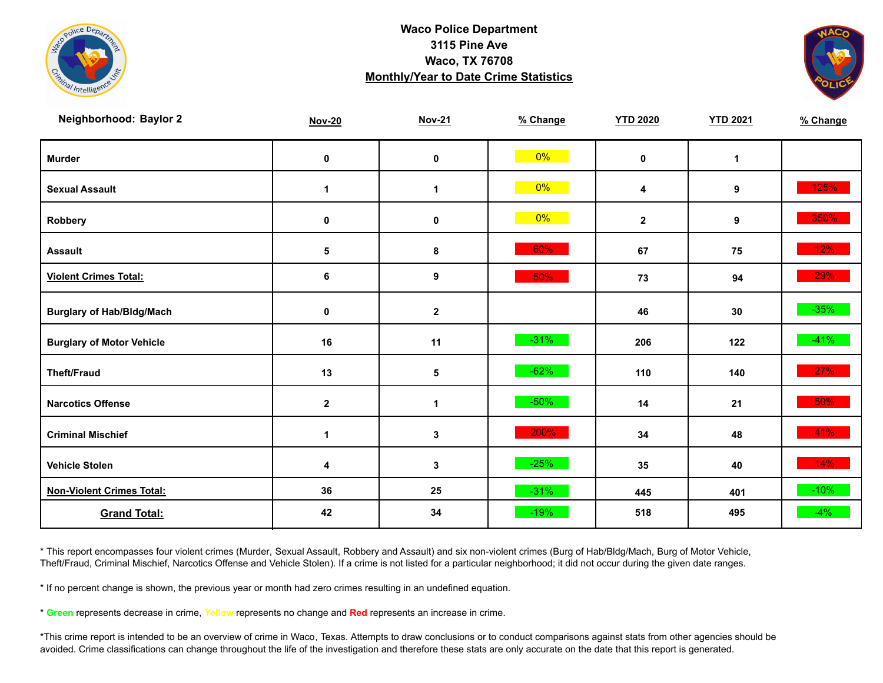# Waco Police Department
## 3115 Pine Ave
## Waco, TX 76708
## Monthly/Year to Date Crime Statistics

**Neighborhood: Baylor 2**

| | Nov-20 | Nov-21 | % Change | YTD 2020 | YTD 2021 | % Change |
|---|---|---|---|---|---|---|
| **Murder** | 0 | 0 | 0% | 0 | 1 | |
| **Sexual Assault** | 1 | 1 | 0% | 4 | 9 | 125% |
| **Robbery** | 0 | 0 | 0% | 2 | 9 | 350% |
| **Assault** | 5 | 8 | 60% | 67 | 75 | 12% |
| **Violent Crimes Total:** | 6 | 9 | 50% | 73 | 94 | 29% |
| **Burglary of Hab/Bldg/Mach** | 0 | 2 | | 46 | 30 | -35% |
| **Burglary of Motor Vehicle** | 16 | 11 | -31% | 206 | 122 | -41% |
| **Theft/Fraud** | 13 | 5 | -62% | 110 | 140 | 27% |
| **Narcotics Offense** | 2 | 1 | -50% | 14 | 21 | 50% |
| **Criminal Mischief** | 1 | 3 | 200% | 34 | 48 | 41% |
| **Vehicle Stolen** | 4 | 3 | -25% | 35 | 40 | 14% |
| **Non-Violent Crimes Total:** | 36 | 25 | -31% | 445 | 401 | -10% |
| **Grand Total:** | 42 | 34 | -19% | 518 | 495 | -4% |

* This report encompasses four violent crimes (Murder, Sexual Assault, Robbery and Assault) and six non-violent crimes (Burg of Hab/Bldg/Mach, Burg of Motor Vehicle, Theft/Fraud, Criminal Mischief, Narcotics Offense and Vehicle Stolen). If a crime is not listed for a particular neighborhood; it did not occur during the given date ranges.

* If no percent change is shown, the previous year or month had zero crimes resulting in an undefined equation.

* **Green** represents decrease in crime, **Yellow** represents no change and **Red** represents an increase in crime.

*This crime report is intended to be an overview of crime in Waco, Texas. Attempts to draw conclusions or to conduct comparisons against stats from other agencies should be avoided. Crime classifications can change throughout the life of the investigation and therefore these stats are only accurate on the date that this report is generated.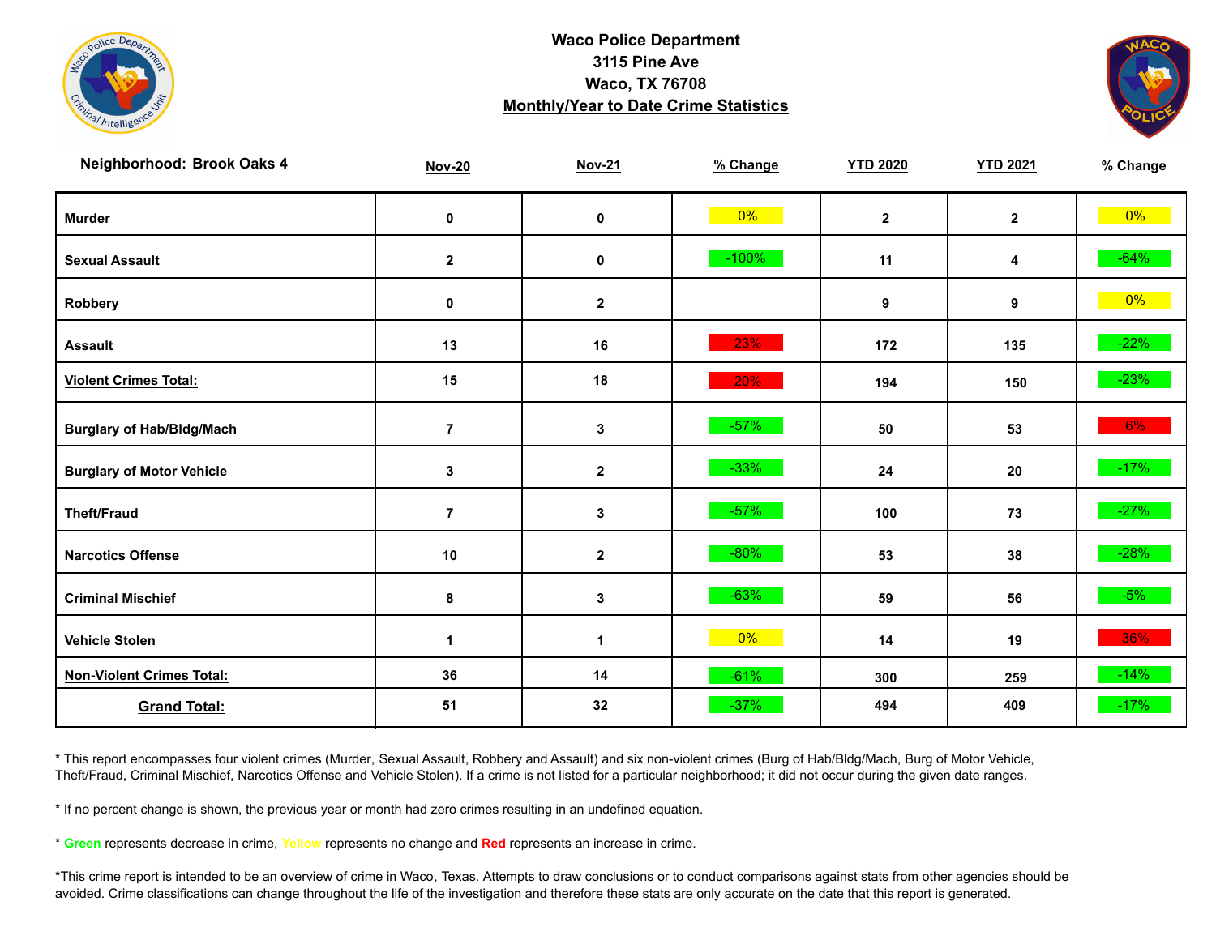**Waco Police Department**
**3115 Pine Ave**
**Waco, TX 76708**
**Monthly/Year to Date Crime Statistics**

| Neighborhood: Brook Oaks 4 | Nov-20 | Nov-21 | % Change | YTD 2020 | YTD 2021 | % Change |
|---|---|---|---|---|---|---|
| Murder | 0 | 0 | 0% | 2 | 2 | 0% |
| Sexual Assault | 2 | 0 | -100% | 11 | 4 | -64% |
| Robbery | 0 | 2 | | 9 | 9 | 0% |
| Assault | 13 | 16 | 23% | 172 | 135 | -22% |
| **Violent Crimes Total:** | 15 | 18 | 20% | 194 | 150 | -23% |
| Burglary of Hab/Bldg/Mach | 7 | 3 | -57% | 50 | 53 | 6% |
| Burglary of Motor Vehicle | 3 | 2 | -33% | 24 | 20 | -17% |
| Theft/Fraud | 7 | 3 | -57% | 100 | 73 | -27% |
| Narcotics Offense | 10 | 2 | -80% | 53 | 38 | -28% |
| Criminal Mischief | 8 | 3 | -63% | 59 | 56 | -5% |
| Vehicle Stolen | 1 | 1 | 0% | 14 | 19 | 36% |
| **Non-Violent Crimes Total:** | 36 | 14 | -61% | 300 | 259 | -14% |
| **Grand Total:** | 51 | 32 | -37% | 494 | 409 | -17% |

* This report encompasses four violent crimes (Murder, Sexual Assault, Robbery and Assault) and six non-violent crimes (Burg of Hab/Bldg/Mach, Burg of Motor Vehicle, Theft/Fraud, Criminal Mischief, Narcotics Offense and Vehicle Stolen). If a crime is not listed for a particular neighborhood; it did not occur during the given date ranges.

* If no percent change is shown, the previous year or month had zero crimes resulting in an undefined equation.

* **Green** represents decrease in crime, **Yellow** represents no change and **Red** represents an increase in crime.

*This crime report is intended to be an overview of crime in Waco, Texas. Attempts to draw conclusions or to conduct comparisons against stats from other agencies should be avoided. Crime classifications can change throughout the life of the investigation and therefore these stats are only accurate on the date that this report is generated.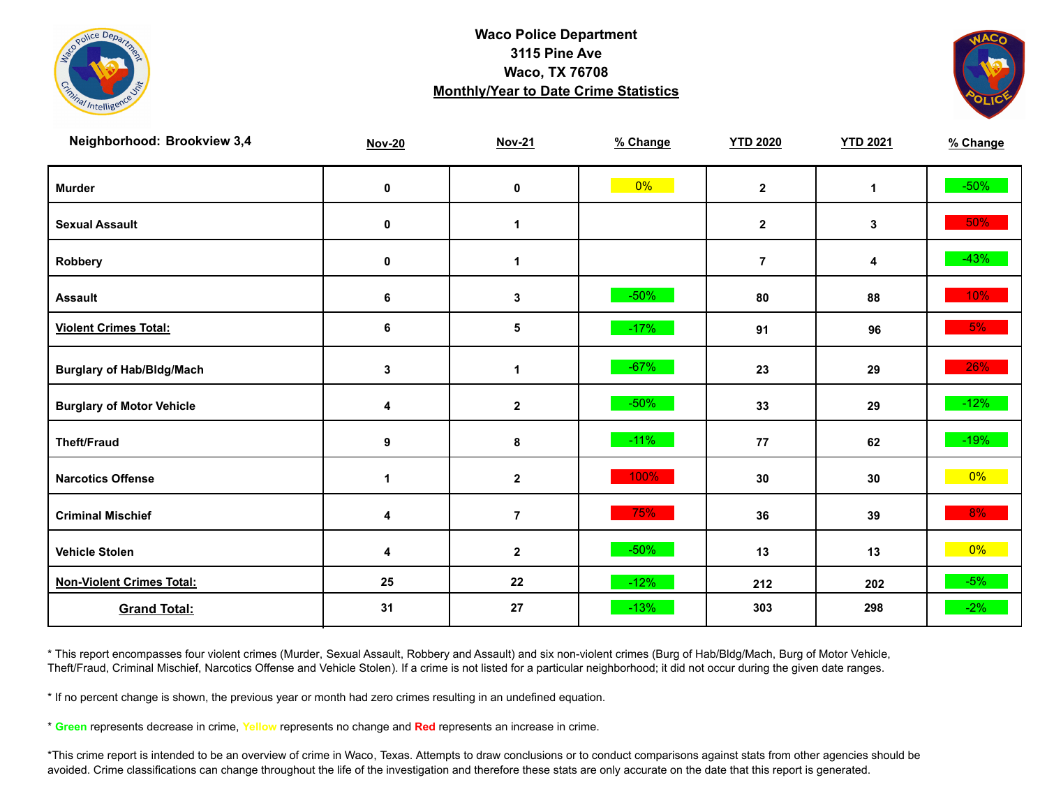# Waco Police Department
# 3115 Pine Ave
# Waco, TX 76708
## Monthly/Year to Date Crime Statistics

| Neighborhood: Brookview 3,4 | Nov-20 | Nov-21 | % Change | YTD 2020 | YTD 2021 | % Change |
|---|---|---|---|---|---|---|
| Murder | 0 | 0 | 0% | 2 | 1 | -50% |
| Sexual Assault | 0 | 1 | | 2 | 3 | 50% |
| Robbery | 0 | 1 | | 7 | 4 | -43% |
| Assault | 6 | 3 | -50% | 80 | 88 | 10% |
| Violent Crimes Total: | 6 | 5 | -17% | 91 | 96 | 5% |
| Burglary of Hab/Bldg/Mach | 3 | 1 | -67% | 23 | 29 | 26% |
| Burglary of Motor Vehicle | 4 | 2 | -50% | 33 | 29 | -12% |
| Theft/Fraud | 9 | 8 | -11% | 77 | 62 | -19% |
| Narcotics Offense | 1 | 2 | 100% | 30 | 30 | 0% |
| Criminal Mischief | 4 | 7 | 75% | 36 | 39 | 8% |
| Vehicle Stolen | 4 | 2 | -50% | 13 | 13 | 0% |
| Non-Violent Crimes Total: | 25 | 22 | -12% | 212 | 202 | -5% |
| Grand Total: | 31 | 27 | -13% | 303 | 298 | -2% |

* This report encompasses four violent crimes (Murder, Sexual Assault, Robbery and Assault) and six non-violent crimes (Burg of Hab/Bldg/Mach, Burg of Motor Vehicle, Theft/Fraud, Criminal Mischief, Narcotics Offense and Vehicle Stolen). If a crime is not listed for a particular neighborhood; it did not occur during the given date ranges.

* If no percent change is shown, the previous year or month had zero crimes resulting in an undefined equation.

* **Green** represents decrease in crime, **Yellow** represents no change and **Red** represents an increase in crime.

*This crime report is intended to be an overview of crime in Waco, Texas. Attempts to draw conclusions or to conduct comparisons against stats from other agencies should be avoided. Crime classifications can change throughout the life of the investigation and therefore these stats are only accurate on the date that this report is generated.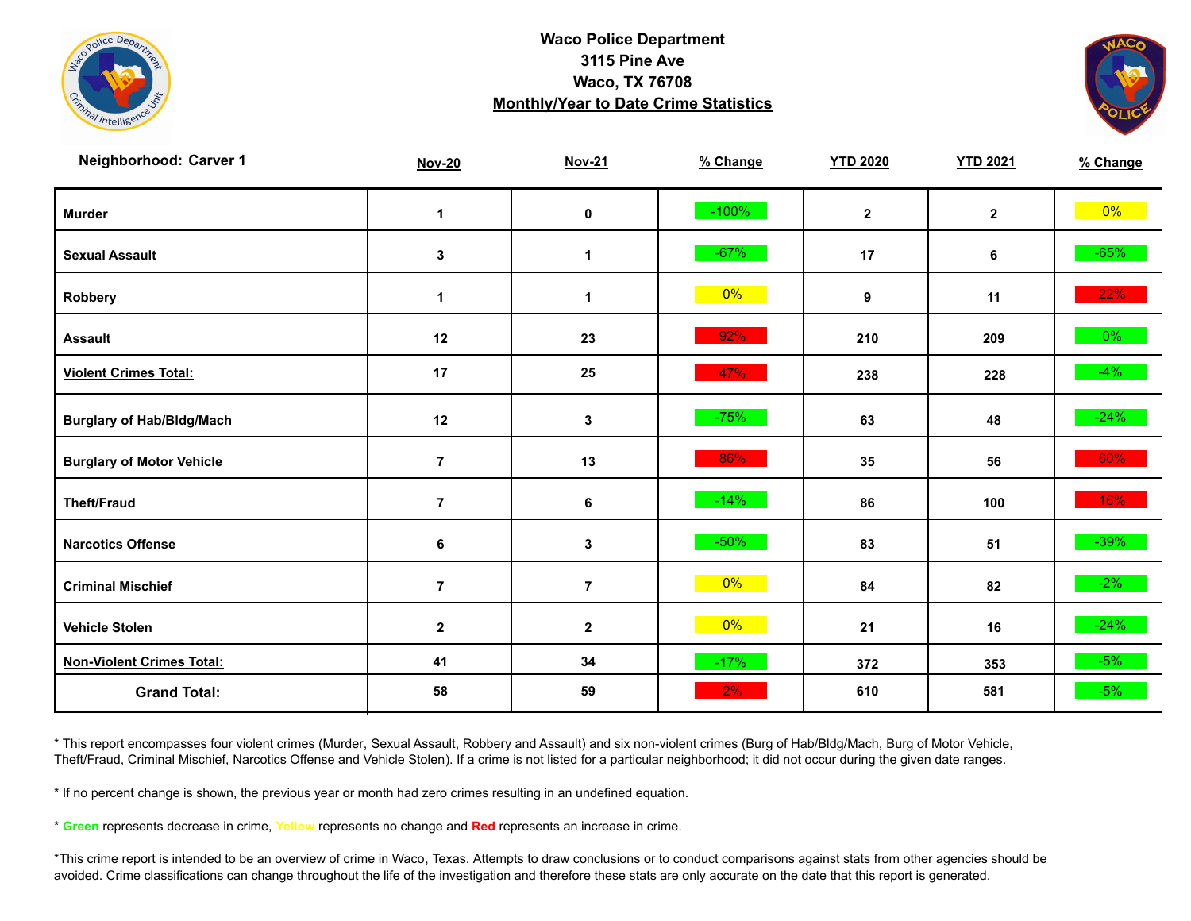# Waco Police Department
## 3115 Pine Ave
## Waco, TX 76708
## Monthly/Year to Date Crime Statistics

**Neighborhood: Carver 1**

| | Nov-20 | Nov-21 | % Change | YTD 2020 | YTD 2021 | % Change |
|---|---|---|---|---|---|---|
| **Murder** | 1 | 0 | -100% | 2 | 2 | 0% |
| **Sexual Assault** | 3 | 1 | -67% | 17 | 6 | -65% |
| **Robbery** | 1 | 1 | 0% | 9 | 11 | 22% |
| **Assault** | 12 | 23 | 92% | 210 | 209 | 0% |
| **Violent Crimes Total:** | 17 | 25 | 47% | 238 | 228 | -4% |
| **Burglary of Hab/Bldg/Mach** | 12 | 3 | -75% | 63 | 48 | -24% |
| **Burglary of Motor Vehicle** | 7 | 13 | 86% | 35 | 56 | 60% |
| **Theft/Fraud** | 7 | 6 | -14% | 86 | 100 | 16% |
| **Narcotics Offense** | 6 | 3 | -50% | 83 | 51 | -39% |
| **Criminal Mischief** | 7 | 7 | 0% | 84 | 82 | -2% |
| **Vehicle Stolen** | 2 | 2 | 0% | 21 | 16 | -24% |
| **Non-Violent Crimes Total:** | 41 | 34 | -17% | 372 | 353 | -5% |
| **Grand Total:** | 58 | 59 | 2% | 610 | 581 | -5% |

* This report encompasses four violent crimes (Murder, Sexual Assault, Robbery and Assault) and six non-violent crimes (Burg of Hab/Bldg/Mach, Burg of Motor Vehicle, Theft/Fraud, Criminal Mischief, Narcotics Offense and Vehicle Stolen). If a crime is not listed for a particular neighborhood; it did not occur during the given date ranges.

* If no percent change is shown, the previous year or month had zero crimes resulting in an undefined equation.

* **Green** represents decrease in crime, **Yellow** represents no change and **Red** represents an increase in crime.

*This crime report is intended to be an overview of crime in Waco, Texas. Attempts to draw conclusions or to conduct comparisons against stats from other agencies should be avoided. Crime classifications can change throughout the life of the investigation and therefore these stats are only accurate on the date that this report is generated.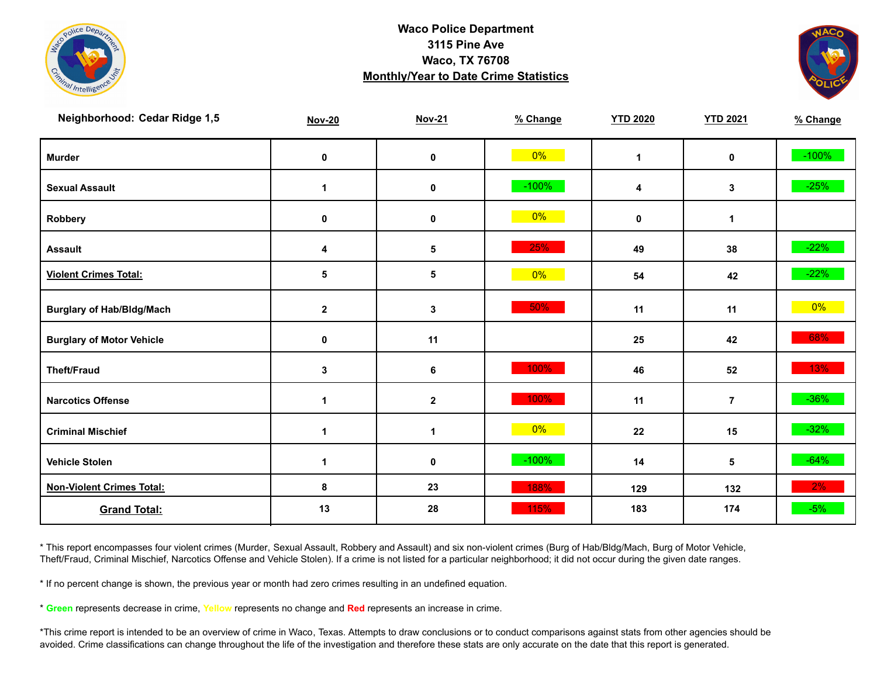**Waco Police Department**
**3115 Pine Ave**
**Waco, TX 76708**
**Monthly/Year to Date Crime Statistics**

| Neighborhood: Cedar Ridge 1,5 | Nov-20 | Nov-21 | % Change | YTD 2020 | YTD 2021 | % Change |
|---|---|---|---|---|---|---|
| Murder | 0 | 0 | 0% | 1 | 0 | -100% |
| Sexual Assault | 1 | 0 | -100% | 4 | 3 | -25% |
| Robbery | 0 | 0 | 0% | 0 | 1 | |
| Assault | 4 | 5 | 25% | 49 | 38 | -22% |
| **Violent Crimes Total:** | 5 | 5 | 0% | 54 | 42 | -22% |
| Burglary of Hab/Bldg/Mach | 2 | 3 | 50% | 11 | 11 | 0% |
| Burglary of Motor Vehicle | 0 | 11 | | 25 | 42 | 68% |
| Theft/Fraud | 3 | 6 | 100% | 46 | 52 | 13% |
| Narcotics Offense | 1 | 2 | 100% | 11 | 7 | -36% |
| Criminal Mischief | 1 | 1 | 0% | 22 | 15 | -32% |
| Vehicle Stolen | 1 | 0 | -100% | 14 | 5 | -64% |
| **Non-Violent Crimes Total:** | 8 | 23 | 188% | 129 | 132 | 2% |
| **Grand Total:** | 13 | 28 | 115% | 183 | 174 | -5% |

* This report encompasses four violent crimes (Murder, Sexual Assault, Robbery and Assault) and six non-violent crimes (Burg of Hab/Bldg/Mach, Burg of Motor Vehicle, Theft/Fraud, Criminal Mischief, Narcotics Offense and Vehicle Stolen). If a crime is not listed for a particular neighborhood; it did not occur during the given date ranges.

* If no percent change is shown, the previous year or month had zero crimes resulting in an undefined equation.

* **Green** represents decrease in crime, **Yellow** represents no change and **Red** represents an increase in crime.

*This crime report is intended to be an overview of crime in Waco, Texas. Attempts to draw conclusions or to conduct comparisons against stats from other agencies should be avoided. Crime classifications can change throughout the life of the investigation and therefore these stats are only accurate on the date that this report is generated.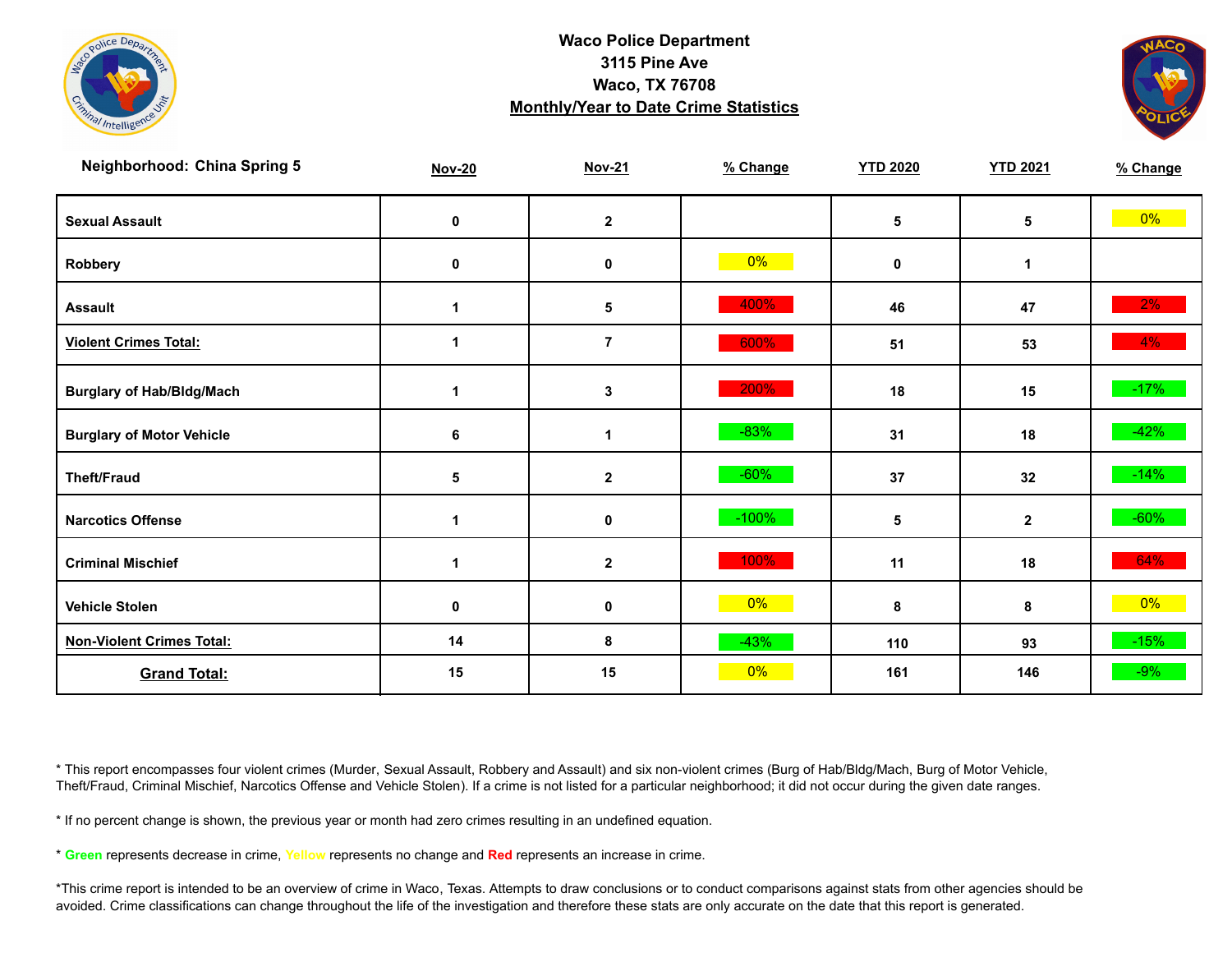# Waco Police Department
## 3115 Pine Ave
## Waco, TX 76708
## Monthly/Year to Date Crime Statistics

| Neighborhood: China Spring 5 | Nov-20 | Nov-21 | % Change | YTD 2020 | YTD 2021 | % Change |
|---|---|---|---|---|---|---|
| Sexual Assault | 0 | 2 | | 5 | 5 | 0% |
| Robbery | 0 | 0 | 0% | 0 | 1 | |
| Assault | 1 | 5 | 400% | 46 | 47 | 2% |
| Violent Crimes Total: | 1 | 7 | 600% | 51 | 53 | 4% |
| Burglary of Hab/Bldg/Mach | 1 | 3 | 200% | 18 | 15 | -17% |
| Burglary of Motor Vehicle | 6 | 1 | -83% | 31 | 18 | -42% |
| Theft/Fraud | 5 | 2 | -60% | 37 | 32 | -14% |
| Narcotics Offense | 1 | 0 | -100% | 5 | 2 | -60% |
| Criminal Mischief | 1 | 2 | 100% | 11 | 18 | 64% |
| Vehicle Stolen | 0 | 0 | 0% | 8 | 8 | 0% |
| Non-Violent Crimes Total: | 14 | 8 | -43% | 110 | 93 | -15% |
| Grand Total: | 15 | 15 | 0% | 161 | 146 | -9% |

* This report encompasses four violent crimes (Murder, Sexual Assault, Robbery and Assault) and six non-violent crimes (Burg of Hab/Bldg/Mach, Burg of Motor Vehicle, Theft/Fraud, Criminal Mischief, Narcotics Offense and Vehicle Stolen). If a crime is not listed for a particular neighborhood; it did not occur during the given date ranges.

* If no percent change is shown, the previous year or month had zero crimes resulting in an undefined equation.

* **Green** represents decrease in crime, **Yellow** represents no change and **Red** represents an increase in crime.

*This crime report is intended to be an overview of crime in Waco, Texas. Attempts to draw conclusions or to conduct comparisons against stats from other agencies should be avoided. Crime classifications can change throughout the life of the investigation and therefore these stats are only accurate on the date that this report is generated.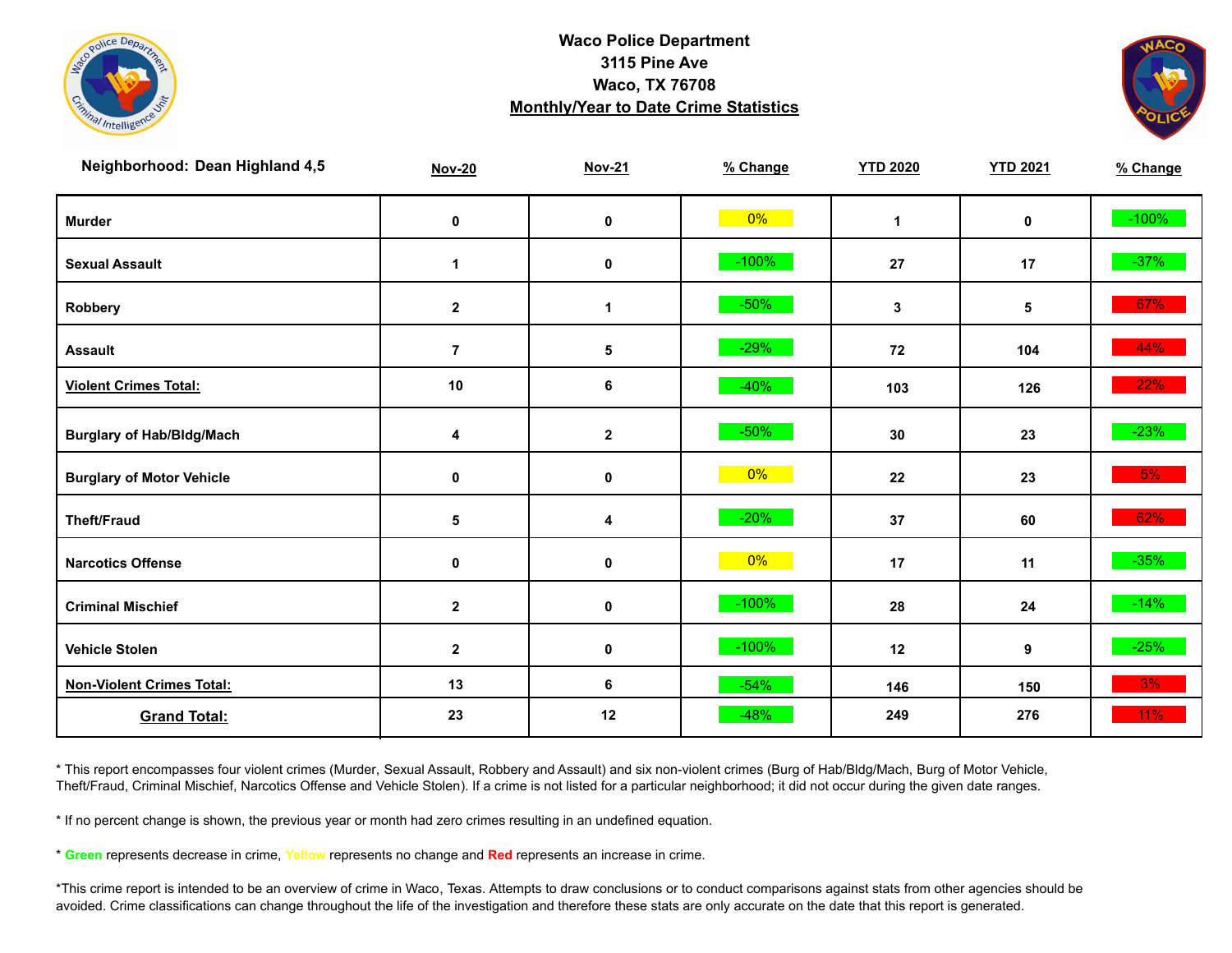**Waco Police Department**
**3115 Pine Ave**
**Waco, TX 76708**
**Monthly/Year to Date Crime Statistics**

| Neighborhood: Dean Highland 4,5 | Nov-20 | Nov-21 | % Change | YTD 2020 | YTD 2021 | % Change |
|---|---|---|---|---|---|---|
| Murder | 0 | 0 | 0% | 1 | 0 | -100% |
| Sexual Assault | 1 | 0 | -100% | 27 | 17 | -37% |
| Robbery | 2 | 1 | -50% | 3 | 5 | 67% |
| Assault | 7 | 5 | -29% | 72 | 104 | 44% |
| **Violent Crimes Total:** | 10 | 6 | -40% | 103 | 126 | 22% |
| Burglary of Hab/Bldg/Mach | 4 | 2 | -50% | 30 | 23 | -23% |
| Burglary of Motor Vehicle | 0 | 0 | 0% | 22 | 23 | 5% |
| Theft/Fraud | 5 | 4 | -20% | 37 | 60 | 62% |
| Narcotics Offense | 0 | 0 | 0% | 17 | 11 | -35% |
| Criminal Mischief | 2 | 0 | -100% | 28 | 24 | -14% |
| Vehicle Stolen | 2 | 0 | -100% | 12 | 9 | -25% |
| **Non-Violent Crimes Total:** | 13 | 6 | -54% | 146 | 150 | 3% |
| **Grand Total:** | 23 | 12 | -48% | 249 | 276 | 11% |

* This report encompasses four violent crimes (Murder, Sexual Assault, Robbery and Assault) and six non-violent crimes (Burg of Hab/Bldg/Mach, Burg of Motor Vehicle, Theft/Fraud, Criminal Mischief, Narcotics Offense and Vehicle Stolen). If a crime is not listed for a particular neighborhood; it did not occur during the given date ranges.

* If no percent change is shown, the previous year or month had zero crimes resulting in an undefined equation.

* Green represents decrease in crime, Yellow represents no change and Red represents an increase in crime.

*This crime report is intended to be an overview of crime in Waco, Texas. Attempts to draw conclusions or to conduct comparisons against stats from other agencies should be avoided. Crime classifications can change throughout the life of the investigation and therefore these stats are only accurate on the date that this report is generated.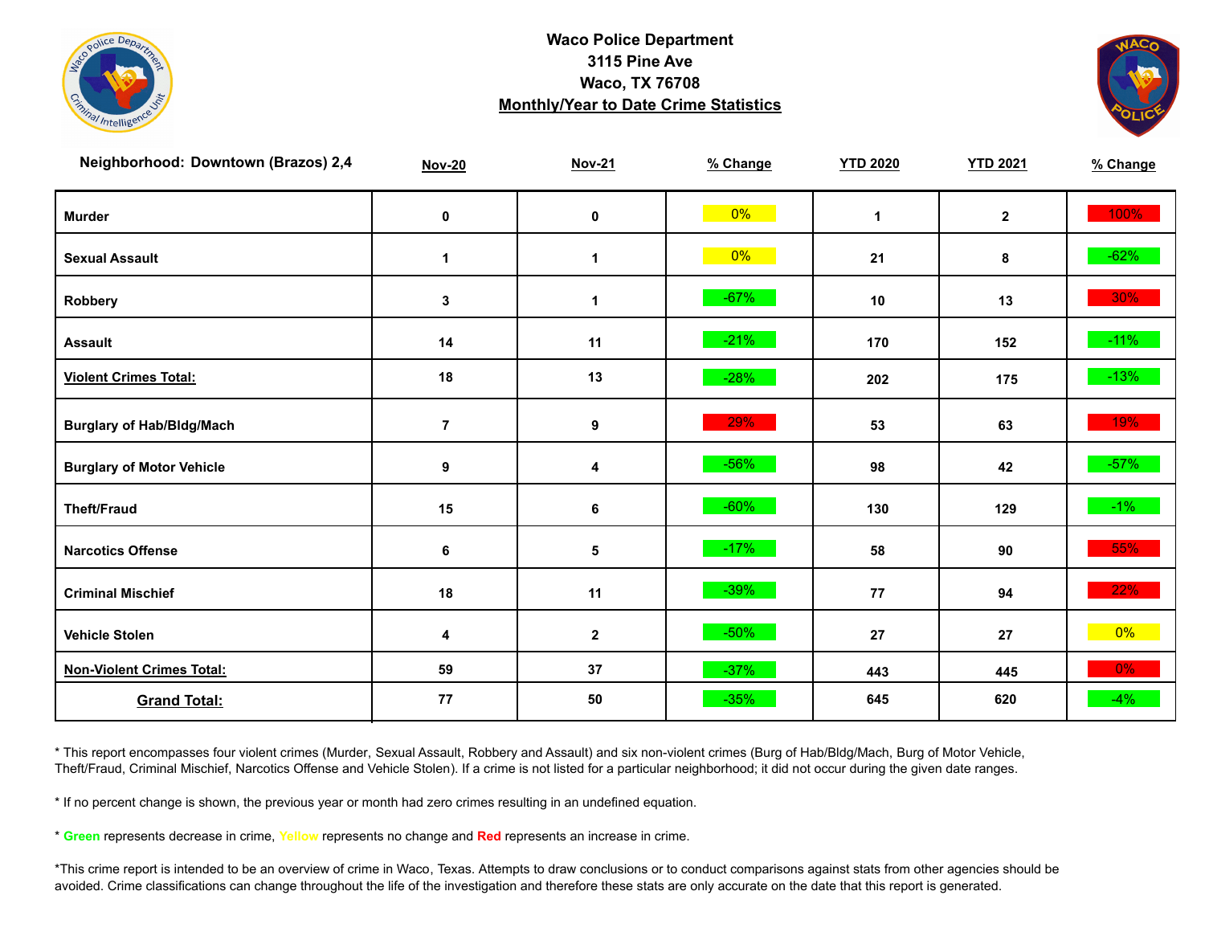# Waco Police Department
3115 Pine Ave
Waco, TX 76708
**Monthly/Year to Date Crime Statistics**

| Neighborhood: Downtown (Brazos) 2,4 | Nov-20 | Nov-21 | % Change | YTD 2020 | YTD 2021 | % Change |
|---|---|---|---|---|---|---|
| Murder | 0 | 0 | 0% | 1 | 2 | 100% |
| Sexual Assault | 1 | 1 | 0% | 21 | 8 | -62% |
| Robbery | 3 | 1 | -67% | 10 | 13 | 30% |
| Assault | 14 | 11 | -21% | 170 | 152 | -11% |
| **Violent Crimes Total:** | 18 | 13 | -28% | 202 | 175 | -13% |
| Burglary of Hab/Bldg/Mach | 7 | 9 | 29% | 53 | 63 | 19% |
| Burglary of Motor Vehicle | 9 | 4 | -56% | 98 | 42 | -57% |
| Theft/Fraud | 15 | 6 | -60% | 130 | 129 | -1% |
| Narcotics Offense | 6 | 5 | -17% | 58 | 90 | 55% |
| Criminal Mischief | 18 | 11 | -39% | 77 | 94 | 22% |
| Vehicle Stolen | 4 | 2 | -50% | 27 | 27 | 0% |
| **Non-Violent Crimes Total:** | 59 | 37 | -37% | 443 | 445 | 0% |
| **Grand Total:** | 77 | 50 | -35% | 645 | 620 | -4% |

* This report encompasses four violent crimes (Murder, Sexual Assault, Robbery and Assault) and six non-violent crimes (Burg of Hab/Bldg/Mach, Burg of Motor Vehicle, Theft/Fraud, Criminal Mischief, Narcotics Offense and Vehicle Stolen). If a crime is not listed for a particular neighborhood; it did not occur during the given date ranges.

* If no percent change is shown, the previous year or month had zero crimes resulting in an undefined equation.

* **Green** represents decrease in crime, Yellow represents no change and **Red** represents an increase in crime.

*This crime report is intended to be an overview of crime in Waco, Texas. Attempts to draw conclusions or to conduct comparisons against stats from other agencies should be avoided. Crime classifications can change throughout the life of the investigation and therefore these stats are only accurate on the date that this report is generated.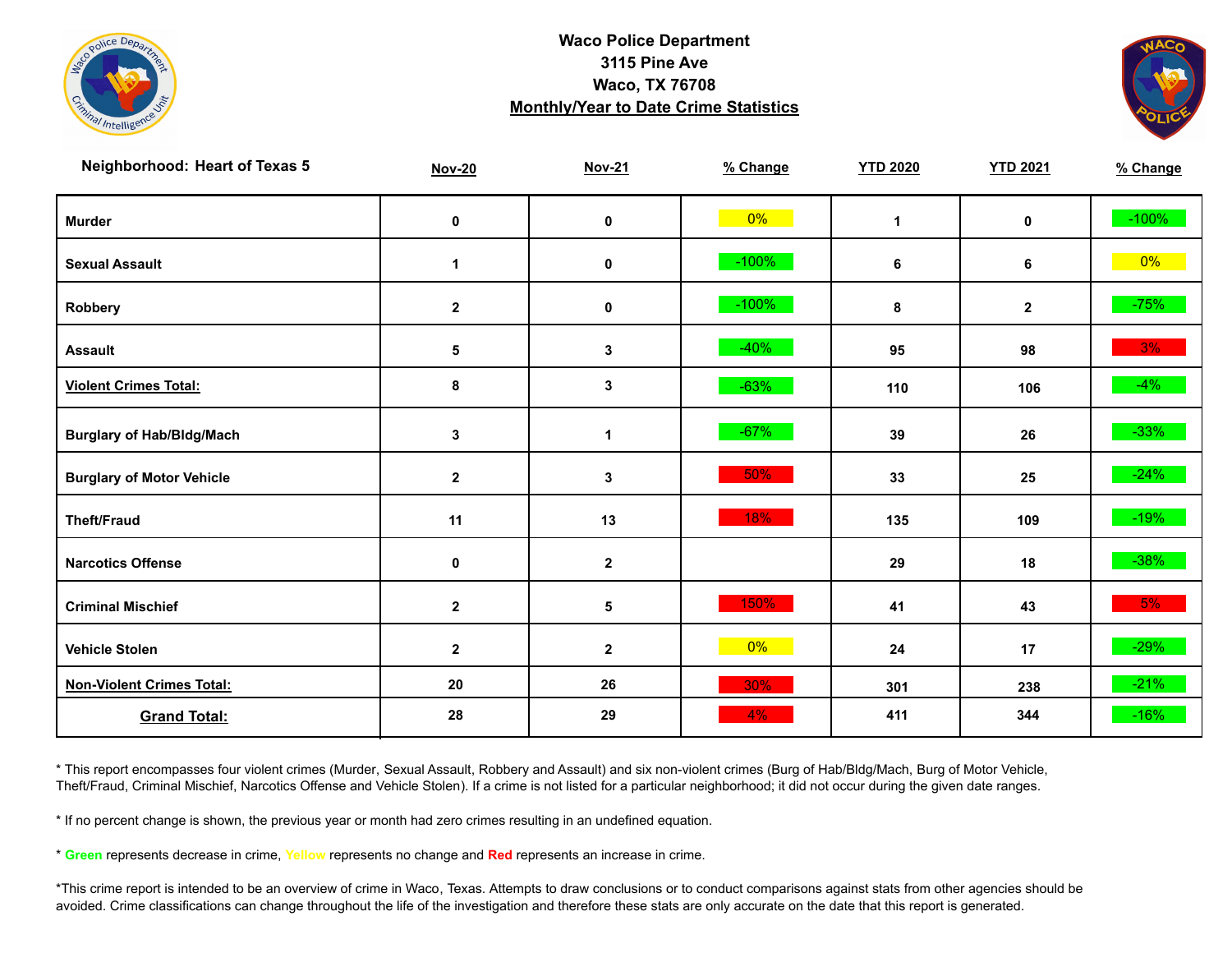**Waco Police Department**
**3115 Pine Ave**
**Waco, TX 76708**
**Monthly/Year to Date Crime Statistics**

| Neighborhood: Heart of Texas 5 | Nov-20 | Nov-21 | % Change | YTD 2020 | YTD 2021 | % Change |
|---|---|---|---|---|---|---|
| Murder | 0 | 0 | 0% | 1 | 0 | -100% |
| Sexual Assault | 1 | 0 | -100% | 6 | 6 | 0% |
| Robbery | 2 | 0 | -100% | 8 | 2 | -75% |
| Assault | 5 | 3 | -40% | 95 | 98 | 3% |
| Violent Crimes Total: | 8 | 3 | -63% | 110 | 106 | -4% |
| Burglary of Hab/Bldg/Mach | 3 | 1 | -67% | 39 | 26 | -33% |
| Burglary of Motor Vehicle | 2 | 3 | 50% | 33 | 25 | -24% |
| Theft/Fraud | 11 | 13 | 18% | 135 | 109 | -19% |
| Narcotics Offense | 0 | 2 | | 29 | 18 | -38% |
| Criminal Mischief | 2 | 5 | 150% | 41 | 43 | 5% |
| Vehicle Stolen | 2 | 2 | 0% | 24 | 17 | -29% |
| Non-Violent Crimes Total: | 20 | 26 | 30% | 301 | 238 | -21% |
| Grand Total: | 28 | 29 | 4% | 411 | 344 | -16% |

* This report encompasses four violent crimes (Murder, Sexual Assault, Robbery and Assault) and six non-violent crimes (Burg of Hab/Bldg/Mach, Burg of Motor Vehicle, Theft/Fraud, Criminal Mischief, Narcotics Offense and Vehicle Stolen). If a crime is not listed for a particular neighborhood; it did not occur during the given date ranges.

* If no percent change is shown, the previous year or month had zero crimes resulting in an undefined equation.

* Green represents decrease in crime, Yellow represents no change and Red represents an increase in crime.

*This crime report is intended to be an overview of crime in Waco, Texas. Attempts to draw conclusions or to conduct comparisons against stats from other agencies should be avoided. Crime classifications can change throughout the life of the investigation and therefore these stats are only accurate on the date that this report is generated.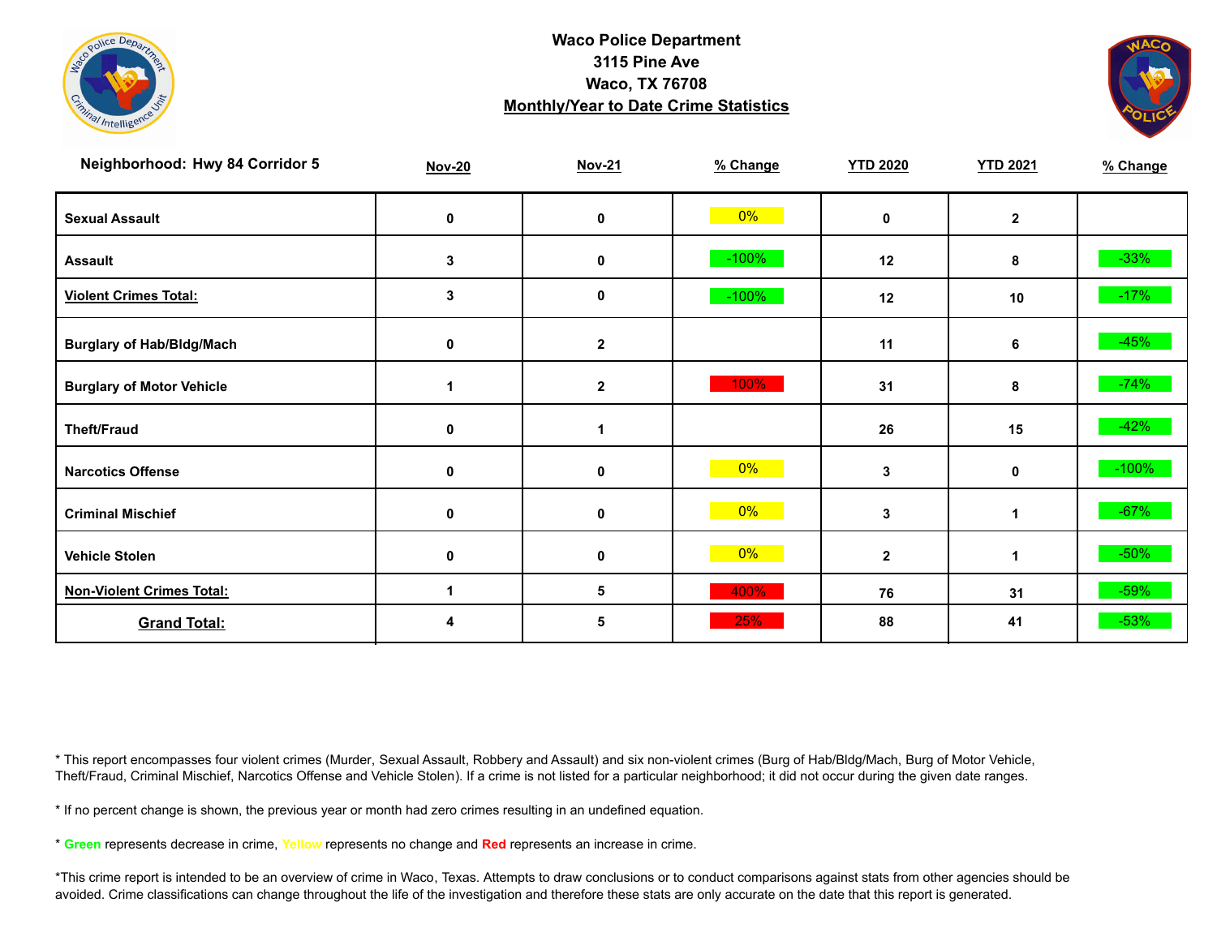**Waco Police Department**
**3115 Pine Ave**
**Waco, TX 76708**
**Monthly/Year to Date Crime Statistics**

| Neighborhood: Hwy 84 Corridor 5 | Nov-20 | Nov-21 | % Change | YTD 2020 | YTD 2021 | % Change |
|---|---|---|---|---|---|---|
| Sexual Assault | 0 | 0 | 0% | 0 | 2 | |
| Assault | 3 | 0 | -100% | 12 | 8 | -33% |
| Violent Crimes Total: | 3 | 0 | -100% | 12 | 10 | -17% |
| Burglary of Hab/Bldg/Mach | 0 | 2 | | 11 | 6 | -45% |
| Burglary of Motor Vehicle | 1 | 2 | 100% | 31 | 8 | -74% |
| Theft/Fraud | 0 | 1 | | 26 | 15 | -42% |
| Narcotics Offense | 0 | 0 | 0% | 3 | 0 | -100% |
| Criminal Mischief | 0 | 0 | 0% | 3 | 1 | -67% |
| Vehicle Stolen | 0 | 0 | 0% | 2 | 1 | -50% |
| Non-Violent Crimes Total: | 1 | 5 | 400% | 76 | 31 | -59% |
| Grand Total: | 4 | 5 | 25% | 88 | 41 | -53% |

* This report encompasses four violent crimes (Murder, Sexual Assault, Robbery and Assault) and six non-violent crimes (Burg of Hab/Bldg/Mach, Burg of Motor Vehicle, Theft/Fraud, Criminal Mischief, Narcotics Offense and Vehicle Stolen). If a crime is not listed for a particular neighborhood; it did not occur during the given date ranges.

* If no percent change is shown, the previous year or month had zero crimes resulting in an undefined equation.

* Green represents decrease in crime, Yellow represents no change and Red represents an increase in crime.

*This crime report is intended to be an overview of crime in Waco, Texas. Attempts to draw conclusions or to conduct comparisons against stats from other agencies should be avoided. Crime classifications can change throughout the life of the investigation and therefore these stats are only accurate on the date that this report is generated.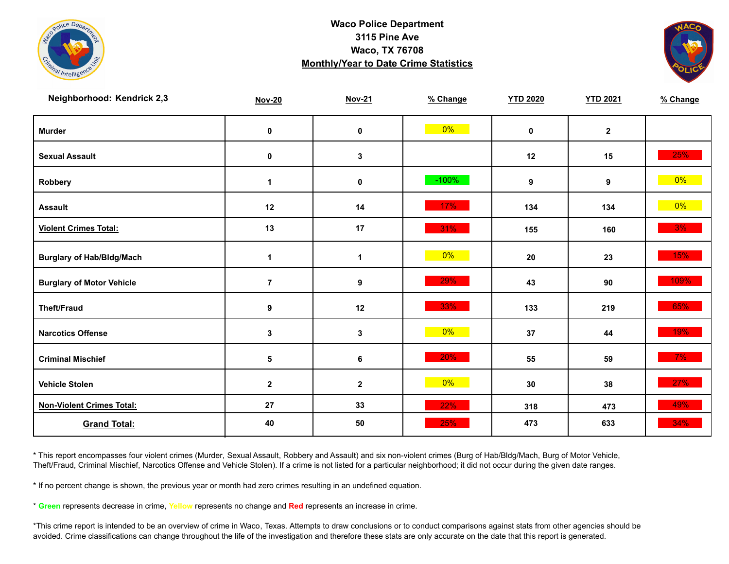# Waco Police Department
## 3115 Pine Ave
## Waco, TX 76708
## Monthly/Year to Date Crime Statistics

**Neighborhood: Kendrick 2,3**

| | Nov-20 | Nov-21 | % Change | YTD 2020 | YTD 2021 | % Change |
|---|---|---|---|---|---|---|
| **Murder** | 0 | 0 | 0% | 0 | 2 | |
| **Sexual Assault** | 0 | 3 | | 12 | 15 | 25% |
| **Robbery** | 1 | 0 | -100% | 9 | 9 | 0% |
| **Assault** | 12 | 14 | 17% | 134 | 134 | 0% |
| **Violent Crimes Total:** | 13 | 17 | 31% | 155 | 160 | 3% |
| **Burglary of Hab/Bldg/Mach** | 1 | 1 | 0% | 20 | 23 | 15% |
| **Burglary of Motor Vehicle** | 7 | 9 | 29% | 43 | 90 | 109% |
| **Theft/Fraud** | 9 | 12 | 33% | 133 | 219 | 65% |
| **Narcotics Offense** | 3 | 3 | 0% | 37 | 44 | 19% |
| **Criminal Mischief** | 5 | 6 | 20% | 55 | 59 | 7% |
| **Vehicle Stolen** | 2 | 2 | 0% | 30 | 38 | 27% |
| **Non-Violent Crimes Total:** | 27 | 33 | 22% | 318 | 473 | 49% |
| **Grand Total:** | 40 | 50 | 25% | 473 | 633 | 34% |

* This report encompasses four violent crimes (Murder, Sexual Assault, Robbery and Assault) and six non-violent crimes (Burg of Hab/Bldg/Mach, Burg of Motor Vehicle, Theft/Fraud, Criminal Mischief, Narcotics Offense and Vehicle Stolen). If a crime is not listed for a particular neighborhood; it did not occur during the given date ranges.

* If no percent change is shown, the previous year or month had zero crimes resulting in an undefined equation.

* **Green** represents decrease in crime, Yellow represents no change and **Red** represents an increase in crime.

*This crime report is intended to be an overview of crime in Waco, Texas. Attempts to draw conclusions or to conduct comparisons against stats from other agencies should be avoided. Crime classifications can change throughout the life of the investigation and therefore these stats are only accurate on the date that this report is generated.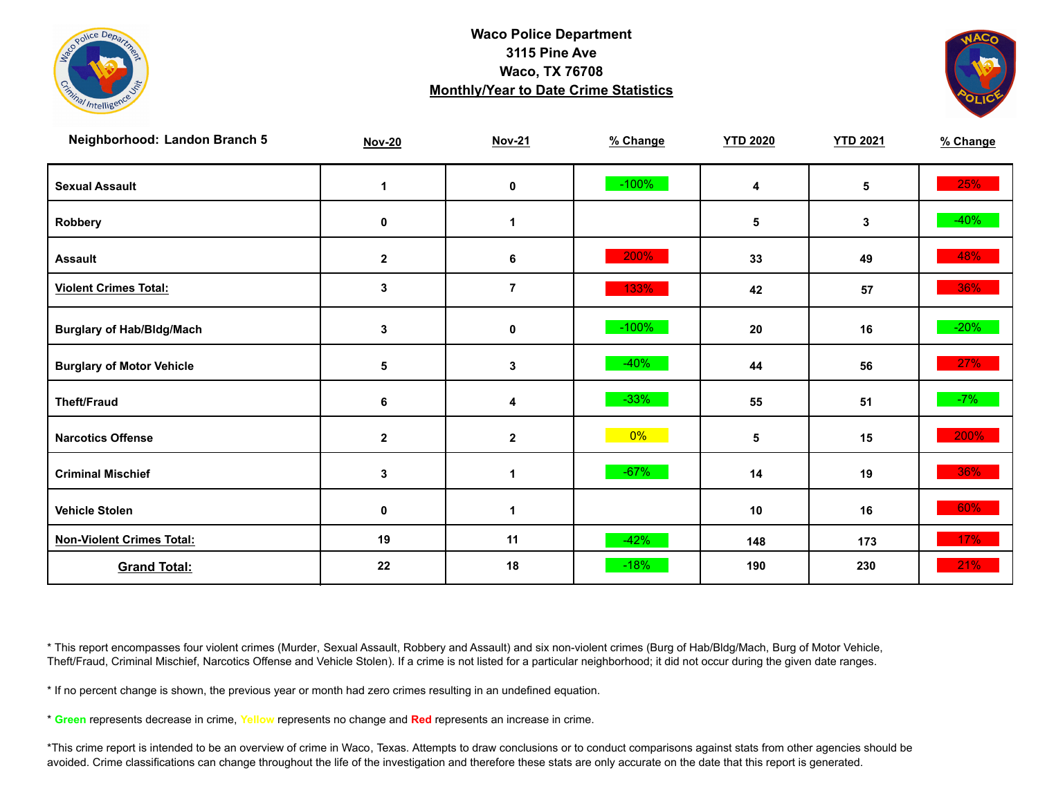**Waco Police Department**
**3115 Pine Ave**
**Waco, TX 76708**
**Monthly/Year to Date Crime Statistics**

| Neighborhood: Landon Branch 5 | Nov-20 | Nov-21 | % Change | YTD 2020 | YTD 2021 | % Change |
|---|---|---|---|---|---|---|
| **Sexual Assault** | 1 | 0 | -100% | 4 | 5 | 25% |
| **Robbery** | 0 | 1 | | 5 | 3 | -40% |
| **Assault** | 2 | 6 | 200% | 33 | 49 | 48% |
| **Violent Crimes Total:** | 3 | 7 | 133% | 42 | 57 | 36% |
| **Burglary of Hab/Bldg/Mach** | 3 | 0 | -100% | 20 | 16 | -20% |
| **Burglary of Motor Vehicle** | 5 | 3 | -40% | 44 | 56 | 27% |
| **Theft/Fraud** | 6 | 4 | -33% | 55 | 51 | -7% |
| **Narcotics Offense** | 2 | 2 | 0% | 5 | 15 | 200% |
| **Criminal Mischief** | 3 | 1 | -67% | 14 | 19 | 36% |
| **Vehicle Stolen** | 0 | 1 | | 10 | 16 | 60% |
| **Non-Violent Crimes Total:** | 19 | 11 | -42% | 148 | 173 | 17% |
| **Grand Total:** | 22 | 18 | -18% | 190 | 230 | 21% |

* This report encompasses four violent crimes (Murder, Sexual Assault, Robbery and Assault) and six non-violent crimes (Burg of Hab/Bldg/Mach, Burg of Motor Vehicle, Theft/Fraud, Criminal Mischief, Narcotics Offense and Vehicle Stolen). If a crime is not listed for a particular neighborhood; it did not occur during the given date ranges.

* If no percent change is shown, the previous year or month had zero crimes resulting in an undefined equation.

* **Green** represents decrease in crime, Yellow represents no change and **Red** represents an increase in crime.

*This crime report is intended to be an overview of crime in Waco, Texas. Attempts to draw conclusions or to conduct comparisons against stats from other agencies should be avoided. Crime classifications can change throughout the life of the investigation and therefore these stats are only accurate on the date that this report is generated.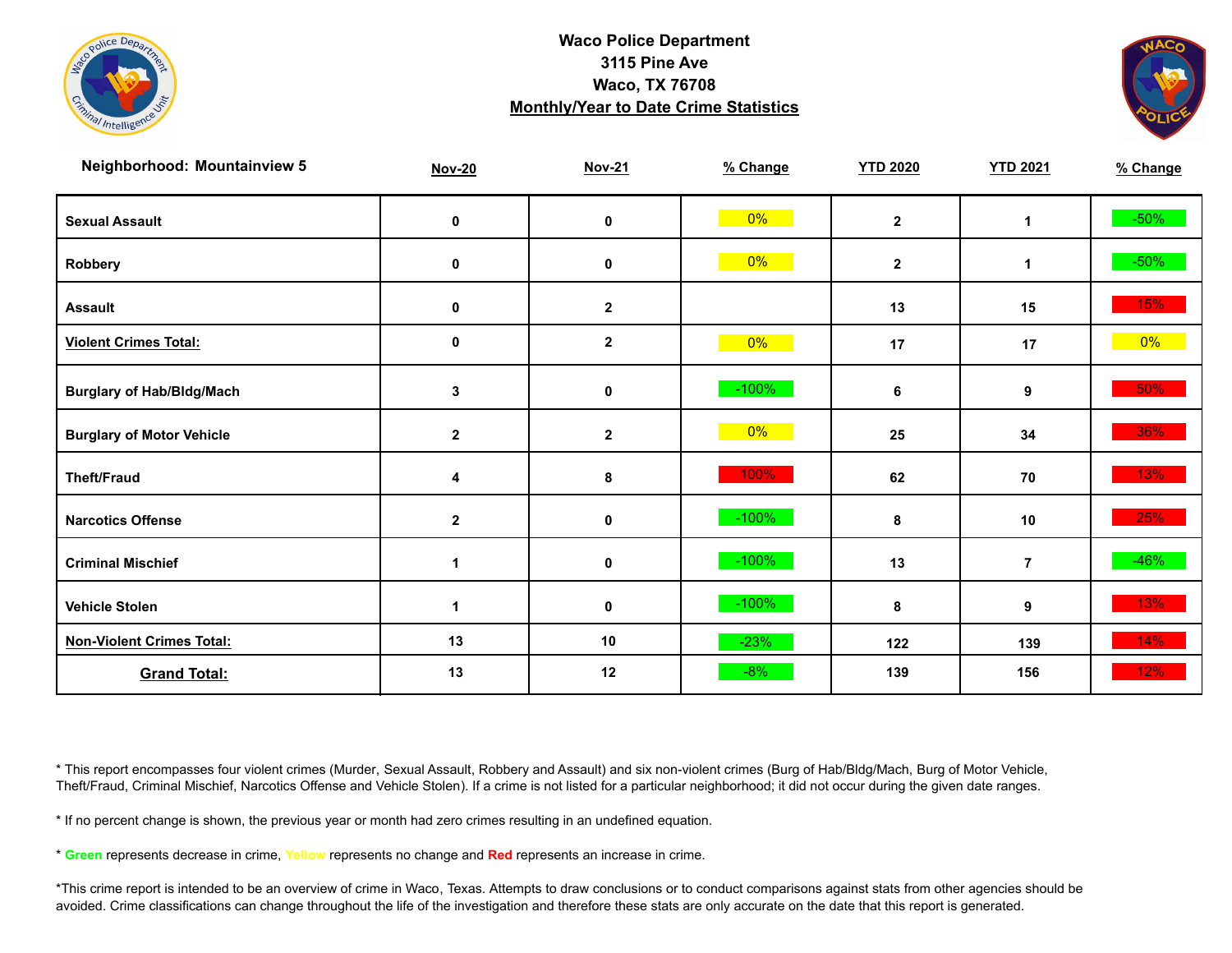# Waco Police Department
## 3115 Pine Ave
## Waco, TX 76708
## Monthly/Year to Date Crime Statistics

| Neighborhood: Mountainview 5 | Nov-20 | Nov-21 | % Change | YTD 2020 | YTD 2021 | % Change |
|---|---|---|---|---|---|---|
| Sexual Assault | 0 | 0 | 0% | 2 | 1 | -50% |
| Robbery | 0 | 0 | 0% | 2 | 1 | -50% |
| Assault | 0 | 2 | | 13 | 15 | 15% |
| Violent Crimes Total: | 0 | 2 | 0% | 17 | 17 | 0% |
| Burglary of Hab/Bldg/Mach | 3 | 0 | -100% | 6 | 9 | 50% |
| Burglary of Motor Vehicle | 2 | 2 | 0% | 25 | 34 | 36% |
| Theft/Fraud | 4 | 8 | 100% | 62 | 70 | 13% |
| Narcotics Offense | 2 | 0 | -100% | 8 | 10 | 25% |
| Criminal Mischief | 1 | 0 | -100% | 13 | 7 | -46% |
| Vehicle Stolen | 1 | 0 | -100% | 8 | 9 | 13% |
| Non-Violent Crimes Total: | 13 | 10 | -23% | 122 | 139 | 14% |
| Grand Total: | 13 | 12 | -8% | 139 | 156 | 12% |

* This report encompasses four violent crimes (Murder, Sexual Assault, Robbery and Assault) and six non-violent crimes (Burg of Hab/Bldg/Mach, Burg of Motor Vehicle, Theft/Fraud, Criminal Mischief, Narcotics Offense and Vehicle Stolen). If a crime is not listed for a particular neighborhood; it did not occur during the given date ranges.

* If no percent change is shown, the previous year or month had zero crimes resulting in an undefined equation.

* Green represents decrease in crime, Yellow represents no change and Red represents an increase in crime.

*This crime report is intended to be an overview of crime in Waco, Texas. Attempts to draw conclusions or to conduct comparisons against stats from other agencies should be avoided. Crime classifications can change throughout the life of the investigation and therefore these stats are only accurate on the date that this report is generated.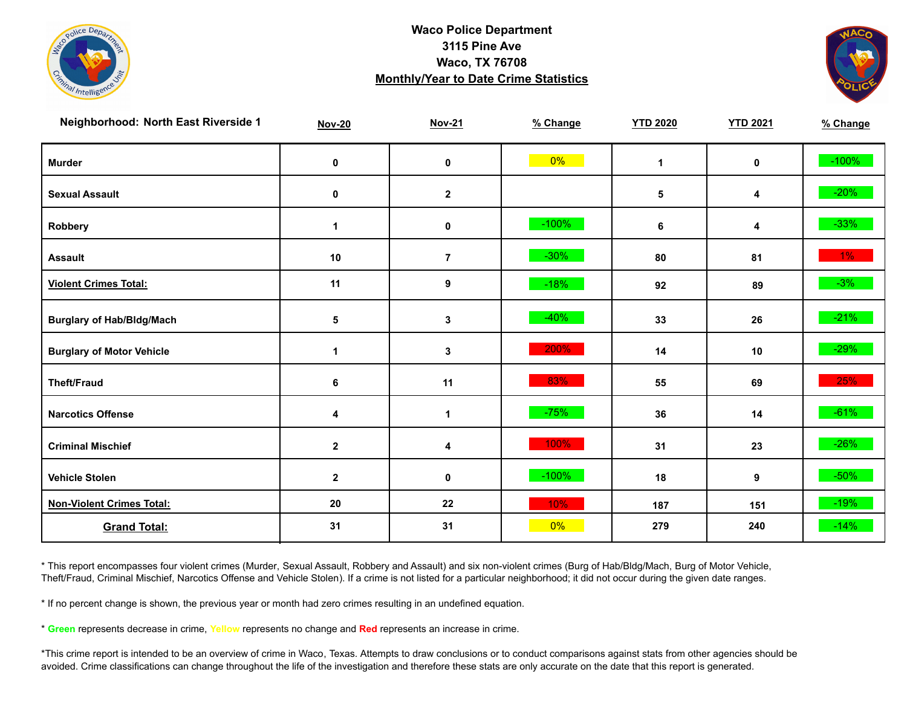**Waco Police Department**
**3115 Pine Ave**
**Waco, TX 76708**
**Monthly/Year to Date Crime Statistics**

| Neighborhood: North East Riverside 1 | Nov-20 | Nov-21 | % Change | YTD 2020 | YTD 2021 | % Change |
|---|---|---|---|---|---|---|
| Murder | 0 | 0 | 0% | 1 | 0 | -100% |
| Sexual Assault | 0 | 2 | | 5 | 4 | -20% |
| Robbery | 1 | 0 | -100% | 6 | 4 | -33% |
| Assault | 10 | 7 | -30% | 80 | 81 | 1% |
| Violent Crimes Total: | 11 | 9 | -18% | 92 | 89 | -3% |
| Burglary of Hab/Bldg/Mach | 5 | 3 | -40% | 33 | 26 | -21% |
| Burglary of Motor Vehicle | 1 | 3 | 200% | 14 | 10 | -29% |
| Theft/Fraud | 6 | 11 | 83% | 55 | 69 | 25% |
| Narcotics Offense | 4 | 1 | -75% | 36 | 14 | -61% |
| Criminal Mischief | 2 | 4 | 100% | 31 | 23 | -26% |
| Vehicle Stolen | 2 | 0 | -100% | 18 | 9 | -50% |
| Non-Violent Crimes Total: | 20 | 22 | 10% | 187 | 151 | -19% |
| Grand Total: | 31 | 31 | 0% | 279 | 240 | -14% |

* This report encompasses four violent crimes (Murder, Sexual Assault, Robbery and Assault) and six non-violent crimes (Burg of Hab/Bldg/Mach, Burg of Motor Vehicle, Theft/Fraud, Criminal Mischief, Narcotics Offense and Vehicle Stolen). If a crime is not listed for a particular neighborhood; it did not occur during the given date ranges.

* If no percent change is shown, the previous year or month had zero crimes resulting in an undefined equation.

* **Green** represents decrease in crime, **Yellow** represents no change and **Red** represents an increase in crime.

*This crime report is intended to be an overview of crime in Waco, Texas. Attempts to draw conclusions or to conduct comparisons against stats from other agencies should be avoided. Crime classifications can change throughout the life of the investigation and therefore these stats are only accurate on the date that this report is generated.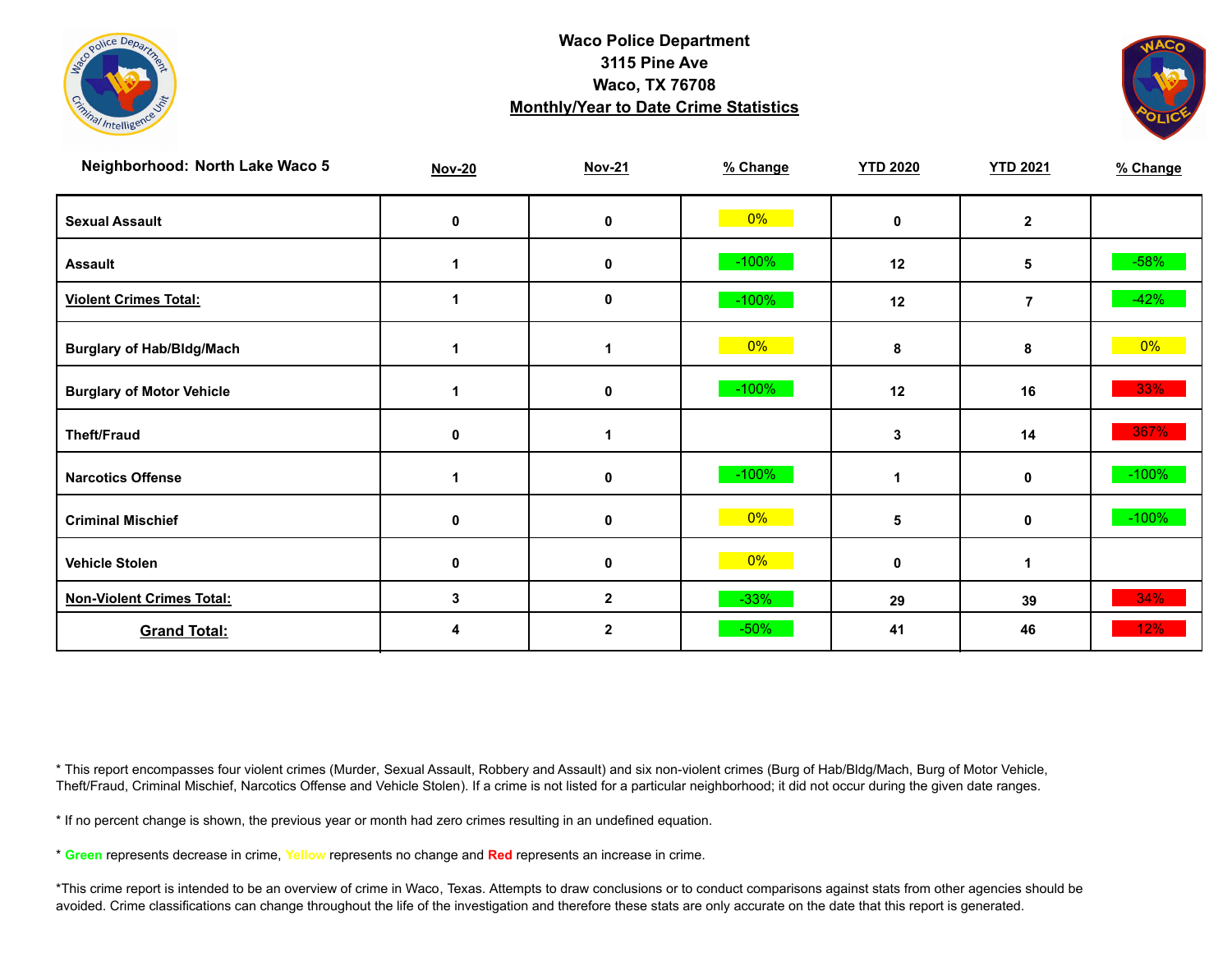**Waco Police Department**
**3115 Pine Ave**
**Waco, TX 76708**
**Monthly/Year to Date Crime Statistics**

| Neighborhood: North Lake Waco 5 | Nov-20 | Nov-21 | % Change | YTD 2020 | YTD 2021 | % Change |
|---|---|---|---|---|---|---|
| Sexual Assault | 0 | 0 | 0% | 0 | 2 | |
| Assault | 1 | 0 | -100% | 12 | 5 | -58% |
| Violent Crimes Total: | 1 | 0 | -100% | 12 | 7 | -42% |
| Burglary of Hab/Bldg/Mach | 1 | 1 | 0% | 8 | 8 | 0% |
| Burglary of Motor Vehicle | 1 | 0 | -100% | 12 | 16 | 33% |
| Theft/Fraud | 0 | 1 | | 3 | 14 | 367% |
| Narcotics Offense | 1 | 0 | -100% | 1 | 0 | -100% |
| Criminal Mischief | 0 | 0 | 0% | 5 | 0 | -100% |
| Vehicle Stolen | 0 | 0 | 0% | 0 | 1 | |
| Non-Violent Crimes Total: | 3 | 2 | -33% | 29 | 39 | 34% |
| Grand Total: | 4 | 2 | -50% | 41 | 46 | 12% |

* This report encompasses four violent crimes (Murder, Sexual Assault, Robbery and Assault) and six non-violent crimes (Burg of Hab/Bldg/Mach, Burg of Motor Vehicle, Theft/Fraud, Criminal Mischief, Narcotics Offense and Vehicle Stolen). If a crime is not listed for a particular neighborhood; it did not occur during the given date ranges.

* If no percent change is shown, the previous year or month had zero crimes resulting in an undefined equation.

* **Green** represents decrease in crime, **Yellow** represents no change and **Red** represents an increase in crime.

*This crime report is intended to be an overview of crime in Waco, Texas. Attempts to draw conclusions or to conduct comparisons against stats from other agencies should be avoided. Crime classifications can change throughout the life of the investigation and therefore these stats are only accurate on the date that this report is generated.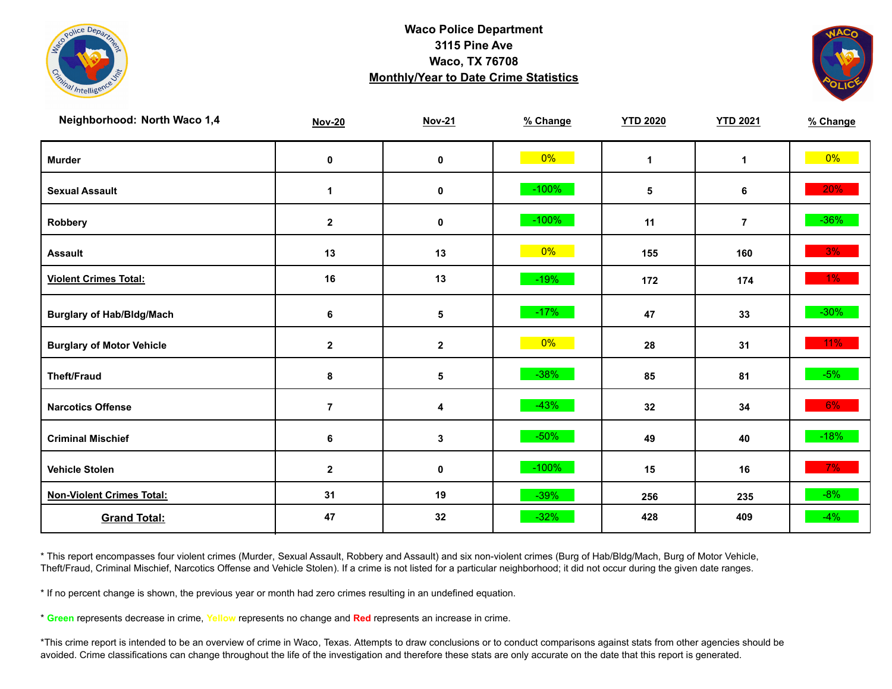**Waco Police Department**
**3115 Pine Ave**
**Waco, TX 76708**
**Monthly/Year to Date Crime Statistics**

| Neighborhood: North Waco 1,4 | Nov-20 | Nov-21 | % Change | YTD 2020 | YTD 2021 | % Change |
|---|---|---|---|---|---|---|
| Murder | 0 | 0 | 0% | 1 | 1 | 0% |
| Sexual Assault | 1 | 0 | -100% | 5 | 6 | 20% |
| Robbery | 2 | 0 | -100% | 11 | 7 | -36% |
| Assault | 13 | 13 | 0% | 155 | 160 | 3% |
| **Violent Crimes Total:** | 16 | 13 | -19% | 172 | 174 | 1% |
| Burglary of Hab/Bldg/Mach | 6 | 5 | -17% | 47 | 33 | -30% |
| Burglary of Motor Vehicle | 2 | 2 | 0% | 28 | 31 | 11% |
| Theft/Fraud | 8 | 5 | -38% | 85 | 81 | -5% |
| Narcotics Offense | 7 | 4 | -43% | 32 | 34 | 6% |
| Criminal Mischief | 6 | 3 | -50% | 49 | 40 | -18% |
| Vehicle Stolen | 2 | 0 | -100% | 15 | 16 | 7% |
| **Non-Violent Crimes Total:** | 31 | 19 | -39% | 256 | 235 | -8% |
| **Grand Total:** | 47 | 32 | -32% | 428 | 409 | -4% |

* This report encompasses four violent crimes (Murder, Sexual Assault, Robbery and Assault) and six non-violent crimes (Burg of Hab/Bldg/Mach, Burg of Motor Vehicle, Theft/Fraud, Criminal Mischief, Narcotics Offense and Vehicle Stolen). If a crime is not listed for a particular neighborhood; it did not occur during the given date ranges.

* If no percent change is shown, the previous year or month had zero crimes resulting in an undefined equation.

* **Green** represents decrease in crime, **Yellow** represents no change and **Red** represents an increase in crime.

*This crime report is intended to be an overview of crime in Waco, Texas. Attempts to draw conclusions or to conduct comparisons against stats from other agencies should be avoided. Crime classifications can change throughout the life of the investigation and therefore these stats are only accurate on the date that this report is generated.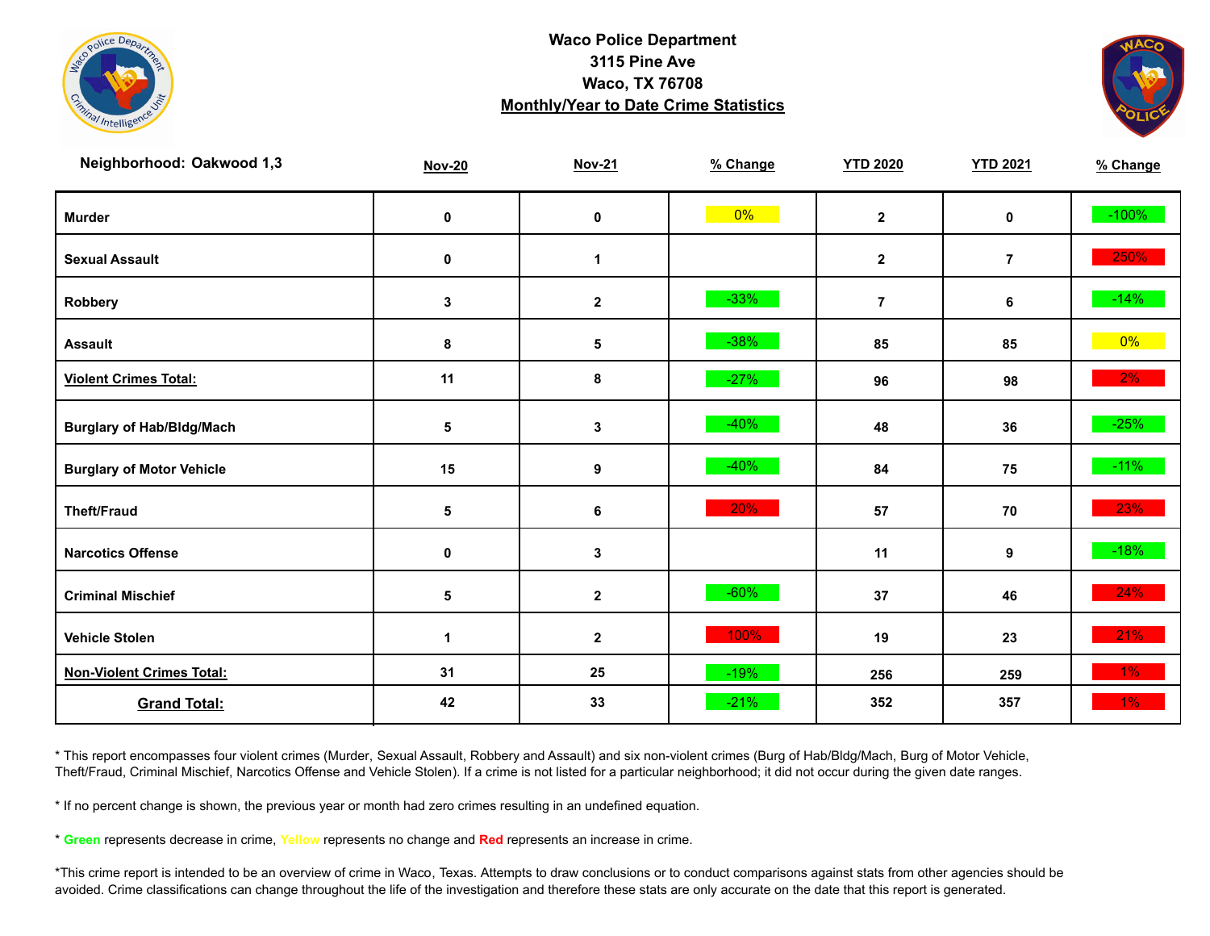# Waco Police Department
3115 Pine Ave
Waco, TX 76708
**Monthly/Year to Date Crime Statistics**

| Neighborhood: Oakwood 1,3 | Nov-20 | Nov-21 | % Change | YTD 2020 | YTD 2021 | % Change |
|---|---|---|---|---|---|---|
| Murder | 0 | 0 | 0% | 2 | 0 | -100% |
| Sexual Assault | 0 | 1 | | 2 | 7 | 250% |
| Robbery | 3 | 2 | -33% | 7 | 6 | -14% |
| Assault | 8 | 5 | -38% | 85 | 85 | 0% |
| **Violent Crimes Total:** | 11 | 8 | -27% | 96 | 98 | 2% |
| Burglary of Hab/Bldg/Mach | 5 | 3 | -40% | 48 | 36 | -25% |
| Burglary of Motor Vehicle | 15 | 9 | -40% | 84 | 75 | -11% |
| Theft/Fraud | 5 | 6 | 20% | 57 | 70 | 23% |
| Narcotics Offense | 0 | 3 | | 11 | 9 | -18% |
| Criminal Mischief | 5 | 2 | -60% | 37 | 46 | 24% |
| Vehicle Stolen | 1 | 2 | 100% | 19 | 23 | 21% |
| **Non-Violent Crimes Total:** | 31 | 25 | -19% | 256 | 259 | 1% |
| **Grand Total:** | 42 | 33 | -21% | 352 | 357 | 1% |

* This report encompasses four violent crimes (Murder, Sexual Assault, Robbery and Assault) and six non-violent crimes (Burg of Hab/Bldg/Mach, Burg of Motor Vehicle, Theft/Fraud, Criminal Mischief, Narcotics Offense and Vehicle Stolen). If a crime is not listed for a particular neighborhood; it did not occur during the given date ranges.

* If no percent change is shown, the previous year or month had zero crimes resulting in an undefined equation.

* **Green** represents decrease in crime, Yellow represents no change and **Red** represents an increase in crime.

*This crime report is intended to be an overview of crime in Waco, Texas. Attempts to draw conclusions or to conduct comparisons against stats from other agencies should be avoided. Crime classifications can change throughout the life of the investigation and therefore these stats are only accurate on the date that this report is generated.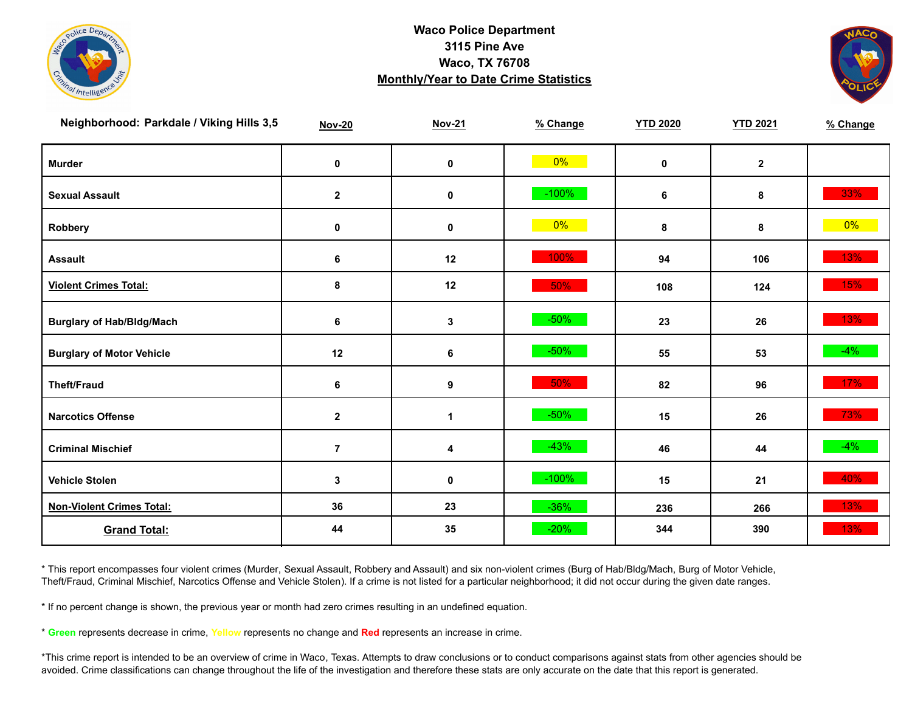**Waco Police Department**
**3115 Pine Ave**
**Waco, TX 76708**
**Monthly/Year to Date Crime Statistics**

| Neighborhood: Parkdale / Viking Hills 3,5 | Nov-20 | Nov-21 | % Change | YTD 2020 | YTD 2021 | % Change |
|---|---|---|---|---|---|---|
| Murder | 0 | 0 | 0% | 0 | 2 | |
| Sexual Assault | 2 | 0 | -100% | 6 | 8 | 33% |
| Robbery | 0 | 0 | 0% | 8 | 8 | 0% |
| Assault | 6 | 12 | 100% | 94 | 106 | 13% |
| **Violent Crimes Total:** | 8 | 12 | 50% | 108 | 124 | 15% |
| Burglary of Hab/Bldg/Mach | 6 | 3 | -50% | 23 | 26 | 13% |
| Burglary of Motor Vehicle | 12 | 6 | -50% | 55 | 53 | -4% |
| Theft/Fraud | 6 | 9 | 50% | 82 | 96 | 17% |
| Narcotics Offense | 2 | 1 | -50% | 15 | 26 | 73% |
| Criminal Mischief | 7 | 4 | -43% | 46 | 44 | -4% |
| Vehicle Stolen | 3 | 0 | -100% | 15 | 21 | 40% |
| **Non-Violent Crimes Total:** | 36 | 23 | -36% | 236 | 266 | 13% |
| **Grand Total:** | 44 | 35 | -20% | 344 | 390 | 13% |

* This report encompasses four violent crimes (Murder, Sexual Assault, Robbery and Assault) and six non-violent crimes (Burg of Hab/Bldg/Mach, Burg of Motor Vehicle, Theft/Fraud, Criminal Mischief, Narcotics Offense and Vehicle Stolen). If a crime is not listed for a particular neighborhood; it did not occur during the given date ranges.

* If no percent change is shown, the previous year or month had zero crimes resulting in an undefined equation.

* **Green** represents decrease in crime, **Yellow** represents no change and **Red** represents an increase in crime.

*This crime report is intended to be an overview of crime in Waco, Texas. Attempts to draw conclusions or to conduct comparisons against stats from other agencies should be avoided. Crime classifications can change throughout the life of the investigation and therefore these stats are only accurate on the date that this report is generated.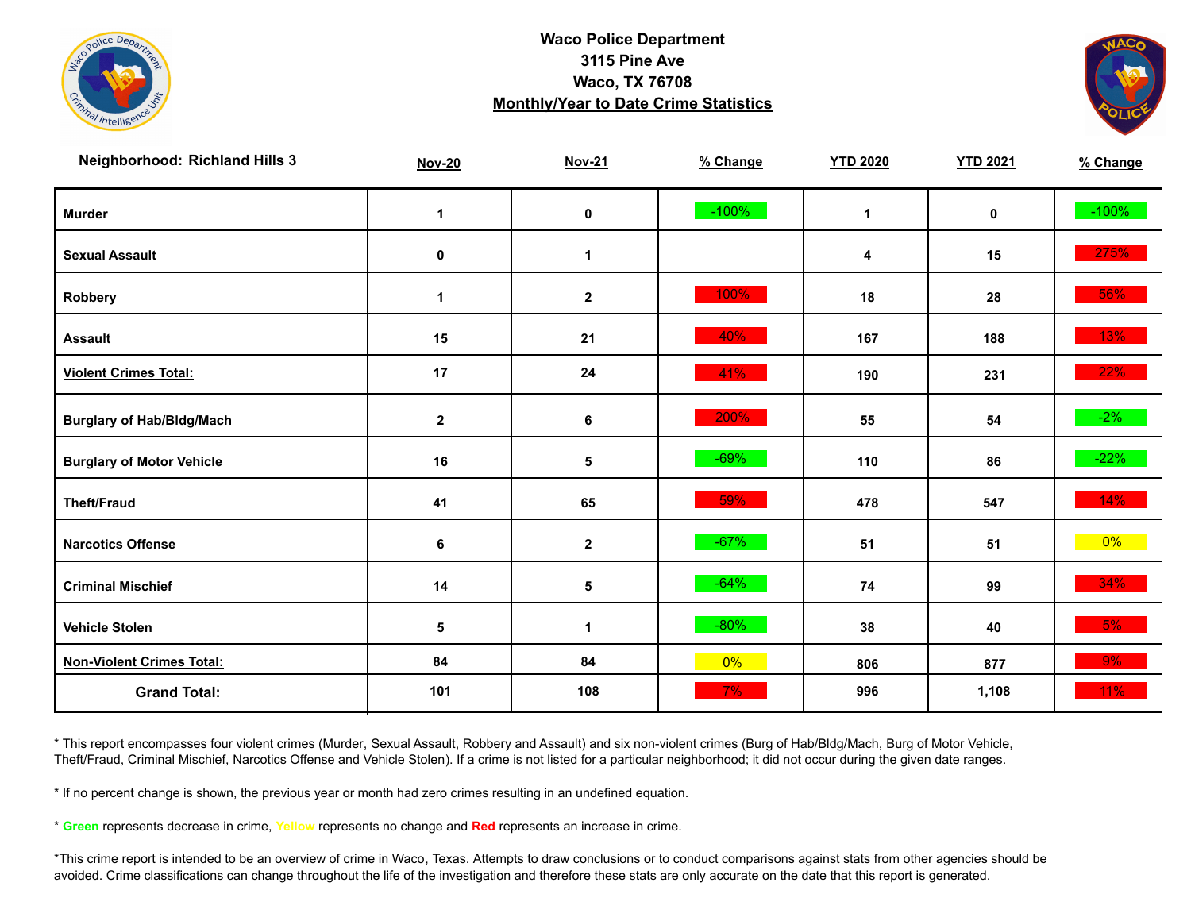# Waco Police Department
3115 Pine Ave
Waco, TX 76708
**Monthly/Year to Date Crime Statistics**

| Neighborhood: Richland Hills 3 | Nov-20 | Nov-21 | % Change | YTD 2020 | YTD 2021 | % Change |
|---|---|---|---|---|---|---|
| Murder | 1 | 0 | -100% | 1 | 0 | -100% |
| Sexual Assault | 0 | 1 | | 4 | 15 | 275% |
| Robbery | 1 | 2 | 100% | 18 | 28 | 56% |
| Assault | 15 | 21 | 40% | 167 | 188 | 13% |
| **Violent Crimes Total:** | 17 | 24 | 41% | 190 | 231 | 22% |
| Burglary of Hab/Bldg/Mach | 2 | 6 | 200% | 55 | 54 | -2% |
| Burglary of Motor Vehicle | 16 | 5 | -69% | 110 | 86 | -22% |
| Theft/Fraud | 41 | 65 | 59% | 478 | 547 | 14% |
| Narcotics Offense | 6 | 2 | -67% | 51 | 51 | 0% |
| Criminal Mischief | 14 | 5 | -64% | 74 | 99 | 34% |
| Vehicle Stolen | 5 | 1 | -80% | 38 | 40 | 5% |
| **Non-Violent Crimes Total:** | 84 | 84 | 0% | 806 | 877 | 9% |
| **Grand Total:** | 101 | 108 | 7% | 996 | 1,108 | 11% |

* This report encompasses four violent crimes (Murder, Sexual Assault, Robbery and Assault) and six non-violent crimes (Burg of Hab/Bldg/Mach, Burg of Motor Vehicle, Theft/Fraud, Criminal Mischief, Narcotics Offense and Vehicle Stolen). If a crime is not listed for a particular neighborhood; it did not occur during the given date ranges.

* If no percent change is shown, the previous year or month had zero crimes resulting in an undefined equation.

* **Green** represents decrease in crime, **Yellow** represents no change and **Red** represents an increase in crime.

*This crime report is intended to be an overview of crime in Waco, Texas. Attempts to draw conclusions or to conduct comparisons against stats from other agencies should be avoided. Crime classifications can change throughout the life of the investigation and therefore these stats are only accurate on the date that this report is generated.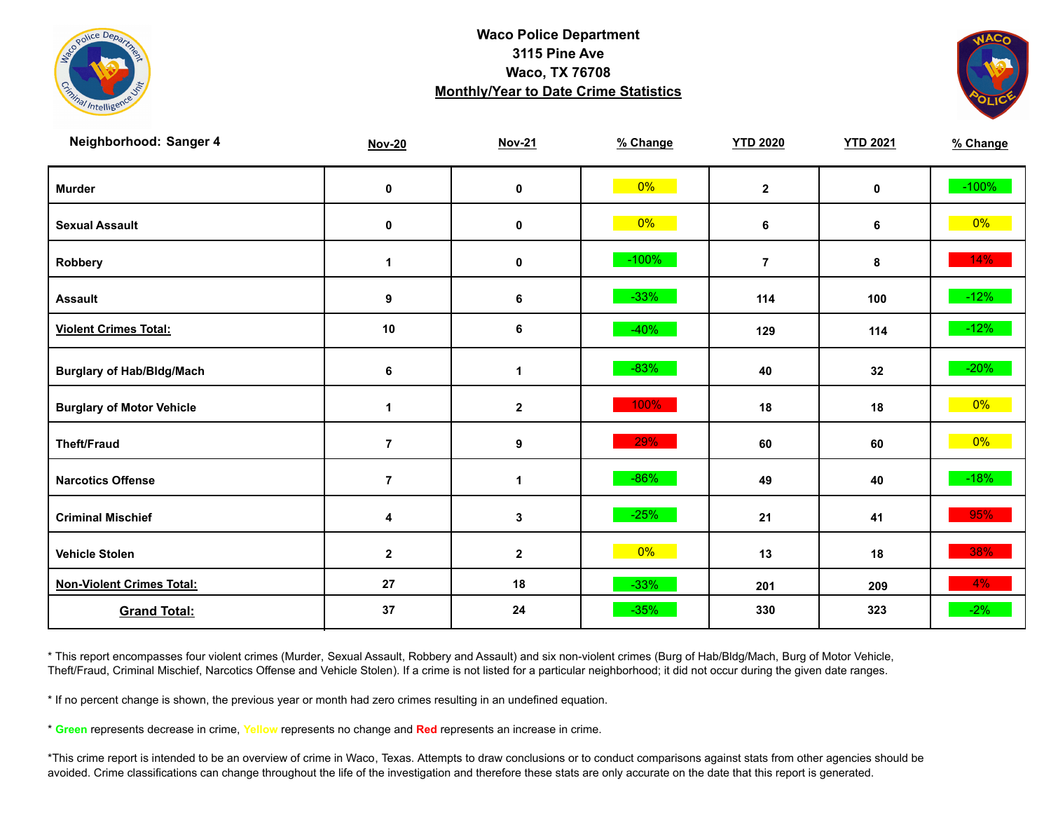# Waco Police Department
## 3115 Pine Ave
## Waco, TX 76708
## Monthly/Year to Date Crime Statistics

| Neighborhood: Sanger 4 | Nov-20 | Nov-21 | % Change | YTD 2020 | YTD 2021 | % Change |
|---|---|---|---|---|---|---|
| Murder | 0 | 0 | 0% | 2 | 0 | -100% |
| Sexual Assault | 0 | 0 | 0% | 6 | 6 | 0% |
| Robbery | 1 | 0 | -100% | 7 | 8 | 14% |
| Assault | 9 | 6 | -33% | 114 | 100 | -12% |
| **Violent Crimes Total:** | 10 | 6 | -40% | 129 | 114 | -12% |
| Burglary of Hab/Bldg/Mach | 6 | 1 | -83% | 40 | 32 | -20% |
| Burglary of Motor Vehicle | 1 | 2 | 100% | 18 | 18 | 0% |
| Theft/Fraud | 7 | 9 | 29% | 60 | 60 | 0% |
| Narcotics Offense | 7 | 1 | -86% | 49 | 40 | -18% |
| Criminal Mischief | 4 | 3 | -25% | 21 | 41 | 95% |
| Vehicle Stolen | 2 | 2 | 0% | 13 | 18 | 38% |
| **Non-Violent Crimes Total:** | 27 | 18 | -33% | 201 | 209 | 4% |
| **Grand Total:** | 37 | 24 | -35% | 330 | 323 | -2% |

* This report encompasses four violent crimes (Murder, Sexual Assault, Robbery and Assault) and six non-violent crimes (Burg of Hab/Bldg/Mach, Burg of Motor Vehicle, Theft/Fraud, Criminal Mischief, Narcotics Offense and Vehicle Stolen). If a crime is not listed for a particular neighborhood; it did not occur during the given date ranges.

* If no percent change is shown, the previous year or month had zero crimes resulting in an undefined equation.

* **Green** represents decrease in crime, **Yellow** represents no change and **Red** represents an increase in crime.

*This crime report is intended to be an overview of crime in Waco, Texas. Attempts to draw conclusions or to conduct comparisons against stats from other agencies should be avoided. Crime classifications can change throughout the life of the investigation and therefore these stats are only accurate on the date that this report is generated.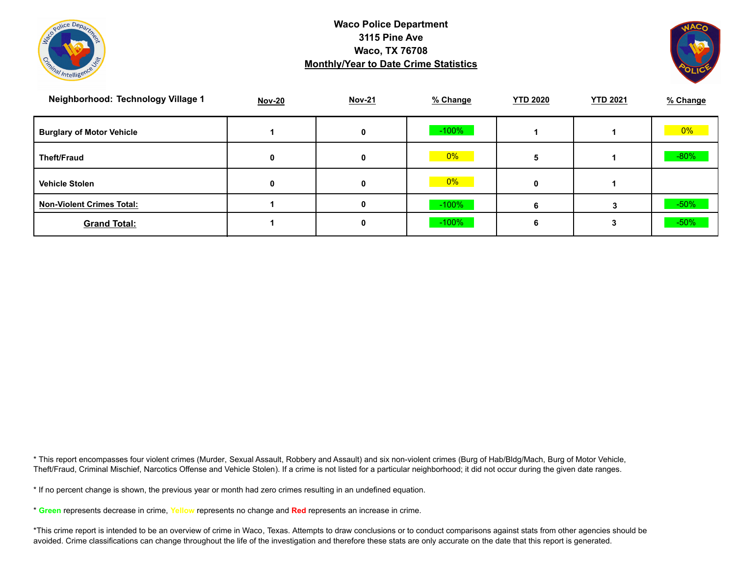# Waco Police Department
## 3115 Pine Ave
## Waco, TX 76708
## Monthly/Year to Date Crime Statistics

| Neighborhood: Technology Village 1 | Nov-20 | Nov-21 | % Change | YTD 2020 | YTD 2021 | % Change |
|---|---|---|---|---|---|---|
| Burglary of Motor Vehicle | 1 | 0 | -100% | 1 | 1 | 0% |
| Theft/Fraud | 0 | 0 | 0% | 5 | 1 | -80% |
| Vehicle Stolen | 0 | 0 | 0% | 0 | 1 | |
| **Non-Violent Crimes Total:** | 1 | 0 | -100% | 6 | 3 | -50% |
| **Grand Total:** | 1 | 0 | -100% | 6 | 3 | -50% |

* This report encompasses four violent crimes (Murder, Sexual Assault, Robbery and Assault) and six non-violent crimes (Burg of Hab/Bldg/Mach, Burg of Motor Vehicle, Theft/Fraud, Criminal Mischief, Narcotics Offense and Vehicle Stolen). If a crime is not listed for a particular neighborhood; it did not occur during the given date ranges.

* If no percent change is shown, the previous year or month had zero crimes resulting in an undefined equation.

* **Green** represents decrease in crime, **Yellow** represents no change and **Red** represents an increase in crime.

*This crime report is intended to be an overview of crime in Waco, Texas. Attempts to draw conclusions or to conduct comparisons against stats from other agencies should be avoided. Crime classifications can change throughout the life of the investigation and therefore these stats are only accurate on the date that this report is generated.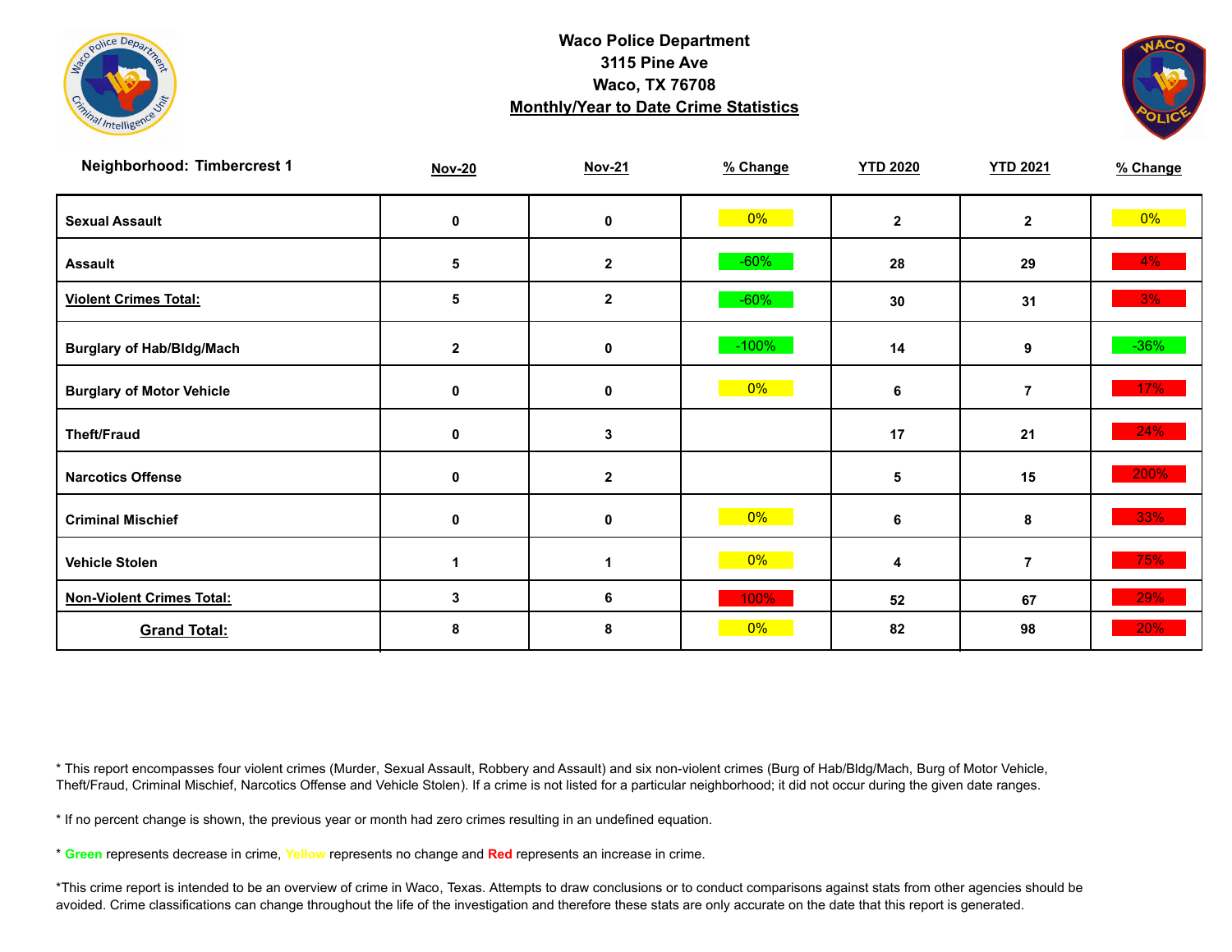**Waco Police Department**
**3115 Pine Ave**
**Waco, TX 76708**
**Monthly/Year to Date Crime Statistics**

| Neighborhood: Timbercrest 1 | Nov-20 | Nov-21 | % Change | YTD 2020 | YTD 2021 | % Change |
|---|---|---|---|---|---|---|
| **Sexual Assault** | 0 | 0 | 0% | 2 | 2 | 0% |
| **Assault** | 5 | 2 | -60% | 28 | 29 | 4% |
| **Violent Crimes Total:** | 5 | 2 | -60% | 30 | 31 | 3% |
| **Burglary of Hab/Bldg/Mach** | 2 | 0 | -100% | 14 | 9 | -36% |
| **Burglary of Motor Vehicle** | 0 | 0 | 0% | 6 | 7 | 17% |
| **Theft/Fraud** | 0 | 3 | | 17 | 21 | 24% |
| **Narcotics Offense** | 0 | 2 | | 5 | 15 | 200% |
| **Criminal Mischief** | 0 | 0 | 0% | 6 | 8 | 33% |
| **Vehicle Stolen** | 1 | 1 | 0% | 4 | 7 | 75% |
| **Non-Violent Crimes Total:** | 3 | 6 | 100% | 52 | 67 | 29% |
| **Grand Total:** | 8 | 8 | 0% | 82 | 98 | 20% |

* This report encompasses four violent crimes (Murder, Sexual Assault, Robbery and Assault) and six non-violent crimes (Burg of Hab/Bldg/Mach, Burg of Motor Vehicle, Theft/Fraud, Criminal Mischief, Narcotics Offense and Vehicle Stolen). If a crime is not listed for a particular neighborhood; it did not occur during the given date ranges.

* If no percent change is shown, the previous year or month had zero crimes resulting in an undefined equation.

* **Green** represents decrease in crime, **Yellow** represents no change and **Red** represents an increase in crime.

*This crime report is intended to be an overview of crime in Waco, Texas. Attempts to draw conclusions or to conduct comparisons against stats from other agencies should be avoided. Crime classifications can change throughout the life of the investigation and therefore these stats are only accurate on the date that this report is generated.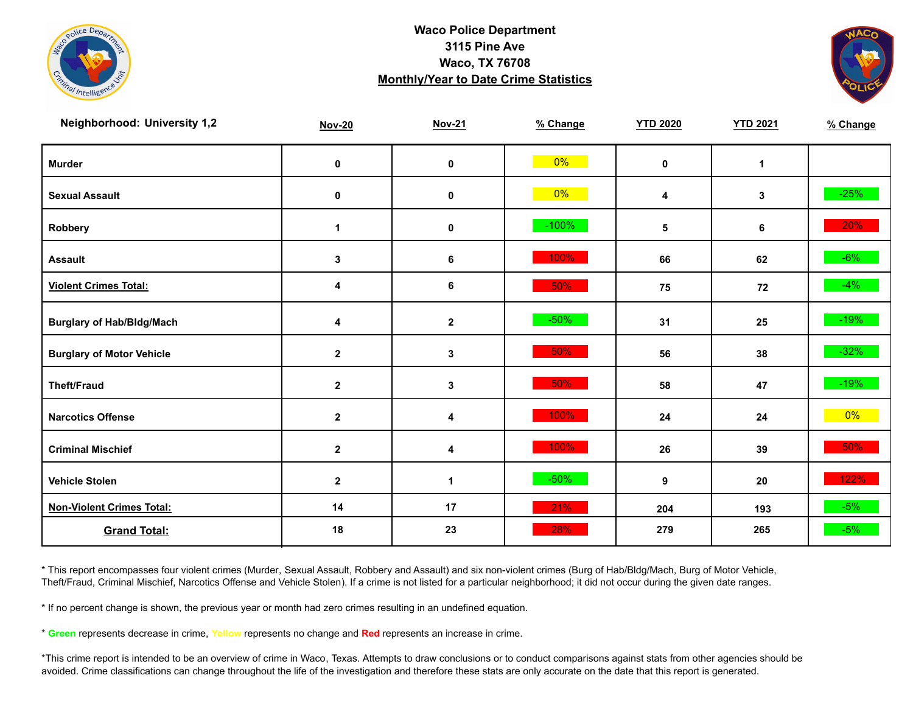**Waco Police Department**
**3115 Pine Ave**
**Waco, TX 76708**
**Monthly/Year to Date Crime Statistics**

| Neighborhood: University 1,2 | Nov-20 | Nov-21 | % Change | YTD 2020 | YTD 2021 | % Change |
|---|---|---|---|---|---|---|
| Murder | 0 | 0 | 0% | 0 | 1 | |
| Sexual Assault | 0 | 0 | 0% | 4 | 3 | -25% |
| Robbery | 1 | 0 | -100% | 5 | 6 | 20% |
| Assault | 3 | 6 | 100% | 66 | 62 | -6% |
| Violent Crimes Total: | 4 | 6 | 50% | 75 | 72 | -4% |
| Burglary of Hab/Bldg/Mach | 4 | 2 | -50% | 31 | 25 | -19% |
| Burglary of Motor Vehicle | 2 | 3 | 50% | 56 | 38 | -32% |
| Theft/Fraud | 2 | 3 | 50% | 58 | 47 | -19% |
| Narcotics Offense | 2 | 4 | 100% | 24 | 24 | 0% |
| Criminal Mischief | 2 | 4 | 100% | 26 | 39 | 50% |
| Vehicle Stolen | 2 | 1 | -50% | 9 | 20 | 122% |
| Non-Violent Crimes Total: | 14 | 17 | 21% | 204 | 193 | -5% |
| Grand Total: | 18 | 23 | 28% | 279 | 265 | -5% |

* This report encompasses four violent crimes (Murder, Sexual Assault, Robbery and Assault) and six non-violent crimes (Burg of Hab/Bldg/Mach, Burg of Motor Vehicle, Theft/Fraud, Criminal Mischief, Narcotics Offense and Vehicle Stolen). If a crime is not listed for a particular neighborhood; it did not occur during the given date ranges.

* If no percent change is shown, the previous year or month had zero crimes resulting in an undefined equation.

* **Green** represents decrease in crime, **Yellow** represents no change and **Red** represents an increase in crime.

*This crime report is intended to be an overview of crime in Waco, Texas. Attempts to draw conclusions or to conduct comparisons against stats from other agencies should be avoided. Crime classifications can change throughout the life of the investigation and therefore these stats are only accurate on the date that this report is generated.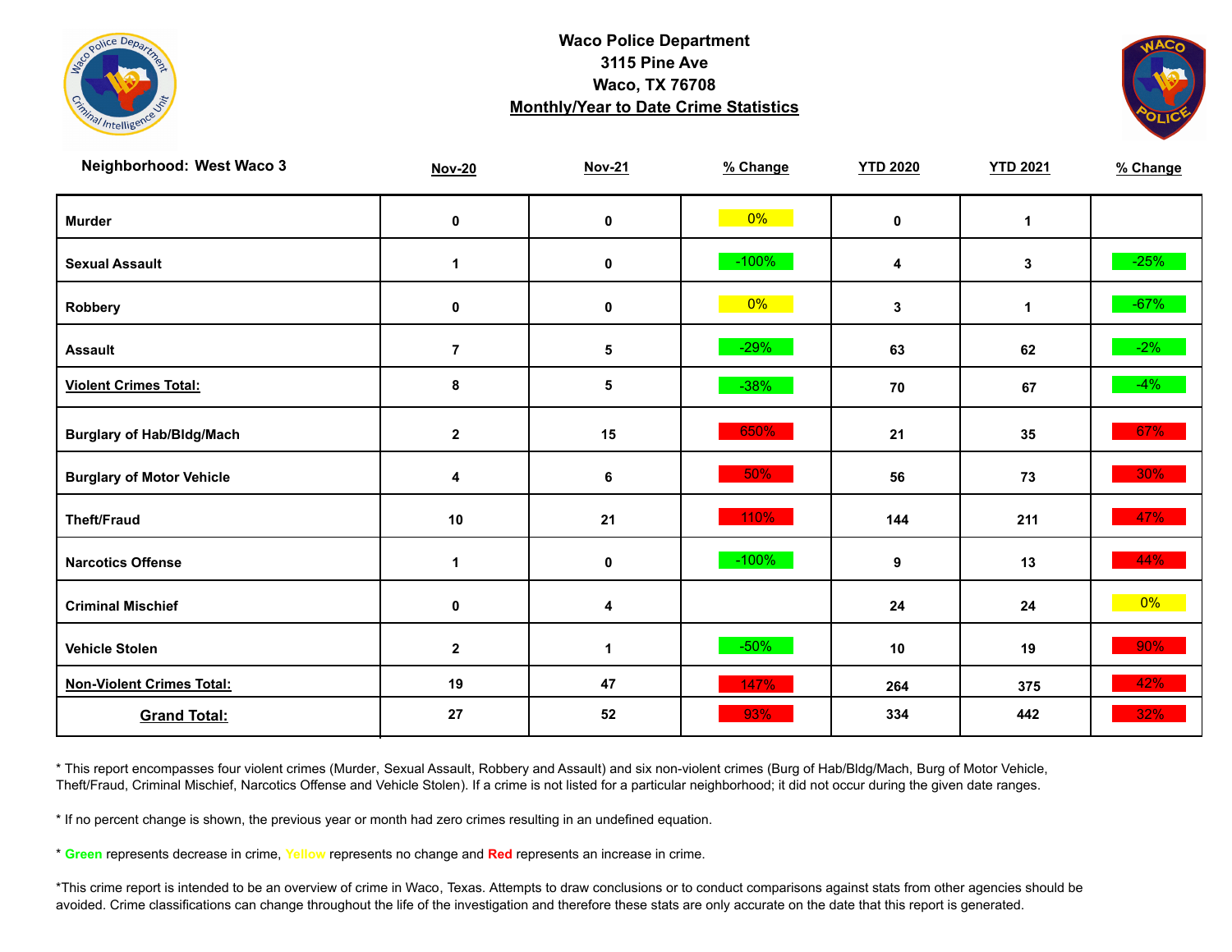**Waco Police Department**
**3115 Pine Ave**
**Waco, TX 76708**
**Monthly/Year to Date Crime Statistics**

| Neighborhood: West Waco 3 | Nov-20 | Nov-21 | % Change | YTD 2020 | YTD 2021 | % Change |
|---|---|---|---|---|---|---|
| Murder | 0 | 0 | 0% | 0 | 1 | |
| Sexual Assault | 1 | 0 | -100% | 4 | 3 | -25% |
| Robbery | 0 | 0 | 0% | 3 | 1 | -67% |
| Assault | 7 | 5 | -29% | 63 | 62 | -2% |
| **Violent Crimes Total:** | 8 | 5 | -38% | 70 | 67 | -4% |
| Burglary of Hab/Bldg/Mach | 2 | 15 | 650% | 21 | 35 | 67% |
| Burglary of Motor Vehicle | 4 | 6 | 50% | 56 | 73 | 30% |
| Theft/Fraud | 10 | 21 | 110% | 144 | 211 | 47% |
| Narcotics Offense | 1 | 0 | -100% | 9 | 13 | 44% |
| Criminal Mischief | 0 | 4 | | 24 | 24 | 0% |
| Vehicle Stolen | 2 | 1 | -50% | 10 | 19 | 90% |
| **Non-Violent Crimes Total:** | 19 | 47 | 147% | 264 | 375 | 42% |
| **Grand Total:** | 27 | 52 | 93% | 334 | 442 | 32% |

* This report encompasses four violent crimes (Murder, Sexual Assault, Robbery and Assault) and six non-violent crimes (Burg of Hab/Bldg/Mach, Burg of Motor Vehicle, Theft/Fraud, Criminal Mischief, Narcotics Offense and Vehicle Stolen). If a crime is not listed for a particular neighborhood; it did not occur during the given date ranges.

* If no percent change is shown, the previous year or month had zero crimes resulting in an undefined equation.

* **Green** represents decrease in crime, **Yellow** represents no change and **Red** represents an increase in crime.

*This crime report is intended to be an overview of crime in Waco, Texas. Attempts to draw conclusions or to conduct comparisons against stats from other agencies should be avoided. Crime classifications can change throughout the life of the investigation and therefore these stats are only accurate on the date that this report is generated.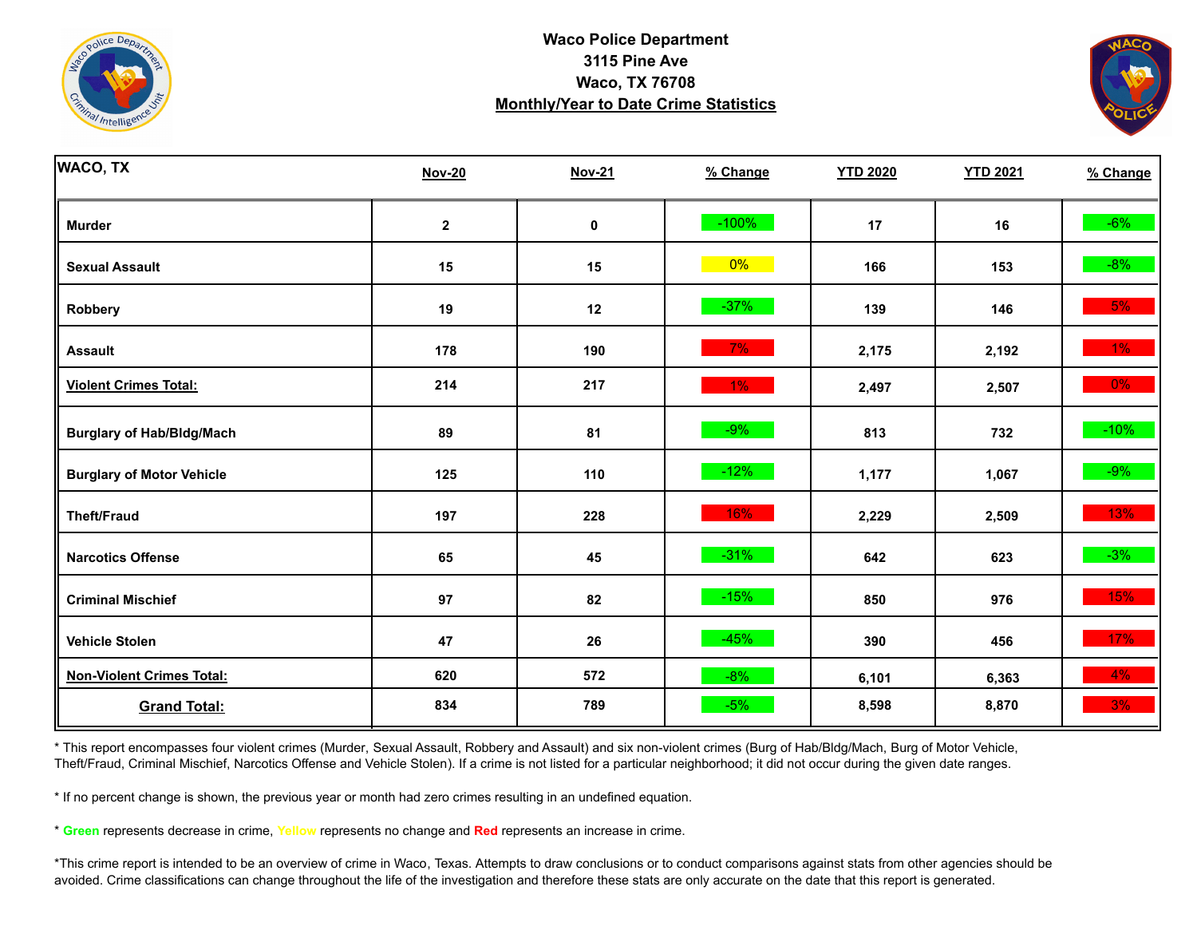**Waco Police Department**
**3115 Pine Ave**
**Waco, TX 76708**
**Monthly/Year to Date Crime Statistics**

| WACO, TX | Nov-20 | Nov-21 | % Change | YTD 2020 | YTD 2021 | % Change |
|---|---|---|---|---|---|---|
| **Murder** | 2 | 0 | -100% | 17 | 16 | -6% |
| **Sexual Assault** | 15 | 15 | 0% | 166 | 153 | -8% |
| **Robbery** | 19 | 12 | -37% | 139 | 146 | 5% |
| **Assault** | 178 | 190 | 7% | 2,175 | 2,192 | 1% |
| **Violent Crimes Total:** | 214 | 217 | 1% | 2,497 | 2,507 | 0% |
| **Burglary of Hab/Bldg/Mach** | 89 | 81 | -9% | 813 | 732 | -10% |
| **Burglary of Motor Vehicle** | 125 | 110 | -12% | 1,177 | 1,067 | -9% |
| **Theft/Fraud** | 197 | 228 | 16% | 2,229 | 2,509 | 13% |
| **Narcotics Offense** | 65 | 45 | -31% | 642 | 623 | -3% |
| **Criminal Mischief** | 97 | 82 | -15% | 850 | 976 | 15% |
| **Vehicle Stolen** | 47 | 26 | -45% | 390 | 456 | 17% |
| **Non-Violent Crimes Total:** | 620 | 572 | -8% | 6,101 | 6,363 | 4% |
| **Grand Total:** | 834 | 789 | -5% | 8,598 | 8,870 | 3% |

* This report encompasses four violent crimes (Murder, Sexual Assault, Robbery and Assault) and six non-violent crimes (Burg of Hab/Bldg/Mach, Burg of Motor Vehicle, Theft/Fraud, Criminal Mischief, Narcotics Offense and Vehicle Stolen). If a crime is not listed for a particular neighborhood; it did not occur during the given date ranges.

* If no percent change is shown, the previous year or month had zero crimes resulting in an undefined equation.

* **Green** represents decrease in crime, Yellow represents no change and **Red** represents an increase in crime.

*This crime report is intended to be an overview of crime in Waco, Texas. Attempts to draw conclusions or to conduct comparisons against stats from other agencies should be avoided. Crime classifications can change throughout the life of the investigation and therefore these stats are only accurate on the date that this report is generated.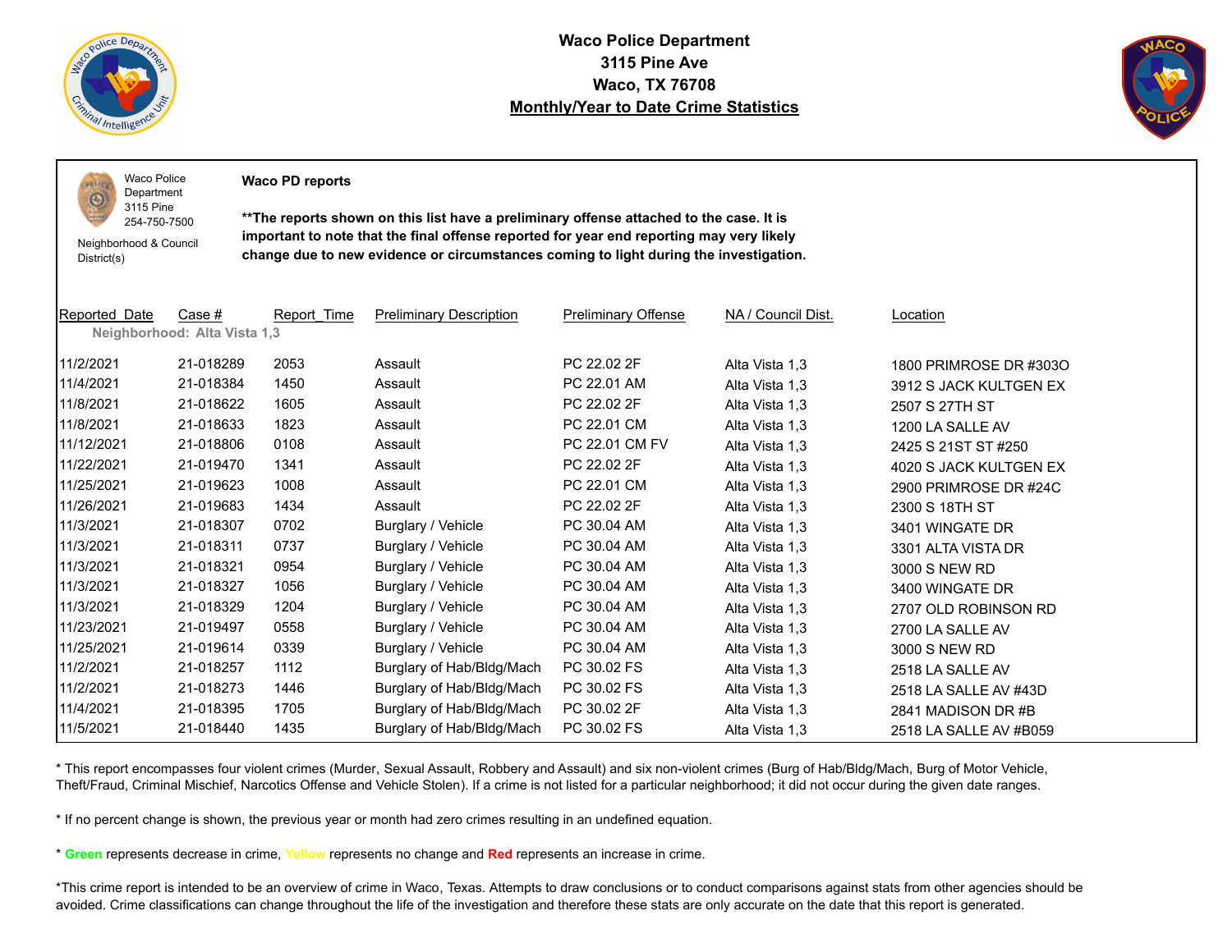**Waco Police Department**
**3115 Pine Ave**
**Waco, TX 76708**
**Monthly/Year to Date Crime Statistics**

Waco Police Department
3115 Pine
254-750-7500

Neighborhood & Council District(s)

**Waco PD reports**

****The reports shown on this list have a preliminary offense attached to the case. It is important to note that the final offense reported for year end reporting may very likely change due to new evidence or circumstances coming to light during the investigation.**

| Reported_Date | Case # | Report_Time | Preliminary Description | Preliminary Offense | NA / Council Dist. | Location |
|---|---|---|---|---|---|---|
| **Neighborhood: Alta Vista 1,3** | | | | | | |
| 11/2/2021 | 21-018289 | 2053 | Assault | PC 22.02 2F | Alta Vista 1,3 | 1800 PRIMROSE DR #303O |
| 11/4/2021 | 21-018384 | 1450 | Assault | PC 22.01 AM | Alta Vista 1,3 | 3912 S JACK KULTGEN EX |
| 11/8/2021 | 21-018622 | 1605 | Assault | PC 22.02 2F | Alta Vista 1,3 | 2507 S 27TH ST |
| 11/8/2021 | 21-018633 | 1823 | Assault | PC 22.01 CM | Alta Vista 1,3 | 1200 LA SALLE AV |
| 11/12/2021 | 21-018806 | 0108 | Assault | PC 22.01 CM FV | Alta Vista 1,3 | 2425 S 21ST ST #250 |
| 11/22/2021 | 21-019470 | 1341 | Assault | PC 22.02 2F | Alta Vista 1,3 | 4020 S JACK KULTGEN EX |
| 11/25/2021 | 21-019623 | 1008 | Assault | PC 22.01 CM | Alta Vista 1,3 | 2900 PRIMROSE DR #24C |
| 11/26/2021 | 21-019683 | 1434 | Assault | PC 22.02 2F | Alta Vista 1,3 | 2300 S 18TH ST |
| 11/3/2021 | 21-018307 | 0702 | Burglary / Vehicle | PC 30.04 AM | Alta Vista 1,3 | 3401 WINGATE DR |
| 11/3/2021 | 21-018311 | 0737 | Burglary / Vehicle | PC 30.04 AM | Alta Vista 1,3 | 3301 ALTA VISTA DR |
| 11/3/2021 | 21-018321 | 0954 | Burglary / Vehicle | PC 30.04 AM | Alta Vista 1,3 | 3000 S NEW RD |
| 11/3/2021 | 21-018327 | 1056 | Burglary / Vehicle | PC 30.04 AM | Alta Vista 1,3 | 3400 WINGATE DR |
| 11/3/2021 | 21-018329 | 1204 | Burglary / Vehicle | PC 30.04 AM | Alta Vista 1,3 | 2707 OLD ROBINSON RD |
| 11/23/2021 | 21-019497 | 0558 | Burglary / Vehicle | PC 30.04 AM | Alta Vista 1,3 | 2700 LA SALLE AV |
| 11/25/2021 | 21-019614 | 0339 | Burglary / Vehicle | PC 30.04 AM | Alta Vista 1,3 | 3000 S NEW RD |
| 11/2/2021 | 21-018257 | 1112 | Burglary of Hab/Bldg/Mach | PC 30.02 FS | Alta Vista 1,3 | 2518 LA SALLE AV |
| 11/2/2021 | 21-018273 | 1446 | Burglary of Hab/Bldg/Mach | PC 30.02 FS | Alta Vista 1,3 | 2518 LA SALLE AV #43D |
| 11/4/2021 | 21-018395 | 1705 | Burglary of Hab/Bldg/Mach | PC 30.02 2F | Alta Vista 1,3 | 2841 MADISON DR #B |
| 11/5/2021 | 21-018440 | 1435 | Burglary of Hab/Bldg/Mach | PC 30.02 FS | Alta Vista 1,3 | 2518 LA SALLE AV #B059 |

* This report encompasses four violent crimes (Murder, Sexual Assault, Robbery and Assault) and six non-violent crimes (Burg of Hab/Bldg/Mach, Burg of Motor Vehicle, Theft/Fraud, Criminal Mischief, Narcotics Offense and Vehicle Stolen). If a crime is not listed for a particular neighborhood; it did not occur during the given date ranges.

* If no percent change is shown, the previous year or month had zero crimes resulting in an undefined equation.

* **Green** represents decrease in crime, Yellow represents no change and **Red** represents an increase in crime.

*This crime report is intended to be an overview of crime in Waco, Texas. Attempts to draw conclusions or to conduct comparisons against stats from other agencies should be avoided. Crime classifications can change throughout the life of the investigation and therefore these stats are only accurate on the date that this report is generated.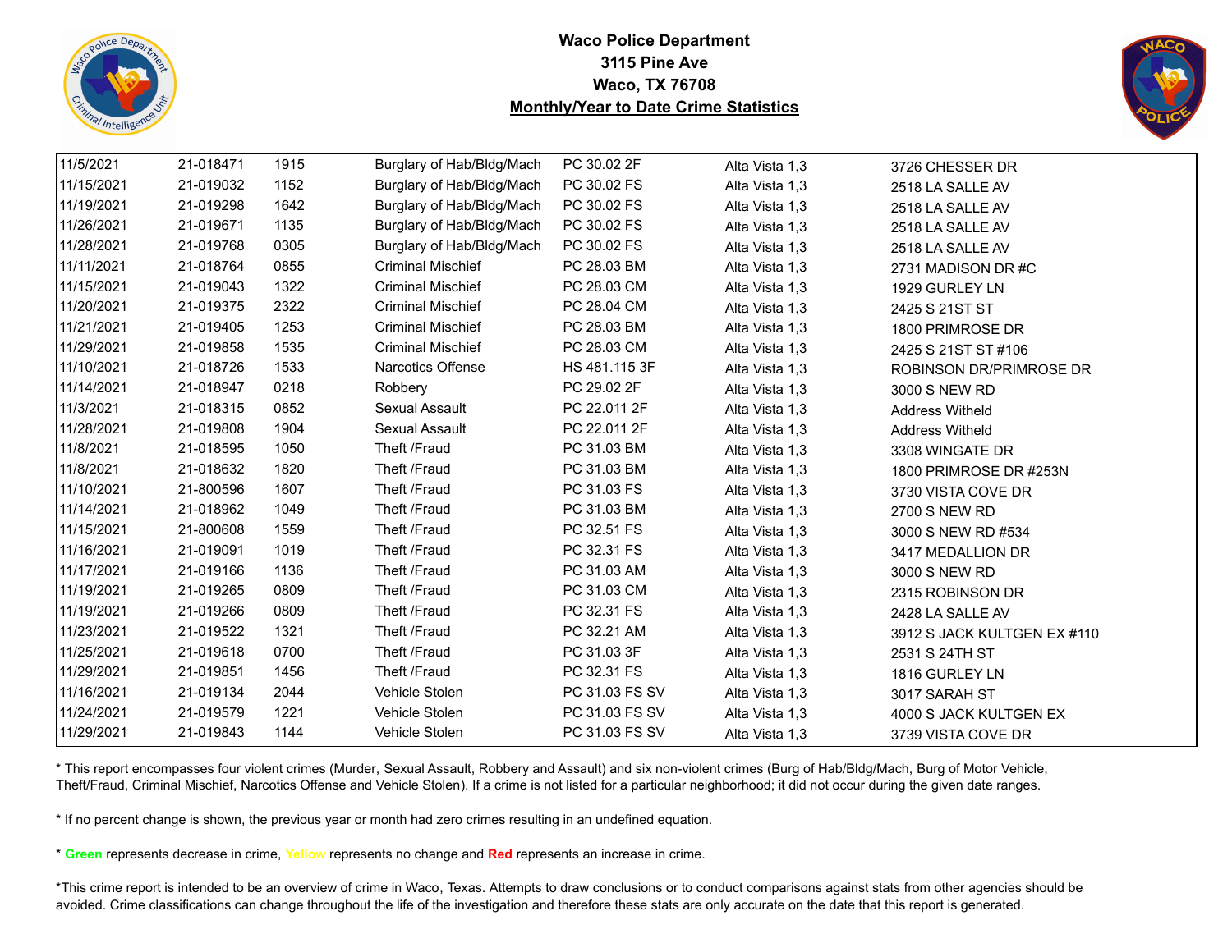**Waco Police Department**
**3115 Pine Ave**
**Waco, TX 76708**
**Monthly/Year to Date Crime Statistics**

| | | | | | | |
|---|---|---|---|---|---|---|
| 11/5/2021 | 21-018471 | 1915 | Burglary of Hab/Bldg/Mach | PC 30.02 2F | Alta Vista 1,3 | 3726 CHESSER DR |
| 11/15/2021 | 21-019032 | 1152 | Burglary of Hab/Bldg/Mach | PC 30.02 FS | Alta Vista 1,3 | 2518 LA SALLE AV |
| 11/19/2021 | 21-019298 | 1642 | Burglary of Hab/Bldg/Mach | PC 30.02 FS | Alta Vista 1,3 | 2518 LA SALLE AV |
| 11/26/2021 | 21-019671 | 1135 | Burglary of Hab/Bldg/Mach | PC 30.02 FS | Alta Vista 1,3 | 2518 LA SALLE AV |
| 11/28/2021 | 21-019768 | 0305 | Burglary of Hab/Bldg/Mach | PC 30.02 FS | Alta Vista 1,3 | 2518 LA SALLE AV |
| 11/11/2021 | 21-018764 | 0855 | Criminal Mischief | PC 28.03 BM | Alta Vista 1,3 | 2731 MADISON DR #C |
| 11/15/2021 | 21-019043 | 1322 | Criminal Mischief | PC 28.03 CM | Alta Vista 1,3 | 1929 GURLEY LN |
| 11/20/2021 | 21-019375 | 2322 | Criminal Mischief | PC 28.04 CM | Alta Vista 1,3 | 2425 S 21ST ST |
| 11/21/2021 | 21-019405 | 1253 | Criminal Mischief | PC 28.03 BM | Alta Vista 1,3 | 1800 PRIMROSE DR |
| 11/29/2021 | 21-019858 | 1535 | Criminal Mischief | PC 28.03 CM | Alta Vista 1,3 | 2425 S 21ST ST #106 |
| 11/10/2021 | 21-018726 | 1533 | Narcotics Offense | HS 481.115 3F | Alta Vista 1,3 | ROBINSON DR/PRIMROSE DR |
| 11/14/2021 | 21-018947 | 0218 | Robbery | PC 29.02 2F | Alta Vista 1,3 | 3000 S NEW RD |
| 11/3/2021 | 21-018315 | 0852 | Sexual Assault | PC 22.011 2F | Alta Vista 1,3 | Address Witheld |
| 11/28/2021 | 21-019808 | 1904 | Sexual Assault | PC 22.011 2F | Alta Vista 1,3 | Address Witheld |
| 11/8/2021 | 21-018595 | 1050 | Theft /Fraud | PC 31.03 BM | Alta Vista 1,3 | 3308 WINGATE DR |
| 11/8/2021 | 21-018632 | 1820 | Theft /Fraud | PC 31.03 BM | Alta Vista 1,3 | 1800 PRIMROSE DR #253N |
| 11/10/2021 | 21-800596 | 1607 | Theft /Fraud | PC 31.03 FS | Alta Vista 1,3 | 3730 VISTA COVE DR |
| 11/14/2021 | 21-018962 | 1049 | Theft /Fraud | PC 31.03 BM | Alta Vista 1,3 | 2700 S NEW RD |
| 11/15/2021 | 21-800608 | 1559 | Theft /Fraud | PC 32.51 FS | Alta Vista 1,3 | 3000 S NEW RD #534 |
| 11/16/2021 | 21-019091 | 1019 | Theft /Fraud | PC 32.31 FS | Alta Vista 1,3 | 3417 MEDALLION DR |
| 11/17/2021 | 21-019166 | 1136 | Theft /Fraud | PC 31.03 AM | Alta Vista 1,3 | 3000 S NEW RD |
| 11/19/2021 | 21-019265 | 0809 | Theft /Fraud | PC 31.03 CM | Alta Vista 1,3 | 2315 ROBINSON DR |
| 11/19/2021 | 21-019266 | 0809 | Theft /Fraud | PC 32.31 FS | Alta Vista 1,3 | 2428 LA SALLE AV |
| 11/23/2021 | 21-019522 | 1321 | Theft /Fraud | PC 32.21 AM | Alta Vista 1,3 | 3912 S JACK KULTGEN EX #110 |
| 11/25/2021 | 21-019618 | 0700 | Theft /Fraud | PC 31.03 3F | Alta Vista 1,3 | 2531 S 24TH ST |
| 11/29/2021 | 21-019851 | 1456 | Theft /Fraud | PC 32.31 FS | Alta Vista 1,3 | 1816 GURLEY LN |
| 11/16/2021 | 21-019134 | 2044 | Vehicle Stolen | PC 31.03 FS SV | Alta Vista 1,3 | 3017 SARAH ST |
| 11/24/2021 | 21-019579 | 1221 | Vehicle Stolen | PC 31.03 FS SV | Alta Vista 1,3 | 4000 S JACK KULTGEN EX |
| 11/29/2021 | 21-019843 | 1144 | Vehicle Stolen | PC 31.03 FS SV | Alta Vista 1,3 | 3739 VISTA COVE DR |

* This report encompasses four violent crimes (Murder, Sexual Assault, Robbery and Assault) and six non-violent crimes (Burg of Hab/Bldg/Mach, Burg of Motor Vehicle, Theft/Fraud, Criminal Mischief, Narcotics Offense and Vehicle Stolen). If a crime is not listed for a particular neighborhood; it did not occur during the given date ranges.

* If no percent change is shown, the previous year or month had zero crimes resulting in an undefined equation.

* **Green** represents decrease in crime, **Yellow** represents no change and **Red** represents an increase in crime.

*This crime report is intended to be an overview of crime in Waco, Texas. Attempts to draw conclusions or to conduct comparisons against stats from other agencies should be avoided. Crime classifications can change throughout the life of the investigation and therefore these stats are only accurate on the date that this report is generated.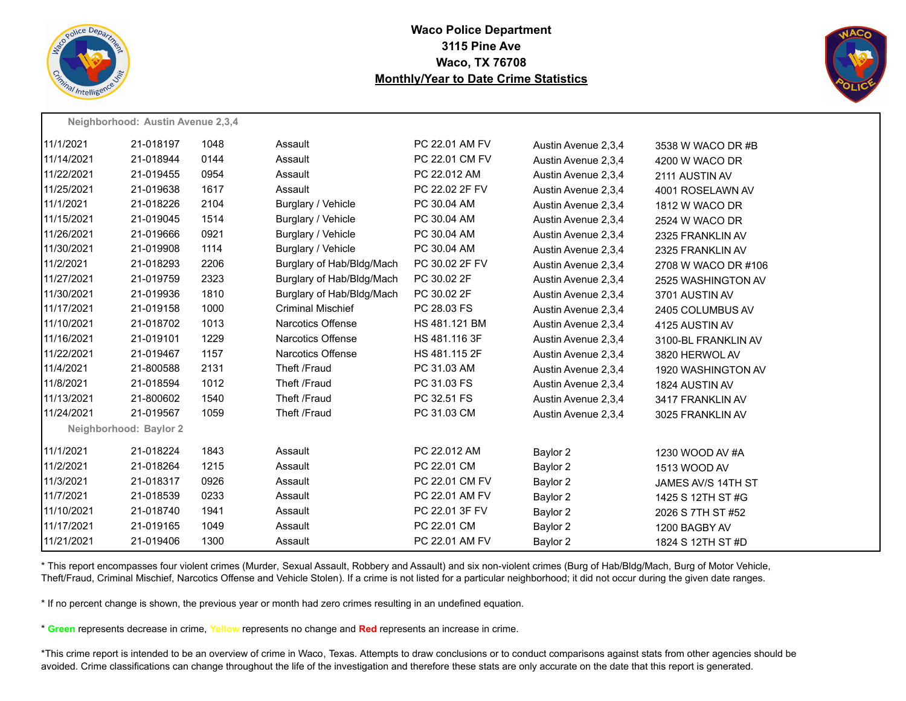# Waco Police Department
## 3115 Pine Ave
## Waco, TX 76708
## Monthly/Year to Date Crime Statistics

**Neighborhood: Austin Avenue 2,3,4**

| | | | | | | |
|---|---|---|---|---|---|---|
| 11/1/2021 | 21-018197 | 1048 | Assault | PC 22.01 AM FV | Austin Avenue 2,3,4 | 3538 W WACO DR #B |
| 11/14/2021 | 21-018944 | 0144 | Assault | PC 22.01 CM FV | Austin Avenue 2,3,4 | 4200 W WACO DR |
| 11/22/2021 | 21-019455 | 0954 | Assault | PC 22.012 AM | Austin Avenue 2,3,4 | 2111 AUSTIN AV |
| 11/25/2021 | 21-019638 | 1617 | Assault | PC 22.02 2F FV | Austin Avenue 2,3,4 | 4001 ROSELAWN AV |
| 11/1/2021 | 21-018226 | 2104 | Burglary / Vehicle | PC 30.04 AM | Austin Avenue 2,3,4 | 1812 W WACO DR |
| 11/15/2021 | 21-019045 | 1514 | Burglary / Vehicle | PC 30.04 AM | Austin Avenue 2,3,4 | 2524 W WACO DR |
| 11/26/2021 | 21-019666 | 0921 | Burglary / Vehicle | PC 30.04 AM | Austin Avenue 2,3,4 | 2325 FRANKLIN AV |
| 11/30/2021 | 21-019908 | 1114 | Burglary / Vehicle | PC 30.04 AM | Austin Avenue 2,3,4 | 2325 FRANKLIN AV |
| 11/2/2021 | 21-018293 | 2206 | Burglary of Hab/Bldg/Mach | PC 30.02 2F FV | Austin Avenue 2,3,4 | 2708 W WACO DR #106 |
| 11/27/2021 | 21-019759 | 2323 | Burglary of Hab/Bldg/Mach | PC 30.02 2F | Austin Avenue 2,3,4 | 2525 WASHINGTON AV |
| 11/30/2021 | 21-019936 | 1810 | Burglary of Hab/Bldg/Mach | PC 30.02 2F | Austin Avenue 2,3,4 | 3701 AUSTIN AV |
| 11/17/2021 | 21-019158 | 1000 | Criminal Mischief | PC 28.03 FS | Austin Avenue 2,3,4 | 2405 COLUMBUS AV |
| 11/10/2021 | 21-018702 | 1013 | Narcotics Offense | HS 481.121 BM | Austin Avenue 2,3,4 | 4125 AUSTIN AV |
| 11/16/2021 | 21-019101 | 1229 | Narcotics Offense | HS 481.116 3F | Austin Avenue 2,3,4 | 3100-BL FRANKLIN AV |
| 11/22/2021 | 21-019467 | 1157 | Narcotics Offense | HS 481.115 2F | Austin Avenue 2,3,4 | 3820 HERWOL AV |
| 11/4/2021 | 21-800588 | 2131 | Theft /Fraud | PC 31.03 AM | Austin Avenue 2,3,4 | 1920 WASHINGTON AV |
| 11/8/2021 | 21-018594 | 1012 | Theft /Fraud | PC 31.03 FS | Austin Avenue 2,3,4 | 1824 AUSTIN AV |
| 11/13/2021 | 21-800602 | 1540 | Theft /Fraud | PC 32.51 FS | Austin Avenue 2,3,4 | 3417 FRANKLIN AV |
| 11/24/2021 | 21-019567 | 1059 | Theft /Fraud | PC 31.03 CM | Austin Avenue 2,3,4 | 3025 FRANKLIN AV |

**Neighborhood: Baylor 2**

| | | | | | | |
|---|---|---|---|---|---|---|
| 11/1/2021 | 21-018224 | 1843 | Assault | PC 22.012 AM | Baylor 2 | 1230 WOOD AV #A |
| 11/2/2021 | 21-018264 | 1215 | Assault | PC 22.01 CM | Baylor 2 | 1513 WOOD AV |
| 11/3/2021 | 21-018317 | 0926 | Assault | PC 22.01 CM FV | Baylor 2 | JAMES AV/S 14TH ST |
| 11/7/2021 | 21-018539 | 0233 | Assault | PC 22.01 AM FV | Baylor 2 | 1425 S 12TH ST #G |
| 11/10/2021 | 21-018740 | 1941 | Assault | PC 22.01 3F FV | Baylor 2 | 2026 S 7TH ST #52 |
| 11/17/2021 | 21-019165 | 1049 | Assault | PC 22.01 CM | Baylor 2 | 1200 BAGBY AV |
| 11/21/2021 | 21-019406 | 1300 | Assault | PC 22.01 AM FV | Baylor 2 | 1824 S 12TH ST #D |

* This report encompasses four violent crimes (Murder, Sexual Assault, Robbery and Assault) and six non-violent crimes (Burg of Hab/Bldg/Mach, Burg of Motor Vehicle, Theft/Fraud, Criminal Mischief, Narcotics Offense and Vehicle Stolen). If a crime is not listed for a particular neighborhood; it did not occur during the given date ranges.

* If no percent change is shown, the previous year or month had zero crimes resulting in an undefined equation.

* **Green** represents decrease in crime, **Yellow** represents no change and **Red** represents an increase in crime.

*This crime report is intended to be an overview of crime in Waco, Texas. Attempts to draw conclusions or to conduct comparisons against stats from other agencies should be avoided. Crime classifications can change throughout the life of the investigation and therefore these stats are only accurate on the date that this report is generated.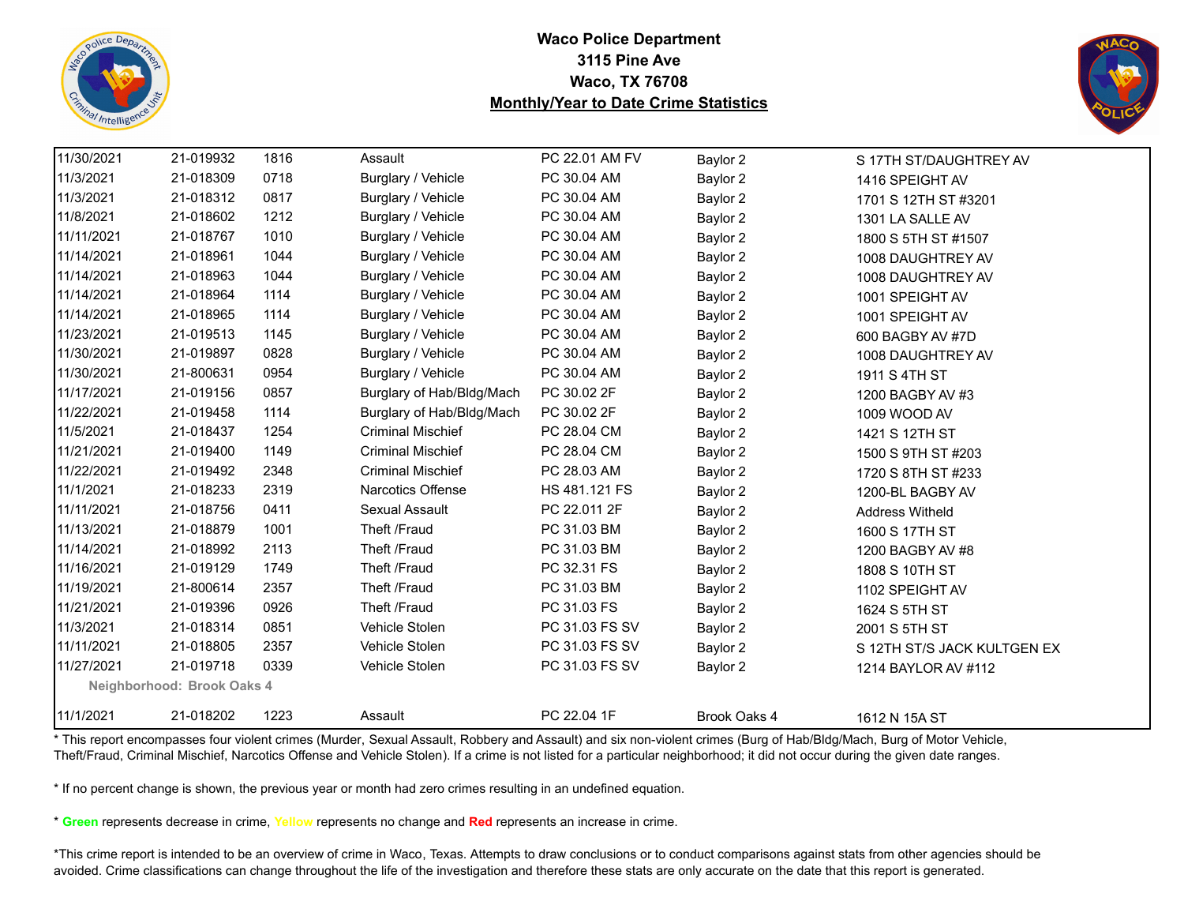**Waco Police Department**
**3115 Pine Ave**
**Waco, TX 76708**
**Monthly/Year to Date Crime Statistics**

| | | | | | | |
|---|---|---|---|---|---|---|
| 11/30/2021 | 21-019932 | 1816 | Assault | PC 22.01 AM FV | Baylor 2 | S 17TH ST/DAUGHTREY AV |
| 11/3/2021 | 21-018309 | 0718 | Burglary / Vehicle | PC 30.04 AM | Baylor 2 | 1416 SPEIGHT AV |
| 11/3/2021 | 21-018312 | 0817 | Burglary / Vehicle | PC 30.04 AM | Baylor 2 | 1701 S 12TH ST #3201 |
| 11/8/2021 | 21-018602 | 1212 | Burglary / Vehicle | PC 30.04 AM | Baylor 2 | 1301 LA SALLE AV |
| 11/11/2021 | 21-018767 | 1010 | Burglary / Vehicle | PC 30.04 AM | Baylor 2 | 1800 S 5TH ST #1507 |
| 11/14/2021 | 21-018961 | 1044 | Burglary / Vehicle | PC 30.04 AM | Baylor 2 | 1008 DAUGHTREY AV |
| 11/14/2021 | 21-018963 | 1044 | Burglary / Vehicle | PC 30.04 AM | Baylor 2 | 1008 DAUGHTREY AV |
| 11/14/2021 | 21-018964 | 1114 | Burglary / Vehicle | PC 30.04 AM | Baylor 2 | 1001 SPEIGHT AV |
| 11/14/2021 | 21-018965 | 1114 | Burglary / Vehicle | PC 30.04 AM | Baylor 2 | 1001 SPEIGHT AV |
| 11/23/2021 | 21-019513 | 1145 | Burglary / Vehicle | PC 30.04 AM | Baylor 2 | 600 BAGBY AV #7D |
| 11/30/2021 | 21-019897 | 0828 | Burglary / Vehicle | PC 30.04 AM | Baylor 2 | 1008 DAUGHTREY AV |
| 11/30/2021 | 21-800631 | 0954 | Burglary / Vehicle | PC 30.04 AM | Baylor 2 | 1911 S 4TH ST |
| 11/17/2021 | 21-019156 | 0857 | Burglary of Hab/Bldg/Mach | PC 30.02 2F | Baylor 2 | 1200 BAGBY AV #3 |
| 11/22/2021 | 21-019458 | 1114 | Burglary of Hab/Bldg/Mach | PC 30.02 2F | Baylor 2 | 1009 WOOD AV |
| 11/5/2021 | 21-018437 | 1254 | Criminal Mischief | PC 28.04 CM | Baylor 2 | 1421 S 12TH ST |
| 11/21/2021 | 21-019400 | 1149 | Criminal Mischief | PC 28.04 CM | Baylor 2 | 1500 S 9TH ST #203 |
| 11/22/2021 | 21-019492 | 2348 | Criminal Mischief | PC 28.03 AM | Baylor 2 | 1720 S 8TH ST #233 |
| 11/1/2021 | 21-018233 | 2319 | Narcotics Offense | HS 481.121 FS | Baylor 2 | 1200-BL BAGBY AV |
| 11/11/2021 | 21-018756 | 0411 | Sexual Assault | PC 22.011 2F | Baylor 2 | Address Witheld |
| 11/13/2021 | 21-018879 | 1001 | Theft /Fraud | PC 31.03 BM | Baylor 2 | 1600 S 17TH ST |
| 11/14/2021 | 21-018992 | 2113 | Theft /Fraud | PC 31.03 BM | Baylor 2 | 1200 BAGBY AV #8 |
| 11/16/2021 | 21-019129 | 1749 | Theft /Fraud | PC 32.31 FS | Baylor 2 | 1808 S 10TH ST |
| 11/19/2021 | 21-800614 | 2357 | Theft /Fraud | PC 31.03 BM | Baylor 2 | 1102 SPEIGHT AV |
| 11/21/2021 | 21-019396 | 0926 | Theft /Fraud | PC 31.03 FS | Baylor 2 | 1624 S 5TH ST |
| 11/3/2021 | 21-018314 | 0851 | Vehicle Stolen | PC 31.03 FS SV | Baylor 2 | 2001 S 5TH ST |
| 11/11/2021 | 21-018805 | 2357 | Vehicle Stolen | PC 31.03 FS SV | Baylor 2 | S 12TH ST/S JACK KULTGEN EX |
| 11/27/2021 | 21-019718 | 0339 | Vehicle Stolen | PC 31.03 FS SV | Baylor 2 | 1214 BAYLOR AV #112 |
| **Neighborhood: Brook Oaks 4** | | | | | | |
| 11/1/2021 | 21-018202 | 1223 | Assault | PC 22.04 1F | Brook Oaks 4 | 1612 N 15A ST |

* This report encompasses four violent crimes (Murder, Sexual Assault, Robbery and Assault) and six non-violent crimes (Burg of Hab/Bldg/Mach, Burg of Motor Vehicle, Theft/Fraud, Criminal Mischief, Narcotics Offense and Vehicle Stolen). If a crime is not listed for a particular neighborhood; it did not occur during the given date ranges.

* If no percent change is shown, the previous year or month had zero crimes resulting in an undefined equation.

* **Green** represents decrease in crime, Yellow represents no change and **Red** represents an increase in crime.

*This crime report is intended to be an overview of crime in Waco, Texas. Attempts to draw conclusions or to conduct comparisons against stats from other agencies should be avoided. Crime classifications can change throughout the life of the investigation and therefore these stats are only accurate on the date that this report is generated.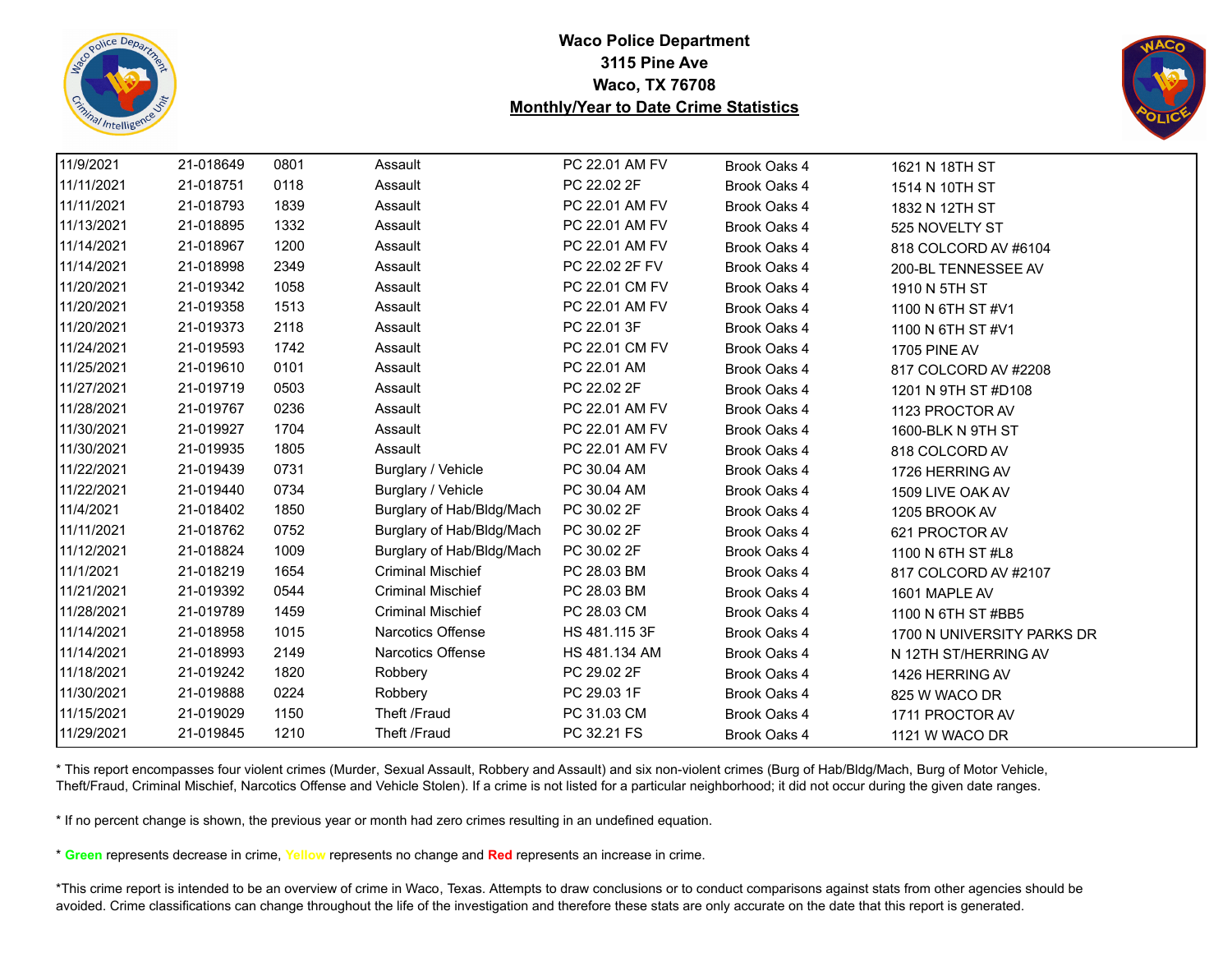**Waco Police Department**
**3115 Pine Ave**
**Waco, TX 76708**
**Monthly/Year to Date Crime Statistics**

| | | | | | | |
|---|---|---|---|---|---|---|
| 11/9/2021 | 21-018649 | 0801 | Assault | PC 22.01 AM FV | Brook Oaks 4 | 1621 N 18TH ST |
| 11/11/2021 | 21-018751 | 0118 | Assault | PC 22.02 2F | Brook Oaks 4 | 1514 N 10TH ST |
| 11/11/2021 | 21-018793 | 1839 | Assault | PC 22.01 AM FV | Brook Oaks 4 | 1832 N 12TH ST |
| 11/13/2021 | 21-018895 | 1332 | Assault | PC 22.01 AM FV | Brook Oaks 4 | 525 NOVELTY ST |
| 11/14/2021 | 21-018967 | 1200 | Assault | PC 22.01 AM FV | Brook Oaks 4 | 818 COLCORD AV #6104 |
| 11/14/2021 | 21-018998 | 2349 | Assault | PC 22.02 2F FV | Brook Oaks 4 | 200-BL TENNESSEE AV |
| 11/20/2021 | 21-019342 | 1058 | Assault | PC 22.01 CM FV | Brook Oaks 4 | 1910 N 5TH ST |
| 11/20/2021 | 21-019358 | 1513 | Assault | PC 22.01 AM FV | Brook Oaks 4 | 1100 N 6TH ST #V1 |
| 11/20/2021 | 21-019373 | 2118 | Assault | PC 22.01 3F | Brook Oaks 4 | 1100 N 6TH ST #V1 |
| 11/24/2021 | 21-019593 | 1742 | Assault | PC 22.01 CM FV | Brook Oaks 4 | 1705 PINE AV |
| 11/25/2021 | 21-019610 | 0101 | Assault | PC 22.01 AM | Brook Oaks 4 | 817 COLCORD AV #2208 |
| 11/27/2021 | 21-019719 | 0503 | Assault | PC 22.02 2F | Brook Oaks 4 | 1201 N 9TH ST #D108 |
| 11/28/2021 | 21-019767 | 0236 | Assault | PC 22.01 AM FV | Brook Oaks 4 | 1123 PROCTOR AV |
| 11/30/2021 | 21-019927 | 1704 | Assault | PC 22.01 AM FV | Brook Oaks 4 | 1600-BLK N 9TH ST |
| 11/30/2021 | 21-019935 | 1805 | Assault | PC 22.01 AM FV | Brook Oaks 4 | 818 COLCORD AV |
| 11/22/2021 | 21-019439 | 0731 | Burglary / Vehicle | PC 30.04 AM | Brook Oaks 4 | 1726 HERRING AV |
| 11/22/2021 | 21-019440 | 0734 | Burglary / Vehicle | PC 30.04 AM | Brook Oaks 4 | 1509 LIVE OAK AV |
| 11/4/2021 | 21-018402 | 1850 | Burglary of Hab/Bldg/Mach | PC 30.02 2F | Brook Oaks 4 | 1205 BROOK AV |
| 11/11/2021 | 21-018762 | 0752 | Burglary of Hab/Bldg/Mach | PC 30.02 2F | Brook Oaks 4 | 621 PROCTOR AV |
| 11/12/2021 | 21-018824 | 1009 | Burglary of Hab/Bldg/Mach | PC 30.02 2F | Brook Oaks 4 | 1100 N 6TH ST #L8 |
| 11/1/2021 | 21-018219 | 1654 | Criminal Mischief | PC 28.03 BM | Brook Oaks 4 | 817 COLCORD AV #2107 |
| 11/21/2021 | 21-019392 | 0544 | Criminal Mischief | PC 28.03 BM | Brook Oaks 4 | 1601 MAPLE AV |
| 11/28/2021 | 21-019789 | 1459 | Criminal Mischief | PC 28.03 CM | Brook Oaks 4 | 1100 N 6TH ST #BB5 |
| 11/14/2021 | 21-018958 | 1015 | Narcotics Offense | HS 481.115 3F | Brook Oaks 4 | 1700 N UNIVERSITY PARKS DR |
| 11/14/2021 | 21-018993 | 2149 | Narcotics Offense | HS 481.134 AM | Brook Oaks 4 | N 12TH ST/HERRING AV |
| 11/18/2021 | 21-019242 | 1820 | Robbery | PC 29.02 2F | Brook Oaks 4 | 1426 HERRING AV |
| 11/30/2021 | 21-019888 | 0224 | Robbery | PC 29.03 1F | Brook Oaks 4 | 825 W WACO DR |
| 11/15/2021 | 21-019029 | 1150 | Theft /Fraud | PC 31.03 CM | Brook Oaks 4 | 1711 PROCTOR AV |
| 11/29/2021 | 21-019845 | 1210 | Theft /Fraud | PC 32.21 FS | Brook Oaks 4 | 1121 W WACO DR |

* This report encompasses four violent crimes (Murder, Sexual Assault, Robbery and Assault) and six non-violent crimes (Burg of Hab/Bldg/Mach, Burg of Motor Vehicle, Theft/Fraud, Criminal Mischief, Narcotics Offense and Vehicle Stolen). If a crime is not listed for a particular neighborhood; it did not occur during the given date ranges.

* If no percent change is shown, the previous year or month had zero crimes resulting in an undefined equation.

* **Green** represents decrease in crime, **Yellow** represents no change and **Red** represents an increase in crime.

*This crime report is intended to be an overview of crime in Waco, Texas. Attempts to draw conclusions or to conduct comparisons against stats from other agencies should be avoided. Crime classifications can change throughout the life of the investigation and therefore these stats are only accurate on the date that this report is generated.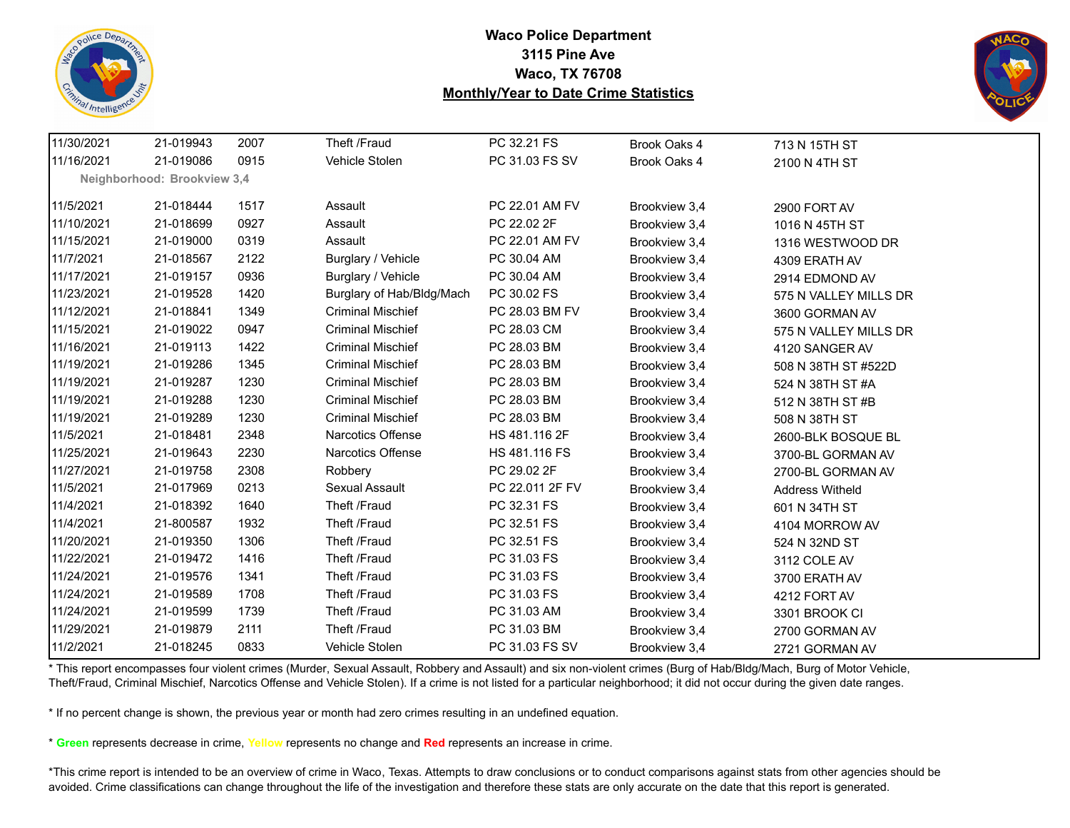# Waco Police Department
## 3115 Pine Ave
## Waco, TX 76708
## Monthly/Year to Date Crime Statistics

| | | | | | | |
|---|---|---|---|---|---|---|
| 11/30/2021 | 21-019943 | 2007 | Theft /Fraud | PC 32.21 FS | Brook Oaks 4 | 713 N 15TH ST |
| 11/16/2021 | 21-019086 | 0915 | Vehicle Stolen | PC 31.03 FS SV | Brook Oaks 4 | 2100 N 4TH ST |
| **Neighborhood: Brookview 3,4** | | | | | | |
| 11/5/2021 | 21-018444 | 1517 | Assault | PC 22.01 AM FV | Brookview 3,4 | 2900 FORT AV |
| 11/10/2021 | 21-018699 | 0927 | Assault | PC 22.02 2F | Brookview 3,4 | 1016 N 45TH ST |
| 11/15/2021 | 21-019000 | 0319 | Assault | PC 22.01 AM FV | Brookview 3,4 | 1316 WESTWOOD DR |
| 11/7/2021 | 21-018567 | 2122 | Burglary / Vehicle | PC 30.04 AM | Brookview 3,4 | 4309 ERATH AV |
| 11/17/2021 | 21-019157 | 0936 | Burglary / Vehicle | PC 30.04 AM | Brookview 3,4 | 2914 EDMOND AV |
| 11/23/2021 | 21-019528 | 1420 | Burglary of Hab/Bldg/Mach | PC 30.02 FS | Brookview 3,4 | 575 N VALLEY MILLS DR |
| 11/12/2021 | 21-018841 | 1349 | Criminal Mischief | PC 28.03 BM FV | Brookview 3,4 | 3600 GORMAN AV |
| 11/15/2021 | 21-019022 | 0947 | Criminal Mischief | PC 28.03 CM | Brookview 3,4 | 575 N VALLEY MILLS DR |
| 11/16/2021 | 21-019113 | 1422 | Criminal Mischief | PC 28.03 BM | Brookview 3,4 | 4120 SANGER AV |
| 11/19/2021 | 21-019286 | 1345 | Criminal Mischief | PC 28.03 BM | Brookview 3,4 | 508 N 38TH ST #522D |
| 11/19/2021 | 21-019287 | 1230 | Criminal Mischief | PC 28.03 BM | Brookview 3,4 | 524 N 38TH ST #A |
| 11/19/2021 | 21-019288 | 1230 | Criminal Mischief | PC 28.03 BM | Brookview 3,4 | 512 N 38TH ST #B |
| 11/19/2021 | 21-019289 | 1230 | Criminal Mischief | PC 28.03 BM | Brookview 3,4 | 508 N 38TH ST |
| 11/5/2021 | 21-018481 | 2348 | Narcotics Offense | HS 481.116 2F | Brookview 3,4 | 2600-BLK BOSQUE BL |
| 11/25/2021 | 21-019643 | 2230 | Narcotics Offense | HS 481.116 FS | Brookview 3,4 | 3700-BL GORMAN AV |
| 11/27/2021 | 21-019758 | 2308 | Robbery | PC 29.02 2F | Brookview 3,4 | 2700-BL GORMAN AV |
| 11/5/2021 | 21-017969 | 0213 | Sexual Assault | PC 22.011 2F FV | Brookview 3,4 | Address Witheld |
| 11/4/2021 | 21-018392 | 1640 | Theft /Fraud | PC 32.31 FS | Brookview 3,4 | 601 N 34TH ST |
| 11/4/2021 | 21-800587 | 1932 | Theft /Fraud | PC 32.51 FS | Brookview 3,4 | 4104 MORROW AV |
| 11/20/2021 | 21-019350 | 1306 | Theft /Fraud | PC 32.51 FS | Brookview 3,4 | 524 N 32ND ST |
| 11/22/2021 | 21-019472 | 1416 | Theft /Fraud | PC 31.03 FS | Brookview 3,4 | 3112 COLE AV |
| 11/24/2021 | 21-019576 | 1341 | Theft /Fraud | PC 31.03 FS | Brookview 3,4 | 3700 ERATH AV |
| 11/24/2021 | 21-019589 | 1708 | Theft /Fraud | PC 31.03 FS | Brookview 3,4 | 4212 FORT AV |
| 11/24/2021 | 21-019599 | 1739 | Theft /Fraud | PC 31.03 AM | Brookview 3,4 | 3301 BROOK CI |
| 11/29/2021 | 21-019879 | 2111 | Theft /Fraud | PC 31.03 BM | Brookview 3,4 | 2700 GORMAN AV |
| 11/2/2021 | 21-018245 | 0833 | Vehicle Stolen | PC 31.03 FS SV | Brookview 3,4 | 2721 GORMAN AV |

* This report encompasses four violent crimes (Murder, Sexual Assault, Robbery and Assault) and six non-violent crimes (Burg of Hab/Bldg/Mach, Burg of Motor Vehicle, Theft/Fraud, Criminal Mischief, Narcotics Offense and Vehicle Stolen). If a crime is not listed for a particular neighborhood; it did not occur during the given date ranges.

* If no percent change is shown, the previous year or month had zero crimes resulting in an undefined equation.

* **Green** represents decrease in crime, **Yellow** represents no change and **Red** represents an increase in crime.

*This crime report is intended to be an overview of crime in Waco, Texas. Attempts to draw conclusions or to conduct comparisons against stats from other agencies should be avoided. Crime classifications can change throughout the life of the investigation and therefore these stats are only accurate on the date that this report is generated.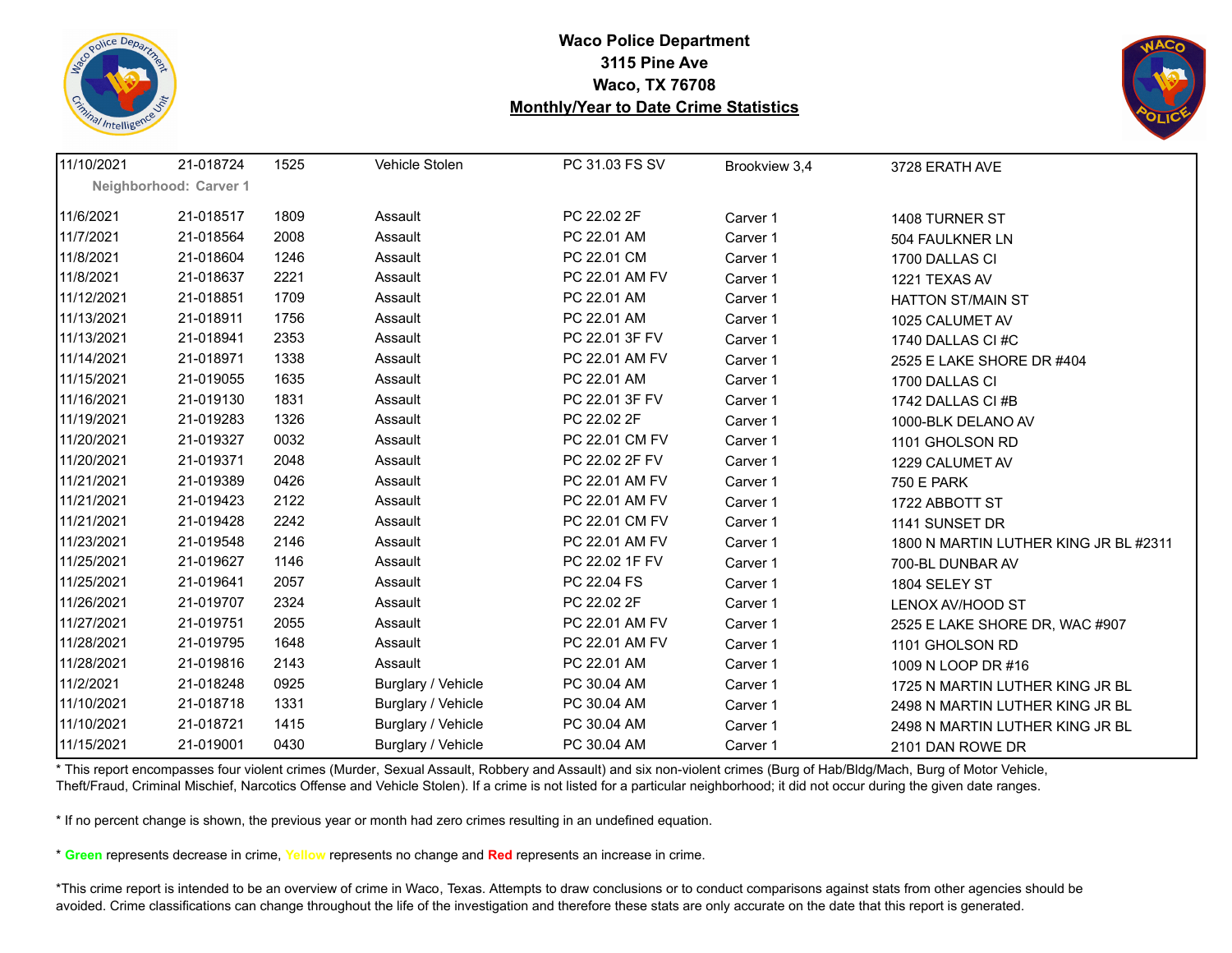# Waco Police Department

**3115 Pine Ave**

**Waco, TX 76708**

**Monthly/Year to Date Crime Statistics**

| | | | | | | |
|---|---|---|---|---|---|---|
| 11/10/2021 | 21-018724 | 1525 | Vehicle Stolen | PC 31.03 FS SV | Brookview 3,4 | 3728 ERATH AVE |
| **Neighborhood: Carver 1** | | | | | | |
| 11/6/2021 | 21-018517 | 1809 | Assault | PC 22.02 2F | Carver 1 | 1408 TURNER ST |
| 11/7/2021 | 21-018564 | 2008 | Assault | PC 22.01 AM | Carver 1 | 504 FAULKNER LN |
| 11/8/2021 | 21-018604 | 1246 | Assault | PC 22.01 CM | Carver 1 | 1700 DALLAS CI |
| 11/8/2021 | 21-018637 | 2221 | Assault | PC 22.01 AM FV | Carver 1 | 1221 TEXAS AV |
| 11/12/2021 | 21-018851 | 1709 | Assault | PC 22.01 AM | Carver 1 | HATTON ST/MAIN ST |
| 11/13/2021 | 21-018911 | 1756 | Assault | PC 22.01 AM | Carver 1 | 1025 CALUMET AV |
| 11/13/2021 | 21-018941 | 2353 | Assault | PC 22.01 3F FV | Carver 1 | 1740 DALLAS CI #C |
| 11/14/2021 | 21-018971 | 1338 | Assault | PC 22.01 AM FV | Carver 1 | 2525 E LAKE SHORE DR #404 |
| 11/15/2021 | 21-019055 | 1635 | Assault | PC 22.01 AM | Carver 1 | 1700 DALLAS CI |
| 11/16/2021 | 21-019130 | 1831 | Assault | PC 22.01 3F FV | Carver 1 | 1742 DALLAS CI #B |
| 11/19/2021 | 21-019283 | 1326 | Assault | PC 22.02 2F | Carver 1 | 1000-BLK DELANO AV |
| 11/20/2021 | 21-019327 | 0032 | Assault | PC 22.01 CM FV | Carver 1 | 1101 GHOLSON RD |
| 11/20/2021 | 21-019371 | 2048 | Assault | PC 22.02 2F FV | Carver 1 | 1229 CALUMET AV |
| 11/21/2021 | 21-019389 | 0426 | Assault | PC 22.01 AM FV | Carver 1 | 750 E PARK |
| 11/21/2021 | 21-019423 | 2122 | Assault | PC 22.01 AM FV | Carver 1 | 1722 ABBOTT ST |
| 11/21/2021 | 21-019428 | 2242 | Assault | PC 22.01 CM FV | Carver 1 | 1141 SUNSET DR |
| 11/23/2021 | 21-019548 | 2146 | Assault | PC 22.01 AM FV | Carver 1 | 1800 N MARTIN LUTHER KING JR BL #2311 |
| 11/25/2021 | 21-019627 | 1146 | Assault | PC 22.02 1F FV | Carver 1 | 700-BL DUNBAR AV |
| 11/25/2021 | 21-019641 | 2057 | Assault | PC 22.04 FS | Carver 1 | 1804 SELEY ST |
| 11/26/2021 | 21-019707 | 2324 | Assault | PC 22.02 2F | Carver 1 | LENOX AV/HOOD ST |
| 11/27/2021 | 21-019751 | 2055 | Assault | PC 22.01 AM FV | Carver 1 | 2525 E LAKE SHORE DR, WAC #907 |
| 11/28/2021 | 21-019795 | 1648 | Assault | PC 22.01 AM FV | Carver 1 | 1101 GHOLSON RD |
| 11/28/2021 | 21-019816 | 2143 | Assault | PC 22.01 AM | Carver 1 | 1009 N LOOP DR #16 |
| 11/2/2021 | 21-018248 | 0925 | Burglary / Vehicle | PC 30.04 AM | Carver 1 | 1725 N MARTIN LUTHER KING JR BL |
| 11/10/2021 | 21-018718 | 1331 | Burglary / Vehicle | PC 30.04 AM | Carver 1 | 2498 N MARTIN LUTHER KING JR BL |
| 11/10/2021 | 21-018721 | 1415 | Burglary / Vehicle | PC 30.04 AM | Carver 1 | 2498 N MARTIN LUTHER KING JR BL |
| 11/15/2021 | 21-019001 | 0430 | Burglary / Vehicle | PC 30.04 AM | Carver 1 | 2101 DAN ROWE DR |

* This report encompasses four violent crimes (Murder, Sexual Assault, Robbery and Assault) and six non-violent crimes (Burg of Hab/Bldg/Mach, Burg of Motor Vehicle, Theft/Fraud, Criminal Mischief, Narcotics Offense and Vehicle Stolen). If a crime is not listed for a particular neighborhood; it did not occur during the given date ranges.

* If no percent change is shown, the previous year or month had zero crimes resulting in an undefined equation.

* **Green** represents decrease in crime, **Yellow** represents no change and **Red** represents an increase in crime.

*This crime report is intended to be an overview of crime in Waco, Texas. Attempts to draw conclusions or to conduct comparisons against stats from other agencies should be avoided. Crime classifications can change throughout the life of the investigation and therefore these stats are only accurate on the date that this report is generated.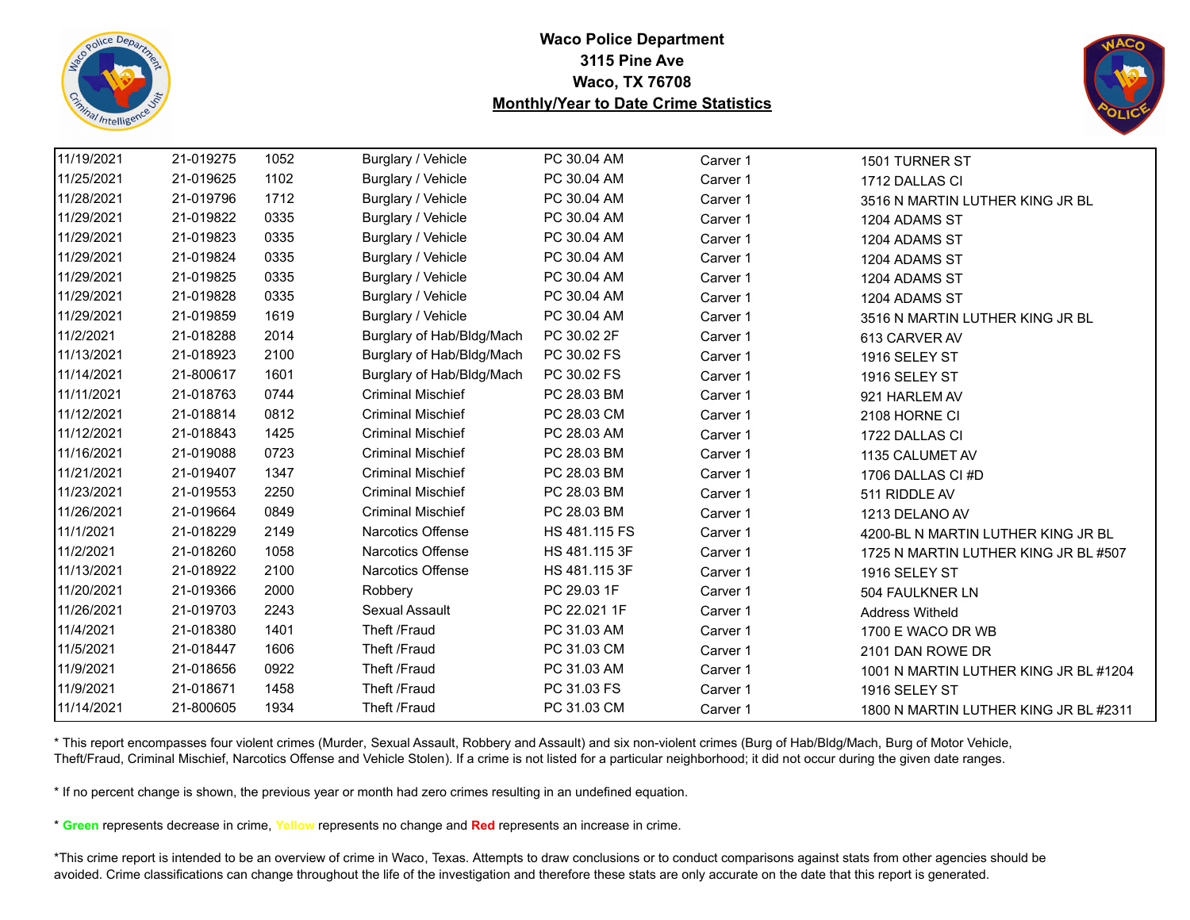**Waco Police Department**
**3115 Pine Ave**
**Waco, TX 76708**
**Monthly/Year to Date Crime Statistics**

| | | | | | | |
|---|---|---|---|---|---|---|
| 11/19/2021 | 21-019275 | 1052 | Burglary / Vehicle | PC 30.04 AM | Carver 1 | 1501 TURNER ST |
| 11/25/2021 | 21-019625 | 1102 | Burglary / Vehicle | PC 30.04 AM | Carver 1 | 1712 DALLAS CI |
| 11/28/2021 | 21-019796 | 1712 | Burglary / Vehicle | PC 30.04 AM | Carver 1 | 3516 N MARTIN LUTHER KING JR BL |
| 11/29/2021 | 21-019822 | 0335 | Burglary / Vehicle | PC 30.04 AM | Carver 1 | 1204 ADAMS ST |
| 11/29/2021 | 21-019823 | 0335 | Burglary / Vehicle | PC 30.04 AM | Carver 1 | 1204 ADAMS ST |
| 11/29/2021 | 21-019824 | 0335 | Burglary / Vehicle | PC 30.04 AM | Carver 1 | 1204 ADAMS ST |
| 11/29/2021 | 21-019825 | 0335 | Burglary / Vehicle | PC 30.04 AM | Carver 1 | 1204 ADAMS ST |
| 11/29/2021 | 21-019828 | 0335 | Burglary / Vehicle | PC 30.04 AM | Carver 1 | 1204 ADAMS ST |
| 11/29/2021 | 21-019859 | 1619 | Burglary / Vehicle | PC 30.04 AM | Carver 1 | 3516 N MARTIN LUTHER KING JR BL |
| 11/2/2021 | 21-018288 | 2014 | Burglary of Hab/Bldg/Mach | PC 30.02 2F | Carver 1 | 613 CARVER AV |
| 11/13/2021 | 21-018923 | 2100 | Burglary of Hab/Bldg/Mach | PC 30.02 FS | Carver 1 | 1916 SELEY ST |
| 11/14/2021 | 21-800617 | 1601 | Burglary of Hab/Bldg/Mach | PC 30.02 FS | Carver 1 | 1916 SELEY ST |
| 11/11/2021 | 21-018763 | 0744 | Criminal Mischief | PC 28.03 BM | Carver 1 | 921 HARLEM AV |
| 11/12/2021 | 21-018814 | 0812 | Criminal Mischief | PC 28.03 CM | Carver 1 | 2108 HORNE CI |
| 11/12/2021 | 21-018843 | 1425 | Criminal Mischief | PC 28.03 AM | Carver 1 | 1722 DALLAS CI |
| 11/16/2021 | 21-019088 | 0723 | Criminal Mischief | PC 28.03 BM | Carver 1 | 1135 CALUMET AV |
| 11/21/2021 | 21-019407 | 1347 | Criminal Mischief | PC 28.03 BM | Carver 1 | 1706 DALLAS CI #D |
| 11/23/2021 | 21-019553 | 2250 | Criminal Mischief | PC 28.03 BM | Carver 1 | 511 RIDDLE AV |
| 11/26/2021 | 21-019664 | 0849 | Criminal Mischief | PC 28.03 BM | Carver 1 | 1213 DELANO AV |
| 11/1/2021 | 21-018229 | 2149 | Narcotics Offense | HS 481.115 FS | Carver 1 | 4200-BL N MARTIN LUTHER KING JR BL |
| 11/2/2021 | 21-018260 | 1058 | Narcotics Offense | HS 481.115 3F | Carver 1 | 1725 N MARTIN LUTHER KING JR BL #507 |
| 11/13/2021 | 21-018922 | 2100 | Narcotics Offense | HS 481.115 3F | Carver 1 | 1916 SELEY ST |
| 11/20/2021 | 21-019366 | 2000 | Robbery | PC 29.03 1F | Carver 1 | 504 FAULKNER LN |
| 11/26/2021 | 21-019703 | 2243 | Sexual Assault | PC 22.021 1F | Carver 1 | Address Witheld |
| 11/4/2021 | 21-018380 | 1401 | Theft /Fraud | PC 31.03 AM | Carver 1 | 1700 E WACO DR WB |
| 11/5/2021 | 21-018447 | 1606 | Theft /Fraud | PC 31.03 CM | Carver 1 | 2101 DAN ROWE DR |
| 11/9/2021 | 21-018656 | 0922 | Theft /Fraud | PC 31.03 AM | Carver 1 | 1001 N MARTIN LUTHER KING JR BL #1204 |
| 11/9/2021 | 21-018671 | 1458 | Theft /Fraud | PC 31.03 FS | Carver 1 | 1916 SELEY ST |
| 11/14/2021 | 21-800605 | 1934 | Theft /Fraud | PC 31.03 CM | Carver 1 | 1800 N MARTIN LUTHER KING JR BL #2311 |

* This report encompasses four violent crimes (Murder, Sexual Assault, Robbery and Assault) and six non-violent crimes (Burg of Hab/Bldg/Mach, Burg of Motor Vehicle, Theft/Fraud, Criminal Mischief, Narcotics Offense and Vehicle Stolen). If a crime is not listed for a particular neighborhood; it did not occur during the given date ranges.

* If no percent change is shown, the previous year or month had zero crimes resulting in an undefined equation.

* **Green** represents decrease in crime, **Yellow** represents no change and **Red** represents an increase in crime.

*This crime report is intended to be an overview of crime in Waco, Texas. Attempts to draw conclusions or to conduct comparisons against stats from other agencies should be avoided. Crime classifications can change throughout the life of the investigation and therefore these stats are only accurate on the date that this report is generated.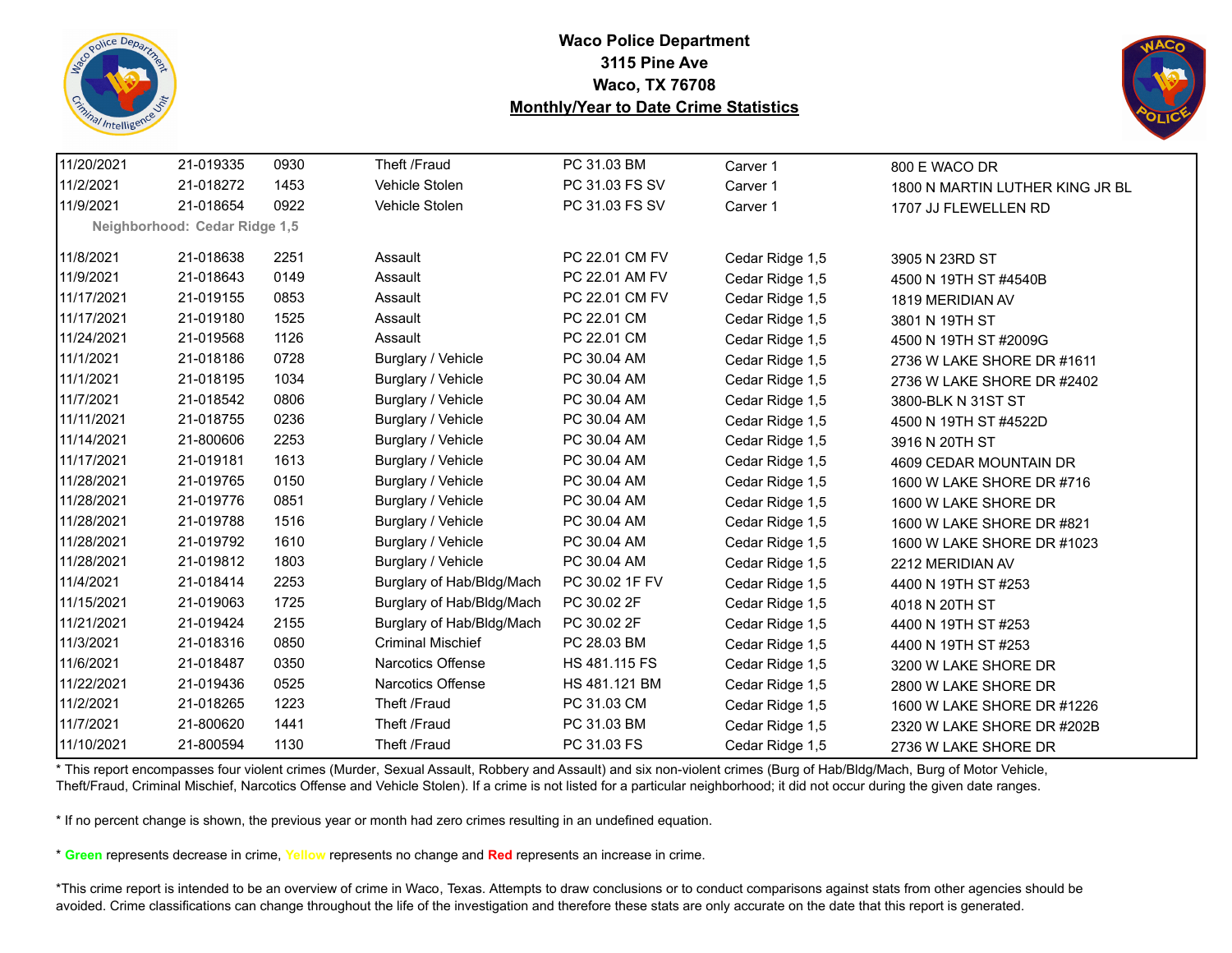# Waco Police Department
## 3115 Pine Ave
## Waco, TX 76708
## Monthly/Year to Date Crime Statistics

| | | | | | | |
|---|---|---|---|---|---|---|
| 11/20/2021 | 21-019335 | 0930 | Theft /Fraud | PC 31.03 BM | Carver 1 | 800 E WACO DR |
| 11/2/2021 | 21-018272 | 1453 | Vehicle Stolen | PC 31.03 FS SV | Carver 1 | 1800 N MARTIN LUTHER KING JR BL |
| 11/9/2021 | 21-018654 | 0922 | Vehicle Stolen | PC 31.03 FS SV | Carver 1 | 1707 JJ FLEWELLEN RD |

**Neighborhood: Cedar Ridge 1,5**

| | | | | | | |
|---|---|---|---|---|---|---|
| 11/8/2021 | 21-018638 | 2251 | Assault | PC 22.01 CM FV | Cedar Ridge 1,5 | 3905 N 23RD ST |
| 11/9/2021 | 21-018643 | 0149 | Assault | PC 22.01 AM FV | Cedar Ridge 1,5 | 4500 N 19TH ST #4540B |
| 11/17/2021 | 21-019155 | 0853 | Assault | PC 22.01 CM FV | Cedar Ridge 1,5 | 1819 MERIDIAN AV |
| 11/17/2021 | 21-019180 | 1525 | Assault | PC 22.01 CM | Cedar Ridge 1,5 | 3801 N 19TH ST |
| 11/24/2021 | 21-019568 | 1126 | Assault | PC 22.01 CM | Cedar Ridge 1,5 | 4500 N 19TH ST #2009G |
| 11/1/2021 | 21-018186 | 0728 | Burglary / Vehicle | PC 30.04 AM | Cedar Ridge 1,5 | 2736 W LAKE SHORE DR #1611 |
| 11/1/2021 | 21-018195 | 1034 | Burglary / Vehicle | PC 30.04 AM | Cedar Ridge 1,5 | 2736 W LAKE SHORE DR #2402 |
| 11/7/2021 | 21-018542 | 0806 | Burglary / Vehicle | PC 30.04 AM | Cedar Ridge 1,5 | 3800-BLK N 31ST ST |
| 11/11/2021 | 21-018755 | 0236 | Burglary / Vehicle | PC 30.04 AM | Cedar Ridge 1,5 | 4500 N 19TH ST #4522D |
| 11/14/2021 | 21-800606 | 2253 | Burglary / Vehicle | PC 30.04 AM | Cedar Ridge 1,5 | 3916 N 20TH ST |
| 11/17/2021 | 21-019181 | 1613 | Burglary / Vehicle | PC 30.04 AM | Cedar Ridge 1,5 | 4609 CEDAR MOUNTAIN DR |
| 11/28/2021 | 21-019765 | 0150 | Burglary / Vehicle | PC 30.04 AM | Cedar Ridge 1,5 | 1600 W LAKE SHORE DR #716 |
| 11/28/2021 | 21-019776 | 0851 | Burglary / Vehicle | PC 30.04 AM | Cedar Ridge 1,5 | 1600 W LAKE SHORE DR |
| 11/28/2021 | 21-019788 | 1516 | Burglary / Vehicle | PC 30.04 AM | Cedar Ridge 1,5 | 1600 W LAKE SHORE DR #821 |
| 11/28/2021 | 21-019792 | 1610 | Burglary / Vehicle | PC 30.04 AM | Cedar Ridge 1,5 | 1600 W LAKE SHORE DR #1023 |
| 11/28/2021 | 21-019812 | 1803 | Burglary / Vehicle | PC 30.04 AM | Cedar Ridge 1,5 | 2212 MERIDIAN AV |
| 11/4/2021 | 21-018414 | 2253 | Burglary of Hab/Bldg/Mach | PC 30.02 1F FV | Cedar Ridge 1,5 | 4400 N 19TH ST #253 |
| 11/15/2021 | 21-019063 | 1725 | Burglary of Hab/Bldg/Mach | PC 30.02 2F | Cedar Ridge 1,5 | 4018 N 20TH ST |
| 11/21/2021 | 21-019424 | 2155 | Burglary of Hab/Bldg/Mach | PC 30.02 2F | Cedar Ridge 1,5 | 4400 N 19TH ST #253 |
| 11/3/2021 | 21-018316 | 0850 | Criminal Mischief | PC 28.03 BM | Cedar Ridge 1,5 | 4400 N 19TH ST #253 |
| 11/6/2021 | 21-018487 | 0350 | Narcotics Offense | HS 481.115 FS | Cedar Ridge 1,5 | 3200 W LAKE SHORE DR |
| 11/22/2021 | 21-019436 | 0525 | Narcotics Offense | HS 481.121 BM | Cedar Ridge 1,5 | 2800 W LAKE SHORE DR |
| 11/2/2021 | 21-018265 | 1223 | Theft /Fraud | PC 31.03 CM | Cedar Ridge 1,5 | 1600 W LAKE SHORE DR #1226 |
| 11/7/2021 | 21-800620 | 1441 | Theft /Fraud | PC 31.03 BM | Cedar Ridge 1,5 | 2320 W LAKE SHORE DR #202B |
| 11/10/2021 | 21-800594 | 1130 | Theft /Fraud | PC 31.03 FS | Cedar Ridge 1,5 | 2736 W LAKE SHORE DR |

* This report encompasses four violent crimes (Murder, Sexual Assault, Robbery and Assault) and six non-violent crimes (Burg of Hab/Bldg/Mach, Burg of Motor Vehicle, Theft/Fraud, Criminal Mischief, Narcotics Offense and Vehicle Stolen). If a crime is not listed for a particular neighborhood; it did not occur during the given date ranges.

* If no percent change is shown, the previous year or month had zero crimes resulting in an undefined equation.

* **Green** represents decrease in crime, **Yellow** represents no change and **Red** represents an increase in crime.

*This crime report is intended to be an overview of crime in Waco, Texas. Attempts to draw conclusions or to conduct comparisons against stats from other agencies should be avoided. Crime classifications can change throughout the life of the investigation and therefore these stats are only accurate on the date that this report is generated.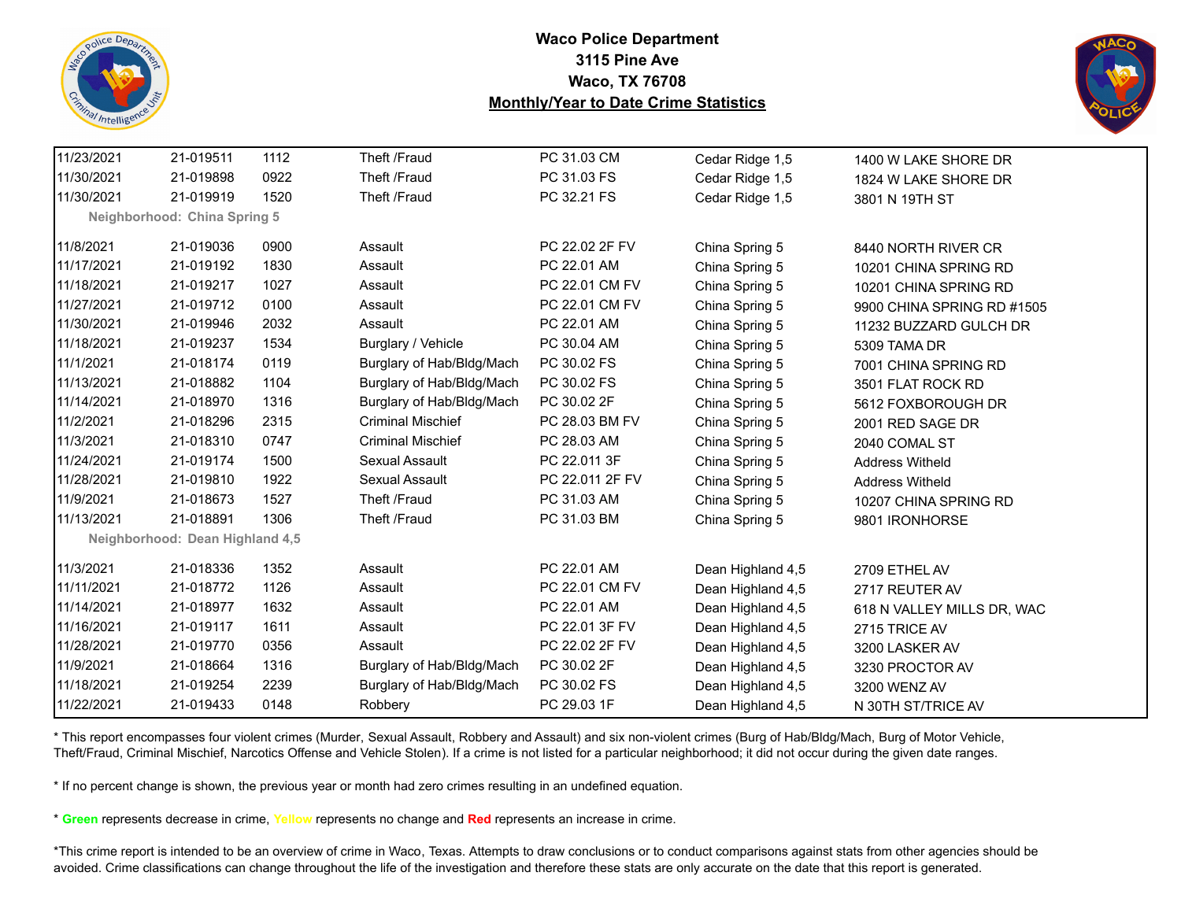**Waco Police Department**
**3115 Pine Ave**
**Waco, TX 76708**
**Monthly/Year to Date Crime Statistics**

| | | | | | | |
|---|---|---|---|---|---|---|
| 11/23/2021 | 21-019511 | 1112 | Theft /Fraud | PC 31.03 CM | Cedar Ridge 1,5 | 1400 W LAKE SHORE DR |
| 11/30/2021 | 21-019898 | 0922 | Theft /Fraud | PC 31.03 FS | Cedar Ridge 1,5 | 1824 W LAKE SHORE DR |
| 11/30/2021 | 21-019919 | 1520 | Theft /Fraud | PC 32.21 FS | Cedar Ridge 1,5 | 3801 N 19TH ST |
| **Neighborhood: China Spring 5** | | | | | | |
| 11/8/2021 | 21-019036 | 0900 | Assault | PC 22.02 2F FV | China Spring 5 | 8440 NORTH RIVER CR |
| 11/17/2021 | 21-019192 | 1830 | Assault | PC 22.01 AM | China Spring 5 | 10201 CHINA SPRING RD |
| 11/18/2021 | 21-019217 | 1027 | Assault | PC 22.01 CM FV | China Spring 5 | 10201 CHINA SPRING RD |
| 11/27/2021 | 21-019712 | 0100 | Assault | PC 22.01 CM FV | China Spring 5 | 9900 CHINA SPRING RD #1505 |
| 11/30/2021 | 21-019946 | 2032 | Assault | PC 22.01 AM | China Spring 5 | 11232 BUZZARD GULCH DR |
| 11/18/2021 | 21-019237 | 1534 | Burglary / Vehicle | PC 30.04 AM | China Spring 5 | 5309 TAMA DR |
| 11/1/2021 | 21-018174 | 0119 | Burglary of Hab/Bldg/Mach | PC 30.02 FS | China Spring 5 | 7001 CHINA SPRING RD |
| 11/13/2021 | 21-018882 | 1104 | Burglary of Hab/Bldg/Mach | PC 30.02 FS | China Spring 5 | 3501 FLAT ROCK RD |
| 11/14/2021 | 21-018970 | 1316 | Burglary of Hab/Bldg/Mach | PC 30.02 2F | China Spring 5 | 5612 FOXBOROUGH DR |
| 11/2/2021 | 21-018296 | 2315 | Criminal Mischief | PC 28.03 BM FV | China Spring 5 | 2001 RED SAGE DR |
| 11/3/2021 | 21-018310 | 0747 | Criminal Mischief | PC 28.03 AM | China Spring 5 | 2040 COMAL ST |
| 11/24/2021 | 21-019174 | 1500 | Sexual Assault | PC 22.011 3F | China Spring 5 | Address Witheld |
| 11/28/2021 | 21-019810 | 1922 | Sexual Assault | PC 22.011 2F FV | China Spring 5 | Address Witheld |
| 11/9/2021 | 21-018673 | 1527 | Theft /Fraud | PC 31.03 AM | China Spring 5 | 10207 CHINA SPRING RD |
| 11/13/2021 | 21-018891 | 1306 | Theft /Fraud | PC 31.03 BM | China Spring 5 | 9801 IRONHORSE |
| **Neighborhood: Dean Highland 4,5** | | | | | | |
| 11/3/2021 | 21-018336 | 1352 | Assault | PC 22.01 AM | Dean Highland 4,5 | 2709 ETHEL AV |
| 11/11/2021 | 21-018772 | 1126 | Assault | PC 22.01 CM FV | Dean Highland 4,5 | 2717 REUTER AV |
| 11/14/2021 | 21-018977 | 1632 | Assault | PC 22.01 AM | Dean Highland 4,5 | 618 N VALLEY MILLS DR, WAC |
| 11/16/2021 | 21-019117 | 1611 | Assault | PC 22.01 3F FV | Dean Highland 4,5 | 2715 TRICE AV |
| 11/28/2021 | 21-019770 | 0356 | Assault | PC 22.02 2F FV | Dean Highland 4,5 | 3200 LASKER AV |
| 11/9/2021 | 21-018664 | 1316 | Burglary of Hab/Bldg/Mach | PC 30.02 2F | Dean Highland 4,5 | 3230 PROCTOR AV |
| 11/18/2021 | 21-019254 | 2239 | Burglary of Hab/Bldg/Mach | PC 30.02 FS | Dean Highland 4,5 | 3200 WENZ AV |
| 11/22/2021 | 21-019433 | 0148 | Robbery | PC 29.03 1F | Dean Highland 4,5 | N 30TH ST/TRICE AV |

* This report encompasses four violent crimes (Murder, Sexual Assault, Robbery and Assault) and six non-violent crimes (Burg of Hab/Bldg/Mach, Burg of Motor Vehicle, Theft/Fraud, Criminal Mischief, Narcotics Offense and Vehicle Stolen). If a crime is not listed for a particular neighborhood; it did not occur during the given date ranges.

* If no percent change is shown, the previous year or month had zero crimes resulting in an undefined equation.

* **Green** represents decrease in crime, **Yellow** represents no change and **Red** represents an increase in crime.

*This crime report is intended to be an overview of crime in Waco, Texas. Attempts to draw conclusions or to conduct comparisons against stats from other agencies should be avoided. Crime classifications can change throughout the life of the investigation and therefore these stats are only accurate on the date that this report is generated.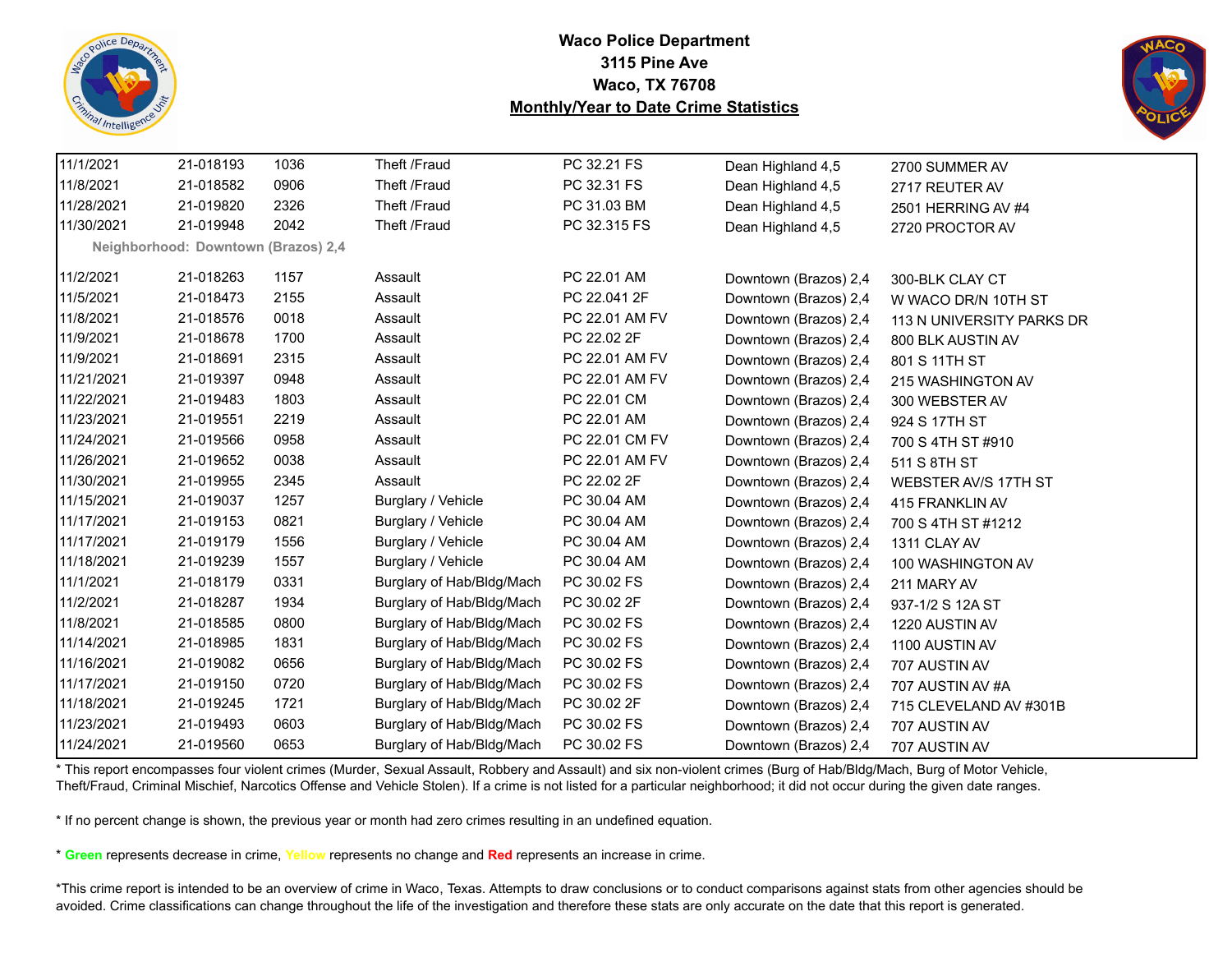**Waco Police Department**
**3115 Pine Ave**
**Waco, TX 76708**
**Monthly/Year to Date Crime Statistics**

| | | | | | | |
|---|---|---|---|---|---|---|
| 11/1/2021 | 21-018193 | 1036 | Theft /Fraud | PC 32.21 FS | Dean Highland 4,5 | 2700 SUMMER AV |
| 11/8/2021 | 21-018582 | 0906 | Theft /Fraud | PC 32.31 FS | Dean Highland 4,5 | 2717 REUTER AV |
| 11/28/2021 | 21-019820 | 2326 | Theft /Fraud | PC 31.03 BM | Dean Highland 4,5 | 2501 HERRING AV #4 |
| 11/30/2021 | 21-019948 | 2042 | Theft /Fraud | PC 32.315 FS | Dean Highland 4,5 | 2720 PROCTOR AV |
| **Neighborhood: Downtown (Brazos) 2,4** | | | | | | |
| 11/2/2021 | 21-018263 | 1157 | Assault | PC 22.01 AM | Downtown (Brazos) 2,4 | 300-BLK CLAY CT |
| 11/5/2021 | 21-018473 | 2155 | Assault | PC 22.041 2F | Downtown (Brazos) 2,4 | W WACO DR/N 10TH ST |
| 11/8/2021 | 21-018576 | 0018 | Assault | PC 22.01 AM FV | Downtown (Brazos) 2,4 | 113 N UNIVERSITY PARKS DR |
| 11/9/2021 | 21-018678 | 1700 | Assault | PC 22.02 2F | Downtown (Brazos) 2,4 | 800 BLK AUSTIN AV |
| 11/9/2021 | 21-018691 | 2315 | Assault | PC 22.01 AM FV | Downtown (Brazos) 2,4 | 801 S 11TH ST |
| 11/21/2021 | 21-019397 | 0948 | Assault | PC 22.01 AM FV | Downtown (Brazos) 2,4 | 215 WASHINGTON AV |
| 11/22/2021 | 21-019483 | 1803 | Assault | PC 22.01 CM | Downtown (Brazos) 2,4 | 300 WEBSTER AV |
| 11/23/2021 | 21-019551 | 2219 | Assault | PC 22.01 AM | Downtown (Brazos) 2,4 | 924 S 17TH ST |
| 11/24/2021 | 21-019566 | 0958 | Assault | PC 22.01 CM FV | Downtown (Brazos) 2,4 | 700 S 4TH ST #910 |
| 11/26/2021 | 21-019652 | 0038 | Assault | PC 22.01 AM FV | Downtown (Brazos) 2,4 | 511 S 8TH ST |
| 11/30/2021 | 21-019955 | 2345 | Assault | PC 22.02 2F | Downtown (Brazos) 2,4 | WEBSTER AV/S 17TH ST |
| 11/15/2021 | 21-019037 | 1257 | Burglary / Vehicle | PC 30.04 AM | Downtown (Brazos) 2,4 | 415 FRANKLIN AV |
| 11/17/2021 | 21-019153 | 0821 | Burglary / Vehicle | PC 30.04 AM | Downtown (Brazos) 2,4 | 700 S 4TH ST #1212 |
| 11/17/2021 | 21-019179 | 1556 | Burglary / Vehicle | PC 30.04 AM | Downtown (Brazos) 2,4 | 1311 CLAY AV |
| 11/18/2021 | 21-019239 | 1557 | Burglary / Vehicle | PC 30.04 AM | Downtown (Brazos) 2,4 | 100 WASHINGTON AV |
| 11/1/2021 | 21-018179 | 0331 | Burglary of Hab/Bldg/Mach | PC 30.02 FS | Downtown (Brazos) 2,4 | 211 MARY AV |
| 11/2/2021 | 21-018287 | 1934 | Burglary of Hab/Bldg/Mach | PC 30.02 2F | Downtown (Brazos) 2,4 | 937-1/2 S 12A ST |
| 11/8/2021 | 21-018585 | 0800 | Burglary of Hab/Bldg/Mach | PC 30.02 FS | Downtown (Brazos) 2,4 | 1220 AUSTIN AV |
| 11/14/2021 | 21-018985 | 1831 | Burglary of Hab/Bldg/Mach | PC 30.02 FS | Downtown (Brazos) 2,4 | 1100 AUSTIN AV |
| 11/16/2021 | 21-019082 | 0656 | Burglary of Hab/Bldg/Mach | PC 30.02 FS | Downtown (Brazos) 2,4 | 707 AUSTIN AV |
| 11/17/2021 | 21-019150 | 0720 | Burglary of Hab/Bldg/Mach | PC 30.02 FS | Downtown (Brazos) 2,4 | 707 AUSTIN AV #A |
| 11/18/2021 | 21-019245 | 1721 | Burglary of Hab/Bldg/Mach | PC 30.02 2F | Downtown (Brazos) 2,4 | 715 CLEVELAND AV #301B |
| 11/23/2021 | 21-019493 | 0603 | Burglary of Hab/Bldg/Mach | PC 30.02 FS | Downtown (Brazos) 2,4 | 707 AUSTIN AV |
| 11/24/2021 | 21-019560 | 0653 | Burglary of Hab/Bldg/Mach | PC 30.02 FS | Downtown (Brazos) 2,4 | 707 AUSTIN AV |

* This report encompasses four violent crimes (Murder, Sexual Assault, Robbery and Assault) and six non-violent crimes (Burg of Hab/Bldg/Mach, Burg of Motor Vehicle, Theft/Fraud, Criminal Mischief, Narcotics Offense and Vehicle Stolen). If a crime is not listed for a particular neighborhood; it did not occur during the given date ranges.

* If no percent change is shown, the previous year or month had zero crimes resulting in an undefined equation.

* **Green** represents decrease in crime, **Yellow** represents no change and **Red** represents an increase in crime.

*This crime report is intended to be an overview of crime in Waco, Texas. Attempts to draw conclusions or to conduct comparisons against stats from other agencies should be avoided. Crime classifications can change throughout the life of the investigation and therefore these stats are only accurate on the date that this report is generated.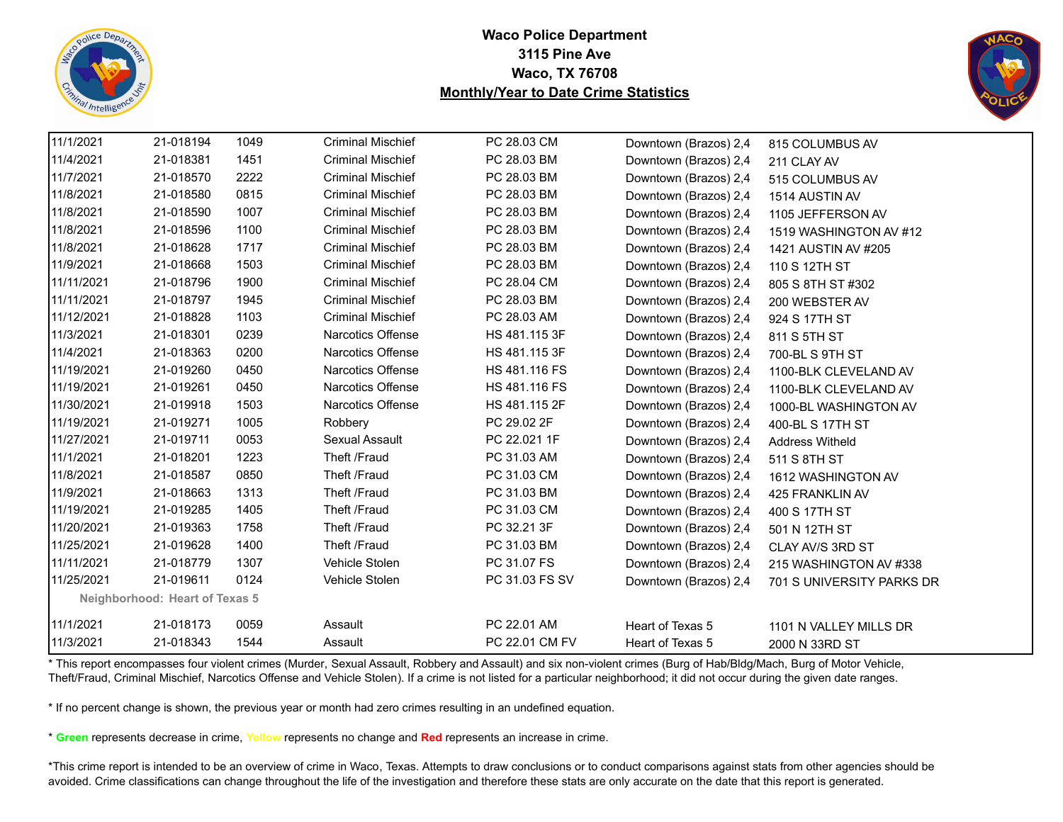# Waco Police Department
**3115 Pine Ave**
**Waco, TX 76708**
**Monthly/Year to Date Crime Statistics**

| | | | | | | |
|---|---|---|---|---|---|---|
| 11/1/2021 | 21-018194 | 1049 | Criminal Mischief | PC 28.03 CM | Downtown (Brazos) 2,4 | 815 COLUMBUS AV |
| 11/4/2021 | 21-018381 | 1451 | Criminal Mischief | PC 28.03 BM | Downtown (Brazos) 2,4 | 211 CLAY AV |
| 11/7/2021 | 21-018570 | 2222 | Criminal Mischief | PC 28.03 BM | Downtown (Brazos) 2,4 | 515 COLUMBUS AV |
| 11/8/2021 | 21-018580 | 0815 | Criminal Mischief | PC 28.03 BM | Downtown (Brazos) 2,4 | 1514 AUSTIN AV |
| 11/8/2021 | 21-018590 | 1007 | Criminal Mischief | PC 28.03 BM | Downtown (Brazos) 2,4 | 1105 JEFFERSON AV |
| 11/8/2021 | 21-018596 | 1100 | Criminal Mischief | PC 28.03 BM | Downtown (Brazos) 2,4 | 1519 WASHINGTON AV #12 |
| 11/8/2021 | 21-018628 | 1717 | Criminal Mischief | PC 28.03 BM | Downtown (Brazos) 2,4 | 1421 AUSTIN AV #205 |
| 11/9/2021 | 21-018668 | 1503 | Criminal Mischief | PC 28.03 BM | Downtown (Brazos) 2,4 | 110 S 12TH ST |
| 11/11/2021 | 21-018796 | 1900 | Criminal Mischief | PC 28.04 CM | Downtown (Brazos) 2,4 | 805 S 8TH ST #302 |
| 11/11/2021 | 21-018797 | 1945 | Criminal Mischief | PC 28.03 BM | Downtown (Brazos) 2,4 | 200 WEBSTER AV |
| 11/12/2021 | 21-018828 | 1103 | Criminal Mischief | PC 28.03 AM | Downtown (Brazos) 2,4 | 924 S 17TH ST |
| 11/3/2021 | 21-018301 | 0239 | Narcotics Offense | HS 481.115 3F | Downtown (Brazos) 2,4 | 811 S 5TH ST |
| 11/4/2021 | 21-018363 | 0200 | Narcotics Offense | HS 481.115 3F | Downtown (Brazos) 2,4 | 700-BL S 9TH ST |
| 11/19/2021 | 21-019260 | 0450 | Narcotics Offense | HS 481.116 FS | Downtown (Brazos) 2,4 | 1100-BLK CLEVELAND AV |
| 11/19/2021 | 21-019261 | 0450 | Narcotics Offense | HS 481.116 FS | Downtown (Brazos) 2,4 | 1100-BLK CLEVELAND AV |
| 11/30/2021 | 21-019918 | 1503 | Narcotics Offense | HS 481.115 2F | Downtown (Brazos) 2,4 | 1000-BL WASHINGTON AV |
| 11/19/2021 | 21-019271 | 1005 | Robbery | PC 29.02 2F | Downtown (Brazos) 2,4 | 400-BL S 17TH ST |
| 11/27/2021 | 21-019711 | 0053 | Sexual Assault | PC 22.021 1F | Downtown (Brazos) 2,4 | Address Witheld |
| 11/1/2021 | 21-018201 | 1223 | Theft /Fraud | PC 31.03 AM | Downtown (Brazos) 2,4 | 511 S 8TH ST |
| 11/8/2021 | 21-018587 | 0850 | Theft /Fraud | PC 31.03 CM | Downtown (Brazos) 2,4 | 1612 WASHINGTON AV |
| 11/9/2021 | 21-018663 | 1313 | Theft /Fraud | PC 31.03 BM | Downtown (Brazos) 2,4 | 425 FRANKLIN AV |
| 11/19/2021 | 21-019285 | 1405 | Theft /Fraud | PC 31.03 CM | Downtown (Brazos) 2,4 | 400 S 17TH ST |
| 11/20/2021 | 21-019363 | 1758 | Theft /Fraud | PC 32.21 3F | Downtown (Brazos) 2,4 | 501 N 12TH ST |
| 11/25/2021 | 21-019628 | 1400 | Theft /Fraud | PC 31.03 BM | Downtown (Brazos) 2,4 | CLAY AV/S 3RD ST |
| 11/11/2021 | 21-018779 | 1307 | Vehicle Stolen | PC 31.07 FS | Downtown (Brazos) 2,4 | 215 WASHINGTON AV #338 |
| 11/25/2021 | 21-019611 | 0124 | Vehicle Stolen | PC 31.03 FS SV | Downtown (Brazos) 2,4 | 701 S UNIVERSITY PARKS DR |
| **Neighborhood: Heart of Texas 5** | | | | | | |
| 11/1/2021 | 21-018173 | 0059 | Assault | PC 22.01 AM | Heart of Texas 5 | 1101 N VALLEY MILLS DR |
| 11/3/2021 | 21-018343 | 1544 | Assault | PC 22.01 CM FV | Heart of Texas 5 | 2000 N 33RD ST |

* This report encompasses four violent crimes (Murder, Sexual Assault, Robbery and Assault) and six non-violent crimes (Burg of Hab/Bldg/Mach, Burg of Motor Vehicle, Theft/Fraud, Criminal Mischief, Narcotics Offense and Vehicle Stolen). If a crime is not listed for a particular neighborhood; it did not occur during the given date ranges.

* If no percent change is shown, the previous year or month had zero crimes resulting in an undefined equation.

* **Green** represents decrease in crime, **Yellow** represents no change and **Red** represents an increase in crime.

*This crime report is intended to be an overview of crime in Waco, Texas. Attempts to draw conclusions or to conduct comparisons against stats from other agencies should be avoided. Crime classifications can change throughout the life of the investigation and therefore these stats are only accurate on the date that this report is generated.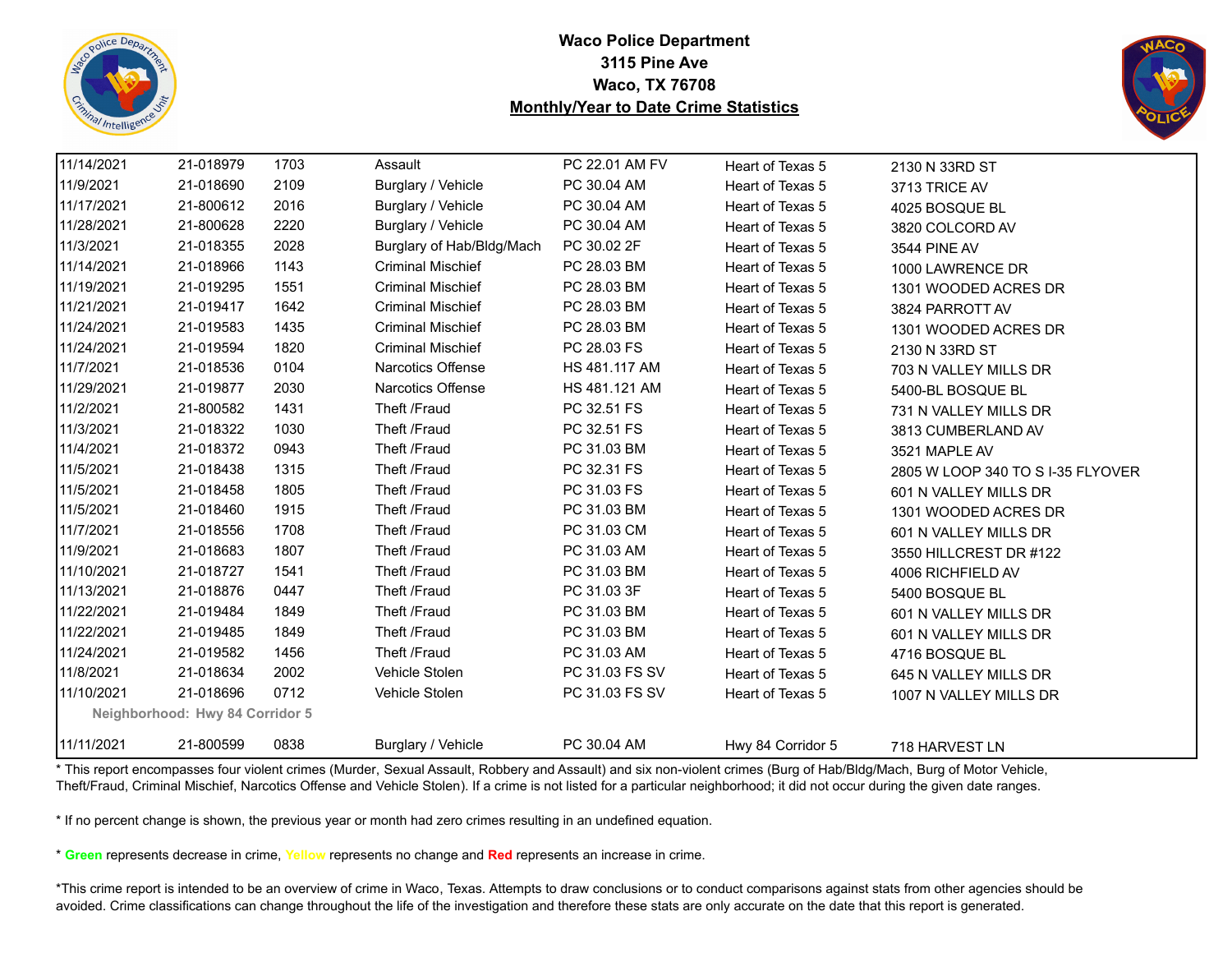**Waco Police Department**
**3115 Pine Ave**
**Waco, TX 76708**
**Monthly/Year to Date Crime Statistics**

| | | | | | | |
|---|---|---|---|---|---|---|
| 11/14/2021 | 21-018979 | 1703 | Assault | PC 22.01 AM FV | Heart of Texas 5 | 2130 N 33RD ST |
| 11/9/2021 | 21-018690 | 2109 | Burglary / Vehicle | PC 30.04 AM | Heart of Texas 5 | 3713 TRICE AV |
| 11/17/2021 | 21-800612 | 2016 | Burglary / Vehicle | PC 30.04 AM | Heart of Texas 5 | 4025 BOSQUE BL |
| 11/28/2021 | 21-800628 | 2220 | Burglary / Vehicle | PC 30.04 AM | Heart of Texas 5 | 3820 COLCORD AV |
| 11/3/2021 | 21-018355 | 2028 | Burglary of Hab/Bldg/Mach | PC 30.02 2F | Heart of Texas 5 | 3544 PINE AV |
| 11/14/2021 | 21-018966 | 1143 | Criminal Mischief | PC 28.03 BM | Heart of Texas 5 | 1000 LAWRENCE DR |
| 11/19/2021 | 21-019295 | 1551 | Criminal Mischief | PC 28.03 BM | Heart of Texas 5 | 1301 WOODED ACRES DR |
| 11/21/2021 | 21-019417 | 1642 | Criminal Mischief | PC 28.03 BM | Heart of Texas 5 | 3824 PARROTT AV |
| 11/24/2021 | 21-019583 | 1435 | Criminal Mischief | PC 28.03 BM | Heart of Texas 5 | 1301 WOODED ACRES DR |
| 11/24/2021 | 21-019594 | 1820 | Criminal Mischief | PC 28.03 FS | Heart of Texas 5 | 2130 N 33RD ST |
| 11/7/2021 | 21-018536 | 0104 | Narcotics Offense | HS 481.117 AM | Heart of Texas 5 | 703 N VALLEY MILLS DR |
| 11/29/2021 | 21-019877 | 2030 | Narcotics Offense | HS 481.121 AM | Heart of Texas 5 | 5400-BL BOSQUE BL |
| 11/2/2021 | 21-800582 | 1431 | Theft /Fraud | PC 32.51 FS | Heart of Texas 5 | 731 N VALLEY MILLS DR |
| 11/3/2021 | 21-018322 | 1030 | Theft /Fraud | PC 32.51 FS | Heart of Texas 5 | 3813 CUMBERLAND AV |
| 11/4/2021 | 21-018372 | 0943 | Theft /Fraud | PC 31.03 BM | Heart of Texas 5 | 3521 MAPLE AV |
| 11/5/2021 | 21-018438 | 1315 | Theft /Fraud | PC 32.31 FS | Heart of Texas 5 | 2805 W LOOP 340 TO S I-35 FLYOVER |
| 11/5/2021 | 21-018458 | 1805 | Theft /Fraud | PC 31.03 FS | Heart of Texas 5 | 601 N VALLEY MILLS DR |
| 11/5/2021 | 21-018460 | 1915 | Theft /Fraud | PC 31.03 BM | Heart of Texas 5 | 1301 WOODED ACRES DR |
| 11/7/2021 | 21-018556 | 1708 | Theft /Fraud | PC 31.03 CM | Heart of Texas 5 | 601 N VALLEY MILLS DR |
| 11/9/2021 | 21-018683 | 1807 | Theft /Fraud | PC 31.03 AM | Heart of Texas 5 | 3550 HILLCREST DR #122 |
| 11/10/2021 | 21-018727 | 1541 | Theft /Fraud | PC 31.03 BM | Heart of Texas 5 | 4006 RICHFIELD AV |
| 11/13/2021 | 21-018876 | 0447 | Theft /Fraud | PC 31.03 3F | Heart of Texas 5 | 5400 BOSQUE BL |
| 11/22/2021 | 21-019484 | 1849 | Theft /Fraud | PC 31.03 BM | Heart of Texas 5 | 601 N VALLEY MILLS DR |
| 11/22/2021 | 21-019485 | 1849 | Theft /Fraud | PC 31.03 BM | Heart of Texas 5 | 601 N VALLEY MILLS DR |
| 11/24/2021 | 21-019582 | 1456 | Theft /Fraud | PC 31.03 AM | Heart of Texas 5 | 4716 BOSQUE BL |
| 11/8/2021 | 21-018634 | 2002 | Vehicle Stolen | PC 31.03 FS SV | Heart of Texas 5 | 645 N VALLEY MILLS DR |
| 11/10/2021 | 21-018696 | 0712 | Vehicle Stolen | PC 31.03 FS SV | Heart of Texas 5 | 1007 N VALLEY MILLS DR |
| **Neighborhood: Hwy 84 Corridor 5** | | | | | | |
| 11/11/2021 | 21-800599 | 0838 | Burglary / Vehicle | PC 30.04 AM | Hwy 84 Corridor 5 | 718 HARVEST LN |

* This report encompasses four violent crimes (Murder, Sexual Assault, Robbery and Assault) and six non-violent crimes (Burg of Hab/Bldg/Mach, Burg of Motor Vehicle, Theft/Fraud, Criminal Mischief, Narcotics Offense and Vehicle Stolen). If a crime is not listed for a particular neighborhood; it did not occur during the given date ranges.

* If no percent change is shown, the previous year or month had zero crimes resulting in an undefined equation.

* **Green** represents decrease in crime, **Yellow** represents no change and **Red** represents an increase in crime.

*This crime report is intended to be an overview of crime in Waco, Texas. Attempts to draw conclusions or to conduct comparisons against stats from other agencies should be avoided. Crime classifications can change throughout the life of the investigation and therefore these stats are only accurate on the date that this report is generated.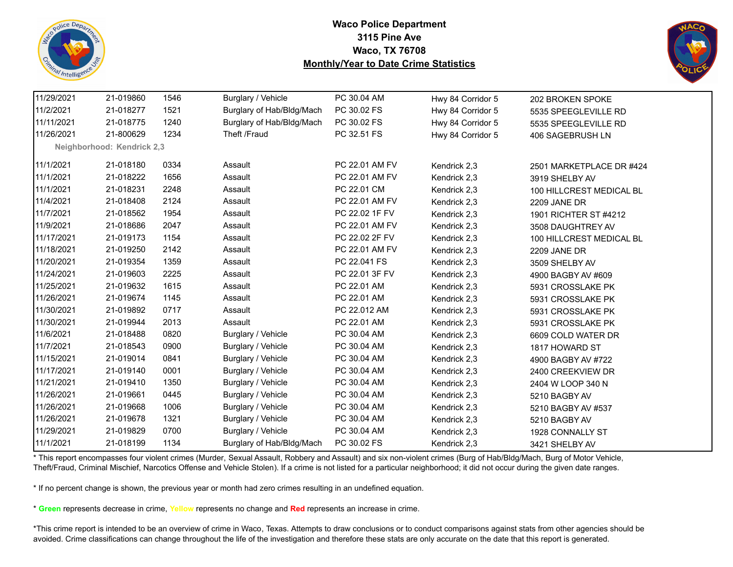# Waco Police Department
**3115 Pine Ave**
**Waco, TX 76708**
**Monthly/Year to Date Crime Statistics**

| Date | Case # | Time | Offense | Code | Neighborhood | Address |
|---|---|---|---|---|---|---|
| 11/29/2021 | 21-019860 | 1546 | Burglary / Vehicle | PC 30.04 AM | Hwy 84 Corridor 5 | 202 BROKEN SPOKE |
| 11/2/2021 | 21-018277 | 1521 | Burglary of Hab/Bldg/Mach | PC 30.02 FS | Hwy 84 Corridor 5 | 5535 SPEEGLEVILLE RD |
| 11/11/2021 | 21-018775 | 1240 | Burglary of Hab/Bldg/Mach | PC 30.02 FS | Hwy 84 Corridor 5 | 5535 SPEEGLEVILLE RD |
| 11/26/2021 | 21-800629 | 1234 | Theft /Fraud | PC 32.51 FS | Hwy 84 Corridor 5 | 406 SAGEBRUSH LN |
| **Neighborhood: Kendrick 2,3** | | | | | | |
| 11/1/2021 | 21-018180 | 0334 | Assault | PC 22.01 AM FV | Kendrick 2,3 | 2501 MARKETPLACE DR #424 |
| 11/1/2021 | 21-018222 | 1656 | Assault | PC 22.01 AM FV | Kendrick 2,3 | 3919 SHELBY AV |
| 11/1/2021 | 21-018231 | 2248 | Assault | PC 22.01 CM | Kendrick 2,3 | 100 HILLCREST MEDICAL BL |
| 11/4/2021 | 21-018408 | 2124 | Assault | PC 22.01 AM FV | Kendrick 2,3 | 2209 JANE DR |
| 11/7/2021 | 21-018562 | 1954 | Assault | PC 22.02 1F FV | Kendrick 2,3 | 1901 RICHTER ST #4212 |
| 11/9/2021 | 21-018686 | 2047 | Assault | PC 22.01 AM FV | Kendrick 2,3 | 3508 DAUGHTREY AV |
| 11/17/2021 | 21-019173 | 1154 | Assault | PC 22.02 2F FV | Kendrick 2,3 | 100 HILLCREST MEDICAL BL |
| 11/18/2021 | 21-019250 | 2142 | Assault | PC 22.01 AM FV | Kendrick 2,3 | 2209 JANE DR |
| 11/20/2021 | 21-019354 | 1359 | Assault | PC 22.041 FS | Kendrick 2,3 | 3509 SHELBY AV |
| 11/24/2021 | 21-019603 | 2225 | Assault | PC 22.01 3F FV | Kendrick 2,3 | 4900 BAGBY AV #609 |
| 11/25/2021 | 21-019632 | 1615 | Assault | PC 22.01 AM | Kendrick 2,3 | 5931 CROSSLAKE PK |
| 11/26/2021 | 21-019674 | 1145 | Assault | PC 22.01 AM | Kendrick 2,3 | 5931 CROSSLAKE PK |
| 11/30/2021 | 21-019892 | 0717 | Assault | PC 22.012 AM | Kendrick 2,3 | 5931 CROSSLAKE PK |
| 11/30/2021 | 21-019944 | 2013 | Assault | PC 22.01 AM | Kendrick 2,3 | 5931 CROSSLAKE PK |
| 11/6/2021 | 21-018488 | 0820 | Burglary / Vehicle | PC 30.04 AM | Kendrick 2,3 | 6609 COLD WATER DR |
| 11/7/2021 | 21-018543 | 0900 | Burglary / Vehicle | PC 30.04 AM | Kendrick 2,3 | 1817 HOWARD ST |
| 11/15/2021 | 21-019014 | 0841 | Burglary / Vehicle | PC 30.04 AM | Kendrick 2,3 | 4900 BAGBY AV #722 |
| 11/17/2021 | 21-019140 | 0001 | Burglary / Vehicle | PC 30.04 AM | Kendrick 2,3 | 2400 CREEKVIEW DR |
| 11/21/2021 | 21-019410 | 1350 | Burglary / Vehicle | PC 30.04 AM | Kendrick 2,3 | 2404 W LOOP 340 N |
| 11/26/2021 | 21-019661 | 0445 | Burglary / Vehicle | PC 30.04 AM | Kendrick 2,3 | 5210 BAGBY AV |
| 11/26/2021 | 21-019668 | 1006 | Burglary / Vehicle | PC 30.04 AM | Kendrick 2,3 | 5210 BAGBY AV #537 |
| 11/26/2021 | 21-019678 | 1321 | Burglary / Vehicle | PC 30.04 AM | Kendrick 2,3 | 5210 BAGBY AV |
| 11/29/2021 | 21-019829 | 0700 | Burglary / Vehicle | PC 30.04 AM | Kendrick 2,3 | 1928 CONNALLY ST |
| 11/1/2021 | 21-018199 | 1134 | Burglary of Hab/Bldg/Mach | PC 30.02 FS | Kendrick 2,3 | 3421 SHELBY AV |

* This report encompasses four violent crimes (Murder, Sexual Assault, Robbery and Assault) and six non-violent crimes (Burg of Hab/Bldg/Mach, Burg of Motor Vehicle, Theft/Fraud, Criminal Mischief, Narcotics Offense and Vehicle Stolen). If a crime is not listed for a particular neighborhood; it did not occur during the given date ranges.

* If no percent change is shown, the previous year or month had zero crimes resulting in an undefined equation.

* **Green** represents decrease in crime, **Yellow** represents no change and **Red** represents an increase in crime.

*This crime report is intended to be an overview of crime in Waco, Texas. Attempts to draw conclusions or to conduct comparisons against stats from other agencies should be avoided. Crime classifications can change throughout the life of the investigation and therefore these stats are only accurate on the date that this report is generated.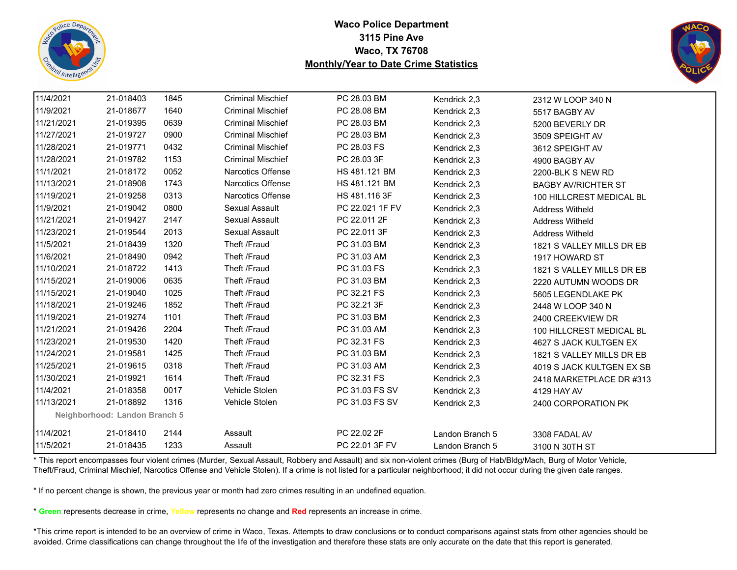**Waco Police Department**
**3115 Pine Ave**
**Waco, TX 76708**
**Monthly/Year to Date Crime Statistics**

| | | | | | | |
|---|---|---|---|---|---|---|
| 11/4/2021 | 21-018403 | 1845 | Criminal Mischief | PC 28.03 BM | Kendrick 2,3 | 2312 W LOOP 340 N |
| 11/9/2021 | 21-018677 | 1640 | Criminal Mischief | PC 28.08 BM | Kendrick 2,3 | 5517 BAGBY AV |
| 11/21/2021 | 21-019395 | 0639 | Criminal Mischief | PC 28.03 BM | Kendrick 2,3 | 5200 BEVERLY DR |
| 11/27/2021 | 21-019727 | 0900 | Criminal Mischief | PC 28.03 BM | Kendrick 2,3 | 3509 SPEIGHT AV |
| 11/28/2021 | 21-019771 | 0432 | Criminal Mischief | PC 28.03 FS | Kendrick 2,3 | 3612 SPEIGHT AV |
| 11/28/2021 | 21-019782 | 1153 | Criminal Mischief | PC 28.03 3F | Kendrick 2,3 | 4900 BAGBY AV |
| 11/1/2021 | 21-018172 | 0052 | Narcotics Offense | HS 481.121 BM | Kendrick 2,3 | 2200-BLK S NEW RD |
| 11/13/2021 | 21-018908 | 1743 | Narcotics Offense | HS 481.121 BM | Kendrick 2,3 | BAGBY AV/RICHTER ST |
| 11/19/2021 | 21-019258 | 0313 | Narcotics Offense | HS 481.116 3F | Kendrick 2,3 | 100 HILLCREST MEDICAL BL |
| 11/9/2021 | 21-019042 | 0800 | Sexual Assault | PC 22.021 1F FV | Kendrick 2,3 | Address Witheld |
| 11/21/2021 | 21-019427 | 2147 | Sexual Assault | PC 22.011 2F | Kendrick 2,3 | Address Witheld |
| 11/23/2021 | 21-019544 | 2013 | Sexual Assault | PC 22.011 3F | Kendrick 2,3 | Address Witheld |
| 11/5/2021 | 21-018439 | 1320 | Theft /Fraud | PC 31.03 BM | Kendrick 2,3 | 1821 S VALLEY MILLS DR EB |
| 11/6/2021 | 21-018490 | 0942 | Theft /Fraud | PC 31.03 AM | Kendrick 2,3 | 1917 HOWARD ST |
| 11/10/2021 | 21-018722 | 1413 | Theft /Fraud | PC 31.03 FS | Kendrick 2,3 | 1821 S VALLEY MILLS DR EB |
| 11/15/2021 | 21-019006 | 0635 | Theft /Fraud | PC 31.03 BM | Kendrick 2,3 | 2220 AUTUMN WOODS DR |
| 11/15/2021 | 21-019040 | 1025 | Theft /Fraud | PC 32.21 FS | Kendrick 2,3 | 5605 LEGENDLAKE PK |
| 11/18/2021 | 21-019246 | 1852 | Theft /Fraud | PC 32.21 3F | Kendrick 2,3 | 2448 W LOOP 340 N |
| 11/19/2021 | 21-019274 | 1101 | Theft /Fraud | PC 31.03 BM | Kendrick 2,3 | 2400 CREEKVIEW DR |
| 11/21/2021 | 21-019426 | 2204 | Theft /Fraud | PC 31.03 AM | Kendrick 2,3 | 100 HILLCREST MEDICAL BL |
| 11/23/2021 | 21-019530 | 1420 | Theft /Fraud | PC 32.31 FS | Kendrick 2,3 | 4627 S JACK KULTGEN EX |
| 11/24/2021 | 21-019581 | 1425 | Theft /Fraud | PC 31.03 BM | Kendrick 2,3 | 1821 S VALLEY MILLS DR EB |
| 11/25/2021 | 21-019615 | 0318 | Theft /Fraud | PC 31.03 AM | Kendrick 2,3 | 4019 S JACK KULTGEN EX SB |
| 11/30/2021 | 21-019921 | 1614 | Theft /Fraud | PC 32.31 FS | Kendrick 2,3 | 2418 MARKETPLACE DR #313 |
| 11/4/2021 | 21-018358 | 0017 | Vehicle Stolen | PC 31.03 FS SV | Kendrick 2,3 | 4129 HAY AV |
| 11/13/2021 | 21-018892 | 1316 | Vehicle Stolen | PC 31.03 FS SV | Kendrick 2,3 | 2400 CORPORATION PK |
| **Neighborhood: Landon Branch 5** | | | | | | |
| 11/4/2021 | 21-018410 | 2144 | Assault | PC 22.02 2F | Landon Branch 5 | 3308 FADAL AV |
| 11/5/2021 | 21-018435 | 1233 | Assault | PC 22.01 3F FV | Landon Branch 5 | 3100 N 30TH ST |

* This report encompasses four violent crimes (Murder, Sexual Assault, Robbery and Assault) and six non-violent crimes (Burg of Hab/Bldg/Mach, Burg of Motor Vehicle, Theft/Fraud, Criminal Mischief, Narcotics Offense and Vehicle Stolen). If a crime is not listed for a particular neighborhood; it did not occur during the given date ranges.

* If no percent change is shown, the previous year or month had zero crimes resulting in an undefined equation.

* **Green** represents decrease in crime, Yellow represents no change and **Red** represents an increase in crime.

*This crime report is intended to be an overview of crime in Waco, Texas. Attempts to draw conclusions or to conduct comparisons against stats from other agencies should be avoided. Crime classifications can change throughout the life of the investigation and therefore these stats are only accurate on the date that this report is generated.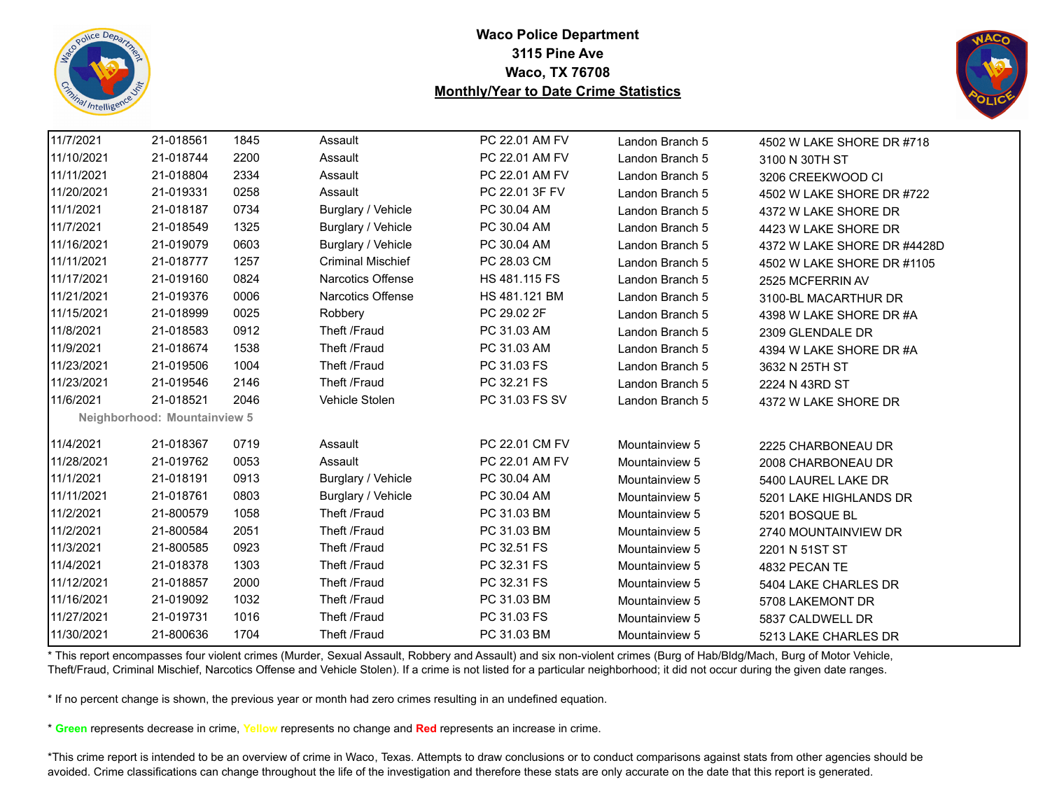**Waco Police Department**
**3115 Pine Ave**
**Waco, TX 76708**
**Monthly/Year to Date Crime Statistics**

| | | | | | | |
|---|---|---|---|---|---|---|
| 11/7/2021 | 21-018561 | 1845 | Assault | PC 22.01 AM FV | Landon Branch 5 | 4502 W LAKE SHORE DR #718 |
| 11/10/2021 | 21-018744 | 2200 | Assault | PC 22.01 AM FV | Landon Branch 5 | 3100 N 30TH ST |
| 11/11/2021 | 21-018804 | 2334 | Assault | PC 22.01 AM FV | Landon Branch 5 | 3206 CREEKWOOD CI |
| 11/20/2021 | 21-019331 | 0258 | Assault | PC 22.01 3F FV | Landon Branch 5 | 4502 W LAKE SHORE DR #722 |
| 11/1/2021 | 21-018187 | 0734 | Burglary / Vehicle | PC 30.04 AM | Landon Branch 5 | 4372 W LAKE SHORE DR |
| 11/7/2021 | 21-018549 | 1325 | Burglary / Vehicle | PC 30.04 AM | Landon Branch 5 | 4423 W LAKE SHORE DR |
| 11/16/2021 | 21-019079 | 0603 | Burglary / Vehicle | PC 30.04 AM | Landon Branch 5 | 4372 W LAKE SHORE DR #4428D |
| 11/11/2021 | 21-018777 | 1257 | Criminal Mischief | PC 28.03 CM | Landon Branch 5 | 4502 W LAKE SHORE DR #1105 |
| 11/17/2021 | 21-019160 | 0824 | Narcotics Offense | HS 481.115 FS | Landon Branch 5 | 2525 MCFERRIN AV |
| 11/21/2021 | 21-019376 | 0006 | Narcotics Offense | HS 481.121 BM | Landon Branch 5 | 3100-BL MACARTHUR DR |
| 11/15/2021 | 21-018999 | 0025 | Robbery | PC 29.02 2F | Landon Branch 5 | 4398 W LAKE SHORE DR #A |
| 11/8/2021 | 21-018583 | 0912 | Theft /Fraud | PC 31.03 AM | Landon Branch 5 | 2309 GLENDALE DR |
| 11/9/2021 | 21-018674 | 1538 | Theft /Fraud | PC 31.03 AM | Landon Branch 5 | 4394 W LAKE SHORE DR #A |
| 11/23/2021 | 21-019506 | 1004 | Theft /Fraud | PC 31.03 FS | Landon Branch 5 | 3632 N 25TH ST |
| 11/23/2021 | 21-019546 | 2146 | Theft /Fraud | PC 32.21 FS | Landon Branch 5 | 2224 N 43RD ST |
| 11/6/2021 | 21-018521 | 2046 | Vehicle Stolen | PC 31.03 FS SV | Landon Branch 5 | 4372 W LAKE SHORE DR |
| **Neighborhood: Mountainview 5** | | | | | | |
| 11/4/2021 | 21-018367 | 0719 | Assault | PC 22.01 CM FV | Mountainview 5 | 2225 CHARBONEAU DR |
| 11/28/2021 | 21-019762 | 0053 | Assault | PC 22.01 AM FV | Mountainview 5 | 2008 CHARBONEAU DR |
| 11/1/2021 | 21-018191 | 0913 | Burglary / Vehicle | PC 30.04 AM | Mountainview 5 | 5400 LAUREL LAKE DR |
| 11/11/2021 | 21-018761 | 0803 | Burglary / Vehicle | PC 30.04 AM | Mountainview 5 | 5201 LAKE HIGHLANDS DR |
| 11/2/2021 | 21-800579 | 1058 | Theft /Fraud | PC 31.03 BM | Mountainview 5 | 5201 BOSQUE BL |
| 11/2/2021 | 21-800584 | 2051 | Theft /Fraud | PC 31.03 BM | Mountainview 5 | 2740 MOUNTAINVIEW DR |
| 11/3/2021 | 21-800585 | 0923 | Theft /Fraud | PC 32.51 FS | Mountainview 5 | 2201 N 51ST ST |
| 11/4/2021 | 21-018378 | 1303 | Theft /Fraud | PC 32.31 FS | Mountainview 5 | 4832 PECAN TE |
| 11/12/2021 | 21-018857 | 2000 | Theft /Fraud | PC 32.31 FS | Mountainview 5 | 5404 LAKE CHARLES DR |
| 11/16/2021 | 21-019092 | 1032 | Theft /Fraud | PC 31.03 BM | Mountainview 5 | 5708 LAKEMONT DR |
| 11/27/2021 | 21-019731 | 1016 | Theft /Fraud | PC 31.03 FS | Mountainview 5 | 5837 CALDWELL DR |
| 11/30/2021 | 21-800636 | 1704 | Theft /Fraud | PC 31.03 BM | Mountainview 5 | 5213 LAKE CHARLES DR |

* This report encompasses four violent crimes (Murder, Sexual Assault, Robbery and Assault) and six non-violent crimes (Burg of Hab/Bldg/Mach, Burg of Motor Vehicle, Theft/Fraud, Criminal Mischief, Narcotics Offense and Vehicle Stolen). If a crime is not listed for a particular neighborhood; it did not occur during the given date ranges.

* If no percent change is shown, the previous year or month had zero crimes resulting in an undefined equation.

* **Green** represents decrease in crime, **Yellow** represents no change and **Red** represents an increase in crime.

*This crime report is intended to be an overview of crime in Waco, Texas. Attempts to draw conclusions or to conduct comparisons against stats from other agencies should be avoided. Crime classifications can change throughout the life of the investigation and therefore these stats are only accurate on the date that this report is generated.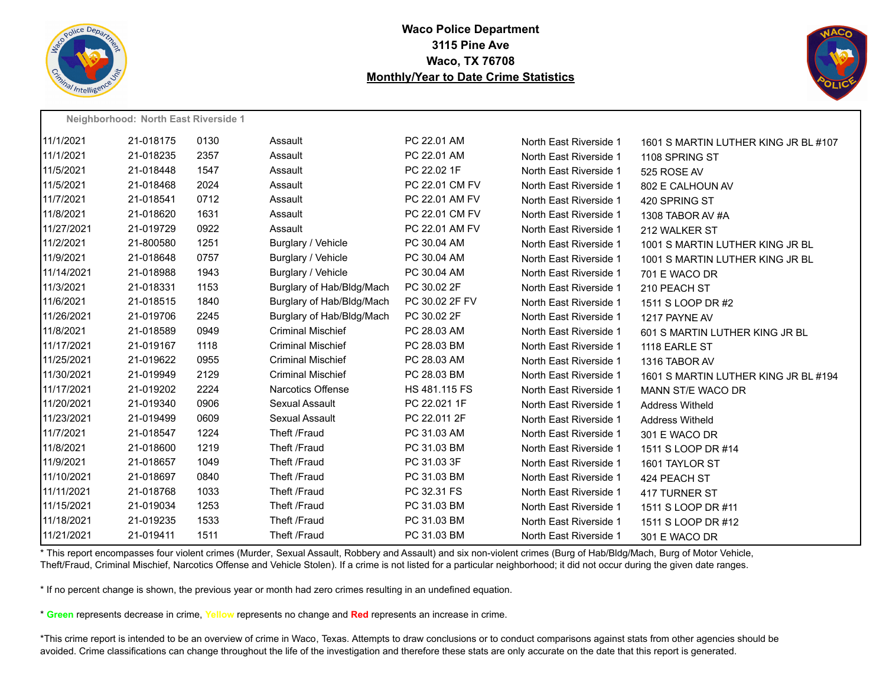**Waco Police Department**
**3115 Pine Ave**
**Waco, TX 76708**
**Monthly/Year to Date Crime Statistics**

**Neighborhood: North East Riverside 1**

| | | | | | | |
|---|---|---|---|---|---|---|
| 11/1/2021 | 21-018175 | 0130 | Assault | PC 22.01 AM | North East Riverside 1 | 1601 S MARTIN LUTHER KING JR BL #107 |
| 11/1/2021 | 21-018235 | 2357 | Assault | PC 22.01 AM | North East Riverside 1 | 1108 SPRING ST |
| 11/5/2021 | 21-018448 | 1547 | Assault | PC 22.02 1F | North East Riverside 1 | 525 ROSE AV |
| 11/5/2021 | 21-018468 | 2024 | Assault | PC 22.01 CM FV | North East Riverside 1 | 802 E CALHOUN AV |
| 11/7/2021 | 21-018541 | 0712 | Assault | PC 22.01 AM FV | North East Riverside 1 | 420 SPRING ST |
| 11/8/2021 | 21-018620 | 1631 | Assault | PC 22.01 CM FV | North East Riverside 1 | 1308 TABOR AV #A |
| 11/27/2021 | 21-019729 | 0922 | Assault | PC 22.01 AM FV | North East Riverside 1 | 212 WALKER ST |
| 11/2/2021 | 21-800580 | 1251 | Burglary / Vehicle | PC 30.04 AM | North East Riverside 1 | 1001 S MARTIN LUTHER KING JR BL |
| 11/9/2021 | 21-018648 | 0757 | Burglary / Vehicle | PC 30.04 AM | North East Riverside 1 | 1001 S MARTIN LUTHER KING JR BL |
| 11/14/2021 | 21-018988 | 1943 | Burglary / Vehicle | PC 30.04 AM | North East Riverside 1 | 701 E WACO DR |
| 11/3/2021 | 21-018331 | 1153 | Burglary of Hab/Bldg/Mach | PC 30.02 2F | North East Riverside 1 | 210 PEACH ST |
| 11/6/2021 | 21-018515 | 1840 | Burglary of Hab/Bldg/Mach | PC 30.02 2F FV | North East Riverside 1 | 1511 S LOOP DR #2 |
| 11/26/2021 | 21-019706 | 2245 | Burglary of Hab/Bldg/Mach | PC 30.02 2F | North East Riverside 1 | 1217 PAYNE AV |
| 11/8/2021 | 21-018589 | 0949 | Criminal Mischief | PC 28.03 AM | North East Riverside 1 | 601 S MARTIN LUTHER KING JR BL |
| 11/17/2021 | 21-019167 | 1118 | Criminal Mischief | PC 28.03 BM | North East Riverside 1 | 1118 EARLE ST |
| 11/25/2021 | 21-019622 | 0955 | Criminal Mischief | PC 28.03 AM | North East Riverside 1 | 1316 TABOR AV |
| 11/30/2021 | 21-019949 | 2129 | Criminal Mischief | PC 28.03 BM | North East Riverside 1 | 1601 S MARTIN LUTHER KING JR BL #194 |
| 11/17/2021 | 21-019202 | 2224 | Narcotics Offense | HS 481.115 FS | North East Riverside 1 | MANN ST/E WACO DR |
| 11/20/2021 | 21-019340 | 0906 | Sexual Assault | PC 22.021 1F | North East Riverside 1 | Address Witheld |
| 11/23/2021 | 21-019499 | 0609 | Sexual Assault | PC 22.011 2F | North East Riverside 1 | Address Witheld |
| 11/7/2021 | 21-018547 | 1224 | Theft /Fraud | PC 31.03 AM | North East Riverside 1 | 301 E WACO DR |
| 11/8/2021 | 21-018600 | 1219 | Theft /Fraud | PC 31.03 BM | North East Riverside 1 | 1511 S LOOP DR #14 |
| 11/9/2021 | 21-018657 | 1049 | Theft /Fraud | PC 31.03 3F | North East Riverside 1 | 1601 TAYLOR ST |
| 11/10/2021 | 21-018697 | 0840 | Theft /Fraud | PC 31.03 BM | North East Riverside 1 | 424 PEACH ST |
| 11/11/2021 | 21-018768 | 1033 | Theft /Fraud | PC 32.31 FS | North East Riverside 1 | 417 TURNER ST |
| 11/15/2021 | 21-019034 | 1253 | Theft /Fraud | PC 31.03 BM | North East Riverside 1 | 1511 S LOOP DR #11 |
| 11/18/2021 | 21-019235 | 1533 | Theft /Fraud | PC 31.03 BM | North East Riverside 1 | 1511 S LOOP DR #12 |
| 11/21/2021 | 21-019411 | 1511 | Theft /Fraud | PC 31.03 BM | North East Riverside 1 | 301 E WACO DR |

* This report encompasses four violent crimes (Murder, Sexual Assault, Robbery and Assault) and six non-violent crimes (Burg of Hab/Bldg/Mach, Burg of Motor Vehicle, Theft/Fraud, Criminal Mischief, Narcotics Offense and Vehicle Stolen). If a crime is not listed for a particular neighborhood; it did not occur during the given date ranges.

* If no percent change is shown, the previous year or month had zero crimes resulting in an undefined equation.

* **Green** represents decrease in crime, **Yellow** represents no change and **Red** represents an increase in crime.

*This crime report is intended to be an overview of crime in Waco, Texas. Attempts to draw conclusions or to conduct comparisons against stats from other agencies should be avoided. Crime classifications can change throughout the life of the investigation and therefore these stats are only accurate on the date that this report is generated.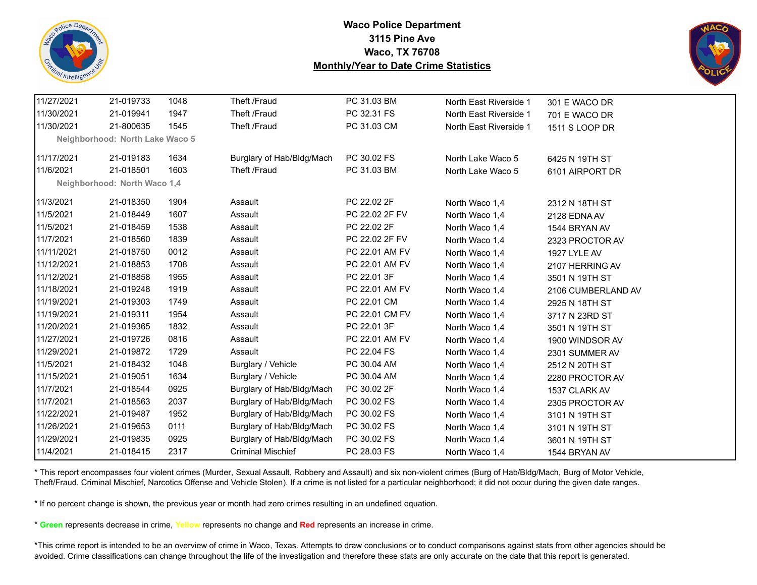**Waco Police Department**
**3115 Pine Ave**
**Waco, TX 76708**
**Monthly/Year to Date Crime Statistics**

| | | | | | | |
|---|---|---|---|---|---|---|
| 11/27/2021 | 21-019733 | 1048 | Theft /Fraud | PC 31.03 BM | North East Riverside 1 | 301 E WACO DR |
| 11/30/2021 | 21-019941 | 1947 | Theft /Fraud | PC 32.31 FS | North East Riverside 1 | 701 E WACO DR |
| 11/30/2021 | 21-800635 | 1545 | Theft /Fraud | PC 31.03 CM | North East Riverside 1 | 1511 S LOOP DR |
| **Neighborhood: North Lake Waco 5** | | | | | | |
| 11/17/2021 | 21-019183 | 1634 | Burglary of Hab/Bldg/Mach | PC 30.02 FS | North Lake Waco 5 | 6425 N 19TH ST |
| 11/6/2021 | 21-018501 | 1603 | Theft /Fraud | PC 31.03 BM | North Lake Waco 5 | 6101 AIRPORT DR |
| **Neighborhood: North Waco 1,4** | | | | | | |
| 11/3/2021 | 21-018350 | 1904 | Assault | PC 22.02 2F | North Waco 1,4 | 2312 N 18TH ST |
| 11/5/2021 | 21-018449 | 1607 | Assault | PC 22.02 2F FV | North Waco 1,4 | 2128 EDNA AV |
| 11/5/2021 | 21-018459 | 1538 | Assault | PC 22.02 2F | North Waco 1,4 | 1544 BRYAN AV |
| 11/7/2021 | 21-018560 | 1839 | Assault | PC 22.02 2F FV | North Waco 1,4 | 2323 PROCTOR AV |
| 11/11/2021 | 21-018750 | 0012 | Assault | PC 22.01 AM FV | North Waco 1,4 | 1927 LYLE AV |
| 11/12/2021 | 21-018853 | 1708 | Assault | PC 22.01 AM FV | North Waco 1,4 | 2107 HERRING AV |
| 11/12/2021 | 21-018858 | 1955 | Assault | PC 22.01 3F | North Waco 1,4 | 3501 N 19TH ST |
| 11/18/2021 | 21-019248 | 1919 | Assault | PC 22.01 AM FV | North Waco 1,4 | 2106 CUMBERLAND AV |
| 11/19/2021 | 21-019303 | 1749 | Assault | PC 22.01 CM | North Waco 1,4 | 2925 N 18TH ST |
| 11/19/2021 | 21-019311 | 1954 | Assault | PC 22.01 CM FV | North Waco 1,4 | 3717 N 23RD ST |
| 11/20/2021 | 21-019365 | 1832 | Assault | PC 22.01 3F | North Waco 1,4 | 3501 N 19TH ST |
| 11/27/2021 | 21-019726 | 0816 | Assault | PC 22.01 AM FV | North Waco 1,4 | 1900 WINDSOR AV |
| 11/29/2021 | 21-019872 | 1729 | Assault | PC 22.04 FS | North Waco 1,4 | 2301 SUMMER AV |
| 11/5/2021 | 21-018432 | 1048 | Burglary / Vehicle | PC 30.04 AM | North Waco 1,4 | 2512 N 20TH ST |
| 11/15/2021 | 21-019051 | 1634 | Burglary / Vehicle | PC 30.04 AM | North Waco 1,4 | 2280 PROCTOR AV |
| 11/7/2021 | 21-018544 | 0925 | Burglary of Hab/Bldg/Mach | PC 30.02 2F | North Waco 1,4 | 1537 CLARK AV |
| 11/7/2021 | 21-018563 | 2037 | Burglary of Hab/Bldg/Mach | PC 30.02 FS | North Waco 1,4 | 2305 PROCTOR AV |
| 11/22/2021 | 21-019487 | 1952 | Burglary of Hab/Bldg/Mach | PC 30.02 FS | North Waco 1,4 | 3101 N 19TH ST |
| 11/26/2021 | 21-019653 | 0111 | Burglary of Hab/Bldg/Mach | PC 30.02 FS | North Waco 1,4 | 3101 N 19TH ST |
| 11/29/2021 | 21-019835 | 0925 | Burglary of Hab/Bldg/Mach | PC 30.02 FS | North Waco 1,4 | 3601 N 19TH ST |
| 11/4/2021 | 21-018415 | 2317 | Criminal Mischief | PC 28.03 FS | North Waco 1,4 | 1544 BRYAN AV |

* This report encompasses four violent crimes (Murder, Sexual Assault, Robbery and Assault) and six non-violent crimes (Burg of Hab/Bldg/Mach, Burg of Motor Vehicle, Theft/Fraud, Criminal Mischief, Narcotics Offense and Vehicle Stolen). If a crime is not listed for a particular neighborhood; it did not occur during the given date ranges.

* If no percent change is shown, the previous year or month had zero crimes resulting in an undefined equation.

* **Green** represents decrease in crime, **Yellow** represents no change and **Red** represents an increase in crime.

*This crime report is intended to be an overview of crime in Waco, Texas. Attempts to draw conclusions or to conduct comparisons against stats from other agencies should be avoided. Crime classifications can change throughout the life of the investigation and therefore these stats are only accurate on the date that this report is generated.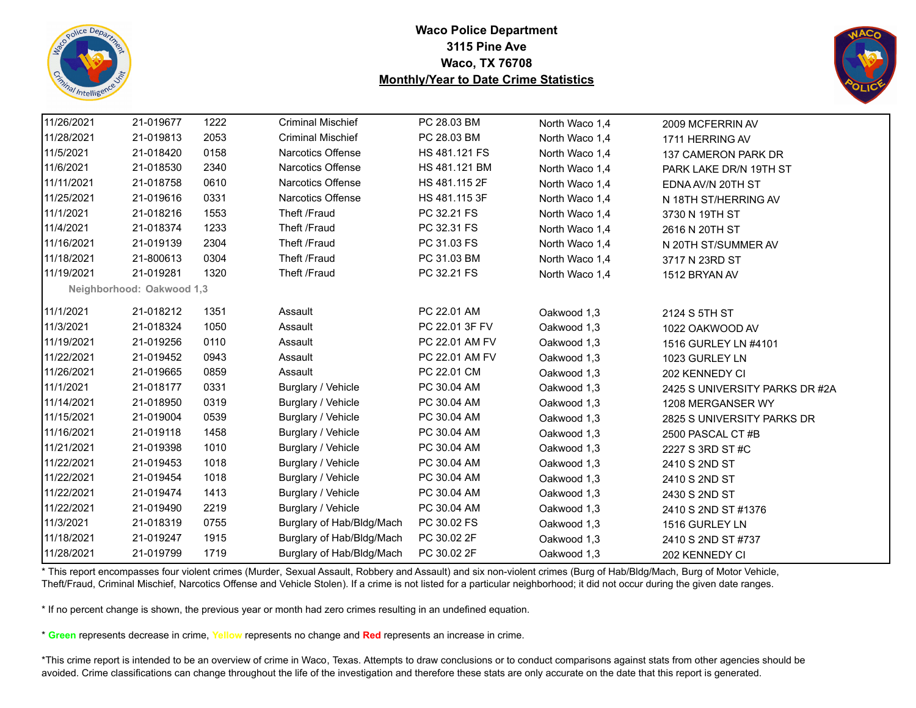# Waco Police Department
## 3115 Pine Ave
## Waco, TX 76708
## Monthly/Year to Date Crime Statistics

| | | | | | | |
|---|---|---|---|---|---|---|
| 11/26/2021 | 21-019677 | 1222 | Criminal Mischief | PC 28.03 BM | North Waco 1,4 | 2009 MCFERRIN AV |
| 11/28/2021 | 21-019813 | 2053 | Criminal Mischief | PC 28.03 BM | North Waco 1,4 | 1711 HERRING AV |
| 11/5/2021 | 21-018420 | 0158 | Narcotics Offense | HS 481.121 FS | North Waco 1,4 | 137 CAMERON PARK DR |
| 11/6/2021 | 21-018530 | 2340 | Narcotics Offense | HS 481.121 BM | North Waco 1,4 | PARK LAKE DR/N 19TH ST |
| 11/11/2021 | 21-018758 | 0610 | Narcotics Offense | HS 481.115 2F | North Waco 1,4 | EDNA AV/N 20TH ST |
| 11/25/2021 | 21-019616 | 0331 | Narcotics Offense | HS 481.115 3F | North Waco 1,4 | N 18TH ST/HERRING AV |
| 11/1/2021 | 21-018216 | 1553 | Theft /Fraud | PC 32.21 FS | North Waco 1,4 | 3730 N 19TH ST |
| 11/4/2021 | 21-018374 | 1233 | Theft /Fraud | PC 32.31 FS | North Waco 1,4 | 2616 N 20TH ST |
| 11/16/2021 | 21-019139 | 2304 | Theft /Fraud | PC 31.03 FS | North Waco 1,4 | N 20TH ST/SUMMER AV |
| 11/18/2021 | 21-800613 | 0304 | Theft /Fraud | PC 31.03 BM | North Waco 1,4 | 3717 N 23RD ST |
| 11/19/2021 | 21-019281 | 1320 | Theft /Fraud | PC 32.21 FS | North Waco 1,4 | 1512 BRYAN AV |
| **Neighborhood: Oakwood 1,3** | | | | | | |
| 11/1/2021 | 21-018212 | 1351 | Assault | PC 22.01 AM | Oakwood 1,3 | 2124 S 5TH ST |
| 11/3/2021 | 21-018324 | 1050 | Assault | PC 22.01 3F FV | Oakwood 1,3 | 1022 OAKWOOD AV |
| 11/19/2021 | 21-019256 | 0110 | Assault | PC 22.01 AM FV | Oakwood 1,3 | 1516 GURLEY LN #4101 |
| 11/22/2021 | 21-019452 | 0943 | Assault | PC 22.01 AM FV | Oakwood 1,3 | 1023 GURLEY LN |
| 11/26/2021 | 21-019665 | 0859 | Assault | PC 22.01 CM | Oakwood 1,3 | 202 KENNEDY CI |
| 11/1/2021 | 21-018177 | 0331 | Burglary / Vehicle | PC 30.04 AM | Oakwood 1,3 | 2425 S UNIVERSITY PARKS DR #2A |
| 11/14/2021 | 21-018950 | 0319 | Burglary / Vehicle | PC 30.04 AM | Oakwood 1,3 | 1208 MERGANSER WY |
| 11/15/2021 | 21-019004 | 0539 | Burglary / Vehicle | PC 30.04 AM | Oakwood 1,3 | 2825 S UNIVERSITY PARKS DR |
| 11/16/2021 | 21-019118 | 1458 | Burglary / Vehicle | PC 30.04 AM | Oakwood 1,3 | 2500 PASCAL CT #B |
| 11/21/2021 | 21-019398 | 1010 | Burglary / Vehicle | PC 30.04 AM | Oakwood 1,3 | 2227 S 3RD ST #C |
| 11/22/2021 | 21-019453 | 1018 | Burglary / Vehicle | PC 30.04 AM | Oakwood 1,3 | 2410 S 2ND ST |
| 11/22/2021 | 21-019454 | 1018 | Burglary / Vehicle | PC 30.04 AM | Oakwood 1,3 | 2410 S 2ND ST |
| 11/22/2021 | 21-019474 | 1413 | Burglary / Vehicle | PC 30.04 AM | Oakwood 1,3 | 2430 S 2ND ST |
| 11/22/2021 | 21-019490 | 2219 | Burglary / Vehicle | PC 30.04 AM | Oakwood 1,3 | 2410 S 2ND ST #1376 |
| 11/3/2021 | 21-018319 | 0755 | Burglary of Hab/Bldg/Mach | PC 30.02 FS | Oakwood 1,3 | 1516 GURLEY LN |
| 11/18/2021 | 21-019247 | 1915 | Burglary of Hab/Bldg/Mach | PC 30.02 2F | Oakwood 1,3 | 2410 S 2ND ST #737 |
| 11/28/2021 | 21-019799 | 1719 | Burglary of Hab/Bldg/Mach | PC 30.02 2F | Oakwood 1,3 | 202 KENNEDY CI |

* This report encompasses four violent crimes (Murder, Sexual Assault, Robbery and Assault) and six non-violent crimes (Burg of Hab/Bldg/Mach, Burg of Motor Vehicle, Theft/Fraud, Criminal Mischief, Narcotics Offense and Vehicle Stolen). If a crime is not listed for a particular neighborhood; it did not occur during the given date ranges.

* If no percent change is shown, the previous year or month had zero crimes resulting in an undefined equation.

* **Green** represents decrease in crime, **Yellow** represents no change and **Red** represents an increase in crime.

*This crime report is intended to be an overview of crime in Waco, Texas. Attempts to draw conclusions or to conduct comparisons against stats from other agencies should be avoided. Crime classifications can change throughout the life of the investigation and therefore these stats are only accurate on the date that this report is generated.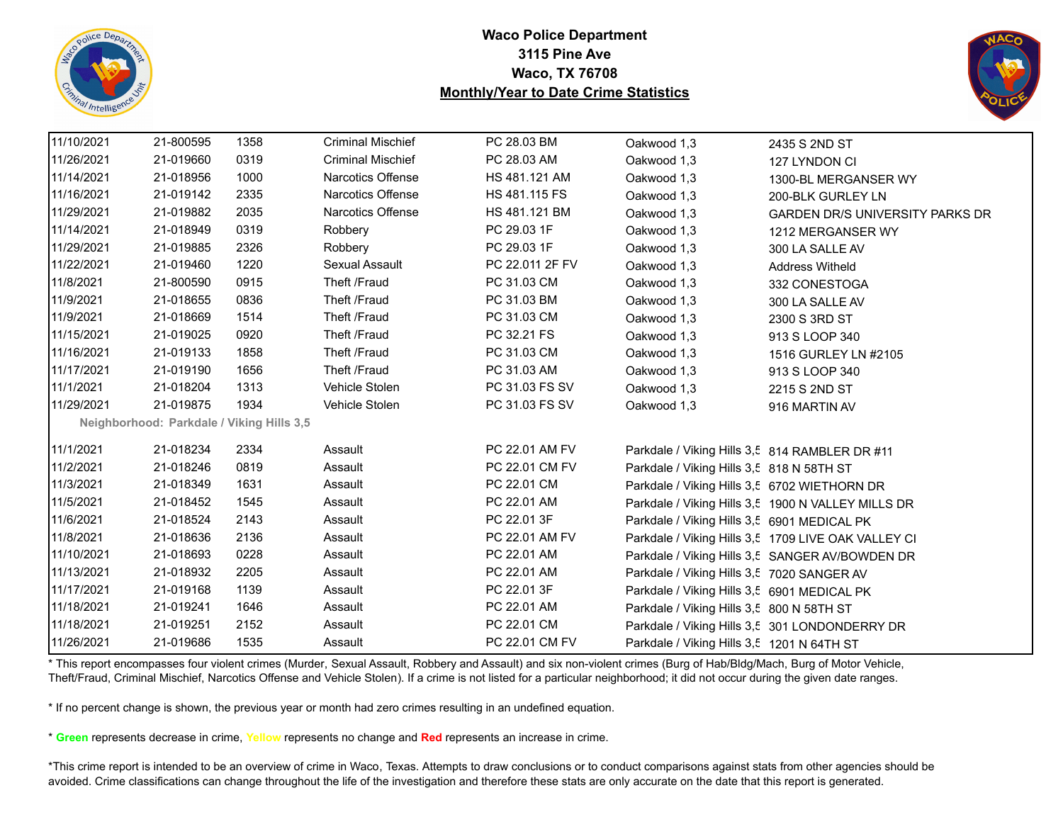# Waco Police Department
## 3115 Pine Ave
## Waco, TX 76708
## Monthly/Year to Date Crime Statistics

| Date | Case # | Time | Offense | Statute | Neighborhood | Address |
|---|---|---|---|---|---|---|
| 11/10/2021 | 21-800595 | 1358 | Criminal Mischief | PC 28.03 BM | Oakwood 1,3 | 2435 S 2ND ST |
| 11/26/2021 | 21-019660 | 0319 | Criminal Mischief | PC 28.03 AM | Oakwood 1,3 | 127 LYNDON CI |
| 11/14/2021 | 21-018956 | 1000 | Narcotics Offense | HS 481.121 AM | Oakwood 1,3 | 1300-BL MERGANSER WY |
| 11/16/2021 | 21-019142 | 2335 | Narcotics Offense | HS 481.115 FS | Oakwood 1,3 | 200-BLK GURLEY LN |
| 11/29/2021 | 21-019882 | 2035 | Narcotics Offense | HS 481.121 BM | Oakwood 1,3 | GARDEN DR/S UNIVERSITY PARKS DR |
| 11/14/2021 | 21-018949 | 0319 | Robbery | PC 29.03 1F | Oakwood 1,3 | 1212 MERGANSER WY |
| 11/29/2021 | 21-019885 | 2326 | Robbery | PC 29.03 1F | Oakwood 1,3 | 300 LA SALLE AV |
| 11/22/2021 | 21-019460 | 1220 | Sexual Assault | PC 22.011 2F FV | Oakwood 1,3 | Address Witheld |
| 11/8/2021 | 21-800590 | 0915 | Theft /Fraud | PC 31.03 CM | Oakwood 1,3 | 332 CONESTOGA |
| 11/9/2021 | 21-018655 | 0836 | Theft /Fraud | PC 31.03 BM | Oakwood 1,3 | 300 LA SALLE AV |
| 11/9/2021 | 21-018669 | 1514 | Theft /Fraud | PC 31.03 CM | Oakwood 1,3 | 2300 S 3RD ST |
| 11/15/2021 | 21-019025 | 0920 | Theft /Fraud | PC 32.21 FS | Oakwood 1,3 | 913 S LOOP 340 |
| 11/16/2021 | 21-019133 | 1858 | Theft /Fraud | PC 31.03 CM | Oakwood 1,3 | 1516 GURLEY LN #2105 |
| 11/17/2021 | 21-019190 | 1656 | Theft /Fraud | PC 31.03 AM | Oakwood 1,3 | 913 S LOOP 340 |
| 11/1/2021 | 21-018204 | 1313 | Vehicle Stolen | PC 31.03 FS SV | Oakwood 1,3 | 2215 S 2ND ST |
| 11/29/2021 | 21-019875 | 1934 | Vehicle Stolen | PC 31.03 FS SV | Oakwood 1,3 | 916 MARTIN AV |
| **Neighborhood: Parkdale / Viking Hills 3,5** | | | | | | |
| 11/1/2021 | 21-018234 | 2334 | Assault | PC 22.01 AM FV | Parkdale / Viking Hills 3,5 | 814 RAMBLER DR #11 |
| 11/2/2021 | 21-018246 | 0819 | Assault | PC 22.01 CM FV | Parkdale / Viking Hills 3,5 | 818 N 58TH ST |
| 11/3/2021 | 21-018349 | 1631 | Assault | PC 22.01 CM | Parkdale / Viking Hills 3,5 | 6702 WIETHORN DR |
| 11/5/2021 | 21-018452 | 1545 | Assault | PC 22.01 AM | Parkdale / Viking Hills 3,5 | 1900 N VALLEY MILLS DR |
| 11/6/2021 | 21-018524 | 2143 | Assault | PC 22.01 3F | Parkdale / Viking Hills 3,5 | 6901 MEDICAL PK |
| 11/8/2021 | 21-018636 | 2136 | Assault | PC 22.01 AM FV | Parkdale / Viking Hills 3,5 | 1709 LIVE OAK VALLEY CI |
| 11/10/2021 | 21-018693 | 0228 | Assault | PC 22.01 AM | Parkdale / Viking Hills 3,5 | SANGER AV/BOWDEN DR |
| 11/13/2021 | 21-018932 | 2205 | Assault | PC 22.01 AM | Parkdale / Viking Hills 3,5 | 7020 SANGER AV |
| 11/17/2021 | 21-019168 | 1139 | Assault | PC 22.01 3F | Parkdale / Viking Hills 3,5 | 6901 MEDICAL PK |
| 11/18/2021 | 21-019241 | 1646 | Assault | PC 22.01 AM | Parkdale / Viking Hills 3,5 | 800 N 58TH ST |
| 11/18/2021 | 21-019251 | 2152 | Assault | PC 22.01 CM | Parkdale / Viking Hills 3,5 | 301 LONDONDERRY DR |
| 11/26/2021 | 21-019686 | 1535 | Assault | PC 22.01 CM FV | Parkdale / Viking Hills 3,5 | 1201 N 64TH ST |

* This report encompasses four violent crimes (Murder, Sexual Assault, Robbery and Assault) and six non-violent crimes (Burg of Hab/Bldg/Mach, Burg of Motor Vehicle, Theft/Fraud, Criminal Mischief, Narcotics Offense and Vehicle Stolen). If a crime is not listed for a particular neighborhood; it did not occur during the given date ranges.

* If no percent change is shown, the previous year or month had zero crimes resulting in an undefined equation.

* **Green** represents decrease in crime, **Yellow** represents no change and **Red** represents an increase in crime.

*This crime report is intended to be an overview of crime in Waco, Texas. Attempts to draw conclusions or to conduct comparisons against stats from other agencies should be avoided. Crime classifications can change throughout the life of the investigation and therefore these stats are only accurate on the date that this report is generated.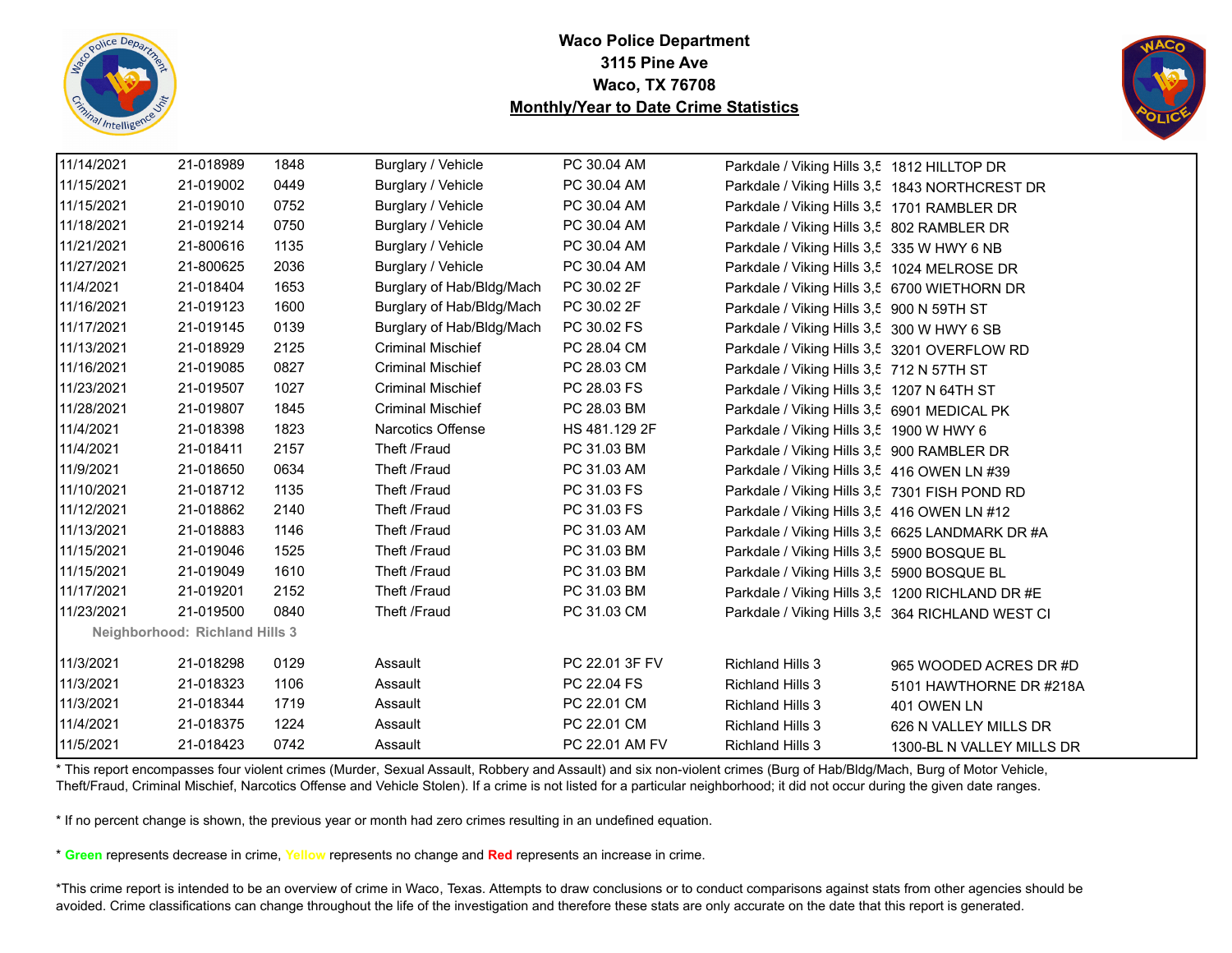**Waco Police Department**
**3115 Pine Ave**
**Waco, TX 76708**
**Monthly/Year to Date Crime Statistics**

| | | | | | | |
|---|---|---|---|---|---|---|
| 11/14/2021 | 21-018989 | 1848 | Burglary / Vehicle | PC 30.04 AM | Parkdale / Viking Hills 3,5 | 1812 HILLTOP DR |
| 11/15/2021 | 21-019002 | 0449 | Burglary / Vehicle | PC 30.04 AM | Parkdale / Viking Hills 3,5 | 1843 NORTHCREST DR |
| 11/15/2021 | 21-019010 | 0752 | Burglary / Vehicle | PC 30.04 AM | Parkdale / Viking Hills 3,5 | 1701 RAMBLER DR |
| 11/18/2021 | 21-019214 | 0750 | Burglary / Vehicle | PC 30.04 AM | Parkdale / Viking Hills 3,5 | 802 RAMBLER DR |
| 11/21/2021 | 21-800616 | 1135 | Burglary / Vehicle | PC 30.04 AM | Parkdale / Viking Hills 3,5 | 335 W HWY 6 NB |
| 11/27/2021 | 21-800625 | 2036 | Burglary / Vehicle | PC 30.04 AM | Parkdale / Viking Hills 3,5 | 1024 MELROSE DR |
| 11/4/2021 | 21-018404 | 1653 | Burglary of Hab/Bldg/Mach | PC 30.02 2F | Parkdale / Viking Hills 3,5 | 6700 WIETHORN DR |
| 11/16/2021 | 21-019123 | 1600 | Burglary of Hab/Bldg/Mach | PC 30.02 2F | Parkdale / Viking Hills 3,5 | 900 N 59TH ST |
| 11/17/2021 | 21-019145 | 0139 | Burglary of Hab/Bldg/Mach | PC 30.02 FS | Parkdale / Viking Hills 3,5 | 300 W HWY 6 SB |
| 11/13/2021 | 21-018929 | 2125 | Criminal Mischief | PC 28.04 CM | Parkdale / Viking Hills 3,5 | 3201 OVERFLOW RD |
| 11/16/2021 | 21-019085 | 0827 | Criminal Mischief | PC 28.03 CM | Parkdale / Viking Hills 3,5 | 712 N 57TH ST |
| 11/23/2021 | 21-019507 | 1027 | Criminal Mischief | PC 28.03 FS | Parkdale / Viking Hills 3,5 | 1207 N 64TH ST |
| 11/28/2021 | 21-019807 | 1845 | Criminal Mischief | PC 28.03 BM | Parkdale / Viking Hills 3,5 | 6901 MEDICAL PK |
| 11/4/2021 | 21-018398 | 1823 | Narcotics Offense | HS 481.129 2F | Parkdale / Viking Hills 3,5 | 1900 W HWY 6 |
| 11/4/2021 | 21-018411 | 2157 | Theft /Fraud | PC 31.03 BM | Parkdale / Viking Hills 3,5 | 900 RAMBLER DR |
| 11/9/2021 | 21-018650 | 0634 | Theft /Fraud | PC 31.03 AM | Parkdale / Viking Hills 3,5 | 416 OWEN LN #39 |
| 11/10/2021 | 21-018712 | 1135 | Theft /Fraud | PC 31.03 FS | Parkdale / Viking Hills 3,5 | 7301 FISH POND RD |
| 11/12/2021 | 21-018862 | 2140 | Theft /Fraud | PC 31.03 FS | Parkdale / Viking Hills 3,5 | 416 OWEN LN #12 |
| 11/13/2021 | 21-018883 | 1146 | Theft /Fraud | PC 31.03 AM | Parkdale / Viking Hills 3,5 | 6625 LANDMARK DR #A |
| 11/15/2021 | 21-019046 | 1525 | Theft /Fraud | PC 31.03 BM | Parkdale / Viking Hills 3,5 | 5900 BOSQUE BL |
| 11/15/2021 | 21-019049 | 1610 | Theft /Fraud | PC 31.03 BM | Parkdale / Viking Hills 3,5 | 5900 BOSQUE BL |
| 11/17/2021 | 21-019201 | 2152 | Theft /Fraud | PC 31.03 BM | Parkdale / Viking Hills 3,5 | 1200 RICHLAND DR #E |
| 11/23/2021 | 21-019500 | 0840 | Theft /Fraud | PC 31.03 CM | Parkdale / Viking Hills 3,5 | 364 RICHLAND WEST CI |
| **Neighborhood: Richland Hills 3** | | | | | | |
| 11/3/2021 | 21-018298 | 0129 | Assault | PC 22.01 3F FV | Richland Hills 3 | 965 WOODED ACRES DR #D |
| 11/3/2021 | 21-018323 | 1106 | Assault | PC 22.04 FS | Richland Hills 3 | 5101 HAWTHORNE DR #218A |
| 11/3/2021 | 21-018344 | 1719 | Assault | PC 22.01 CM | Richland Hills 3 | 401 OWEN LN |
| 11/4/2021 | 21-018375 | 1224 | Assault | PC 22.01 CM | Richland Hills 3 | 626 N VALLEY MILLS DR |
| 11/5/2021 | 21-018423 | 0742 | Assault | PC 22.01 AM FV | Richland Hills 3 | 1300-BL N VALLEY MILLS DR |

* This report encompasses four violent crimes (Murder, Sexual Assault, Robbery and Assault) and six non-violent crimes (Burg of Hab/Bldg/Mach, Burg of Motor Vehicle, Theft/Fraud, Criminal Mischief, Narcotics Offense and Vehicle Stolen). If a crime is not listed for a particular neighborhood; it did not occur during the given date ranges.

* If no percent change is shown, the previous year or month had zero crimes resulting in an undefined equation.

* **Green** represents decrease in crime, **Yellow** represents no change and **Red** represents an increase in crime.

*This crime report is intended to be an overview of crime in Waco, Texas. Attempts to draw conclusions or to conduct comparisons against stats from other agencies should be avoided. Crime classifications can change throughout the life of the investigation and therefore these stats are only accurate on the date that this report is generated.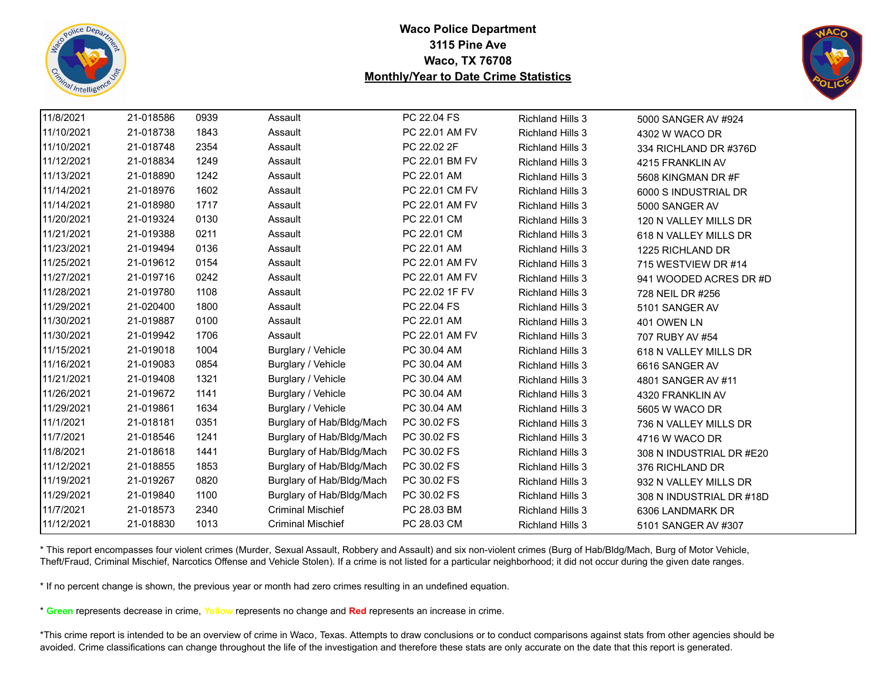**Waco Police Department**
**3115 Pine Ave**
**Waco, TX 76708**
**Monthly/Year to Date Crime Statistics**

| | | | | | | |
|---|---|---|---|---|---|---|
| 11/8/2021 | 21-018586 | 0939 | Assault | PC 22.04 FS | Richland Hills 3 | 5000 SANGER AV #924 |
| 11/10/2021 | 21-018738 | 1843 | Assault | PC 22.01 AM FV | Richland Hills 3 | 4302 W WACO DR |
| 11/10/2021 | 21-018748 | 2354 | Assault | PC 22.02 2F | Richland Hills 3 | 334 RICHLAND DR #376D |
| 11/12/2021 | 21-018834 | 1249 | Assault | PC 22.01 BM FV | Richland Hills 3 | 4215 FRANKLIN AV |
| 11/13/2021 | 21-018890 | 1242 | Assault | PC 22.01 AM | Richland Hills 3 | 5608 KINGMAN DR #F |
| 11/14/2021 | 21-018976 | 1602 | Assault | PC 22.01 CM FV | Richland Hills 3 | 6000 S INDUSTRIAL DR |
| 11/14/2021 | 21-018980 | 1717 | Assault | PC 22.01 AM FV | Richland Hills 3 | 5000 SANGER AV |
| 11/20/2021 | 21-019324 | 0130 | Assault | PC 22.01 CM | Richland Hills 3 | 120 N VALLEY MILLS DR |
| 11/21/2021 | 21-019388 | 0211 | Assault | PC 22.01 CM | Richland Hills 3 | 618 N VALLEY MILLS DR |
| 11/23/2021 | 21-019494 | 0136 | Assault | PC 22.01 AM | Richland Hills 3 | 1225 RICHLAND DR |
| 11/25/2021 | 21-019612 | 0154 | Assault | PC 22.01 AM FV | Richland Hills 3 | 715 WESTVIEW DR #14 |
| 11/27/2021 | 21-019716 | 0242 | Assault | PC 22.01 AM FV | Richland Hills 3 | 941 WOODED ACRES DR #D |
| 11/28/2021 | 21-019780 | 1108 | Assault | PC 22.02 1F FV | Richland Hills 3 | 728 NEIL DR #256 |
| 11/29/2021 | 21-020400 | 1800 | Assault | PC 22.04 FS | Richland Hills 3 | 5101 SANGER AV |
| 11/30/2021 | 21-019887 | 0100 | Assault | PC 22.01 AM | Richland Hills 3 | 401 OWEN LN |
| 11/30/2021 | 21-019942 | 1706 | Assault | PC 22.01 AM FV | Richland Hills 3 | 707 RUBY AV #54 |
| 11/15/2021 | 21-019018 | 1004 | Burglary / Vehicle | PC 30.04 AM | Richland Hills 3 | 618 N VALLEY MILLS DR |
| 11/16/2021 | 21-019083 | 0854 | Burglary / Vehicle | PC 30.04 AM | Richland Hills 3 | 6616 SANGER AV |
| 11/21/2021 | 21-019408 | 1321 | Burglary / Vehicle | PC 30.04 AM | Richland Hills 3 | 4801 SANGER AV #11 |
| 11/26/2021 | 21-019672 | 1141 | Burglary / Vehicle | PC 30.04 AM | Richland Hills 3 | 4320 FRANKLIN AV |
| 11/29/2021 | 21-019861 | 1634 | Burglary / Vehicle | PC 30.04 AM | Richland Hills 3 | 5605 W WACO DR |
| 11/1/2021 | 21-018181 | 0351 | Burglary of Hab/Bldg/Mach | PC 30.02 FS | Richland Hills 3 | 736 N VALLEY MILLS DR |
| 11/7/2021 | 21-018546 | 1241 | Burglary of Hab/Bldg/Mach | PC 30.02 FS | Richland Hills 3 | 4716 W WACO DR |
| 11/8/2021 | 21-018618 | 1441 | Burglary of Hab/Bldg/Mach | PC 30.02 FS | Richland Hills 3 | 308 N INDUSTRIAL DR #E20 |
| 11/12/2021 | 21-018855 | 1853 | Burglary of Hab/Bldg/Mach | PC 30.02 FS | Richland Hills 3 | 376 RICHLAND DR |
| 11/19/2021 | 21-019267 | 0820 | Burglary of Hab/Bldg/Mach | PC 30.02 FS | Richland Hills 3 | 932 N VALLEY MILLS DR |
| 11/29/2021 | 21-019840 | 1100 | Burglary of Hab/Bldg/Mach | PC 30.02 FS | Richland Hills 3 | 308 N INDUSTRIAL DR #18D |
| 11/7/2021 | 21-018573 | 2340 | Criminal Mischief | PC 28.03 BM | Richland Hills 3 | 6306 LANDMARK DR |
| 11/12/2021 | 21-018830 | 1013 | Criminal Mischief | PC 28.03 CM | Richland Hills 3 | 5101 SANGER AV #307 |

* This report encompasses four violent crimes (Murder, Sexual Assault, Robbery and Assault) and six non-violent crimes (Burg of Hab/Bldg/Mach, Burg of Motor Vehicle, Theft/Fraud, Criminal Mischief, Narcotics Offense and Vehicle Stolen). If a crime is not listed for a particular neighborhood; it did not occur during the given date ranges.

* If no percent change is shown, the previous year or month had zero crimes resulting in an undefined equation.

* **Green** represents decrease in crime, **Yellow** represents no change and **Red** represents an increase in crime.

*This crime report is intended to be an overview of crime in Waco, Texas. Attempts to draw conclusions or to conduct comparisons against stats from other agencies should be avoided. Crime classifications can change throughout the life of the investigation and therefore these stats are only accurate on the date that this report is generated.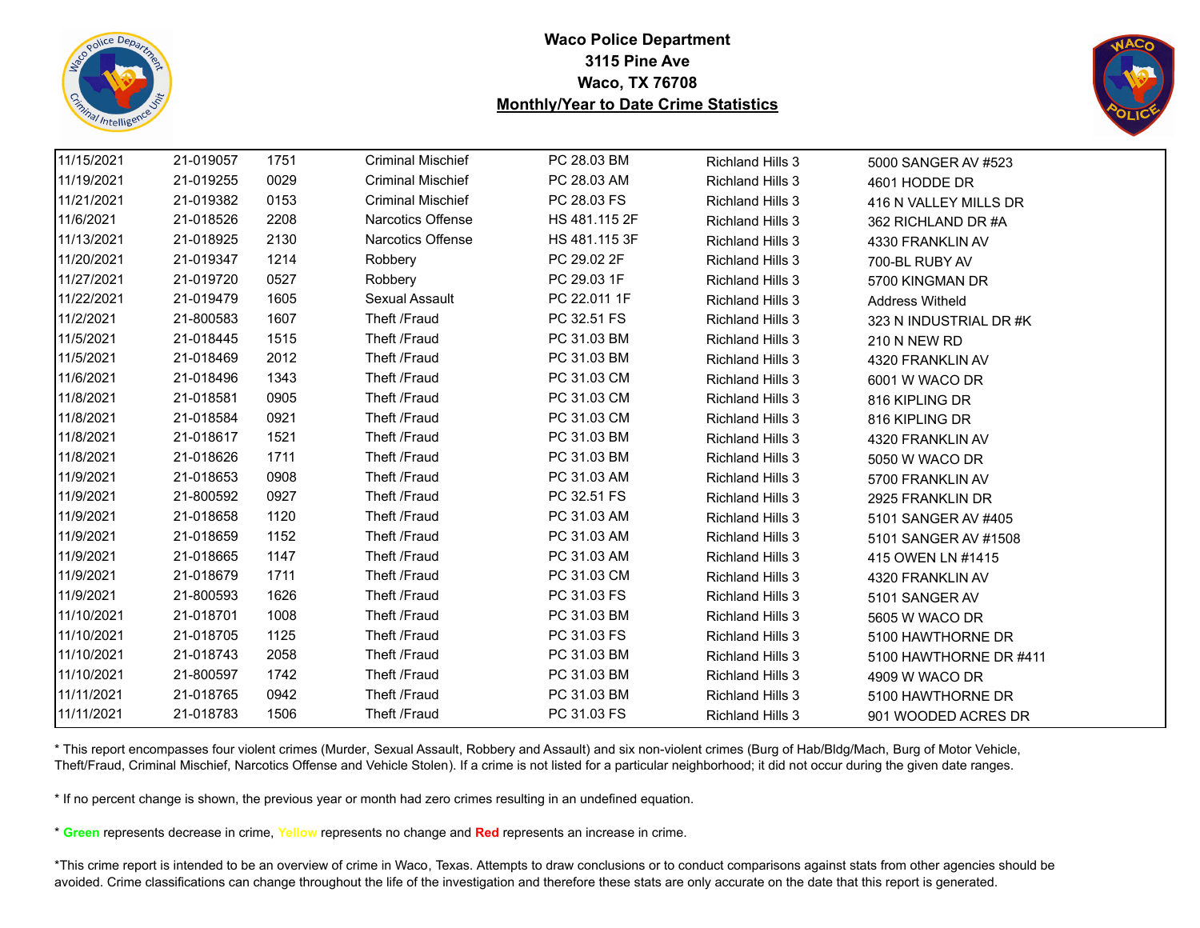**Waco Police Department**
**3115 Pine Ave**
**Waco, TX 76708**
**Monthly/Year to Date Crime Statistics**

| | | | | | | |
|---|---|---|---|---|---|---|
| 11/15/2021 | 21-019057 | 1751 | Criminal Mischief | PC 28.03 BM | Richland Hills 3 | 5000 SANGER AV #523 |
| 11/19/2021 | 21-019255 | 0029 | Criminal Mischief | PC 28.03 AM | Richland Hills 3 | 4601 HODDE DR |
| 11/21/2021 | 21-019382 | 0153 | Criminal Mischief | PC 28.03 FS | Richland Hills 3 | 416 N VALLEY MILLS DR |
| 11/6/2021 | 21-018526 | 2208 | Narcotics Offense | HS 481.115 2F | Richland Hills 3 | 362 RICHLAND DR #A |
| 11/13/2021 | 21-018925 | 2130 | Narcotics Offense | HS 481.115 3F | Richland Hills 3 | 4330 FRANKLIN AV |
| 11/20/2021 | 21-019347 | 1214 | Robbery | PC 29.02 2F | Richland Hills 3 | 700-BL RUBY AV |
| 11/27/2021 | 21-019720 | 0527 | Robbery | PC 29.03 1F | Richland Hills 3 | 5700 KINGMAN DR |
| 11/22/2021 | 21-019479 | 1605 | Sexual Assault | PC 22.011 1F | Richland Hills 3 | Address Witheld |
| 11/2/2021 | 21-800583 | 1607 | Theft /Fraud | PC 32.51 FS | Richland Hills 3 | 323 N INDUSTRIAL DR #K |
| 11/5/2021 | 21-018445 | 1515 | Theft /Fraud | PC 31.03 BM | Richland Hills 3 | 210 N NEW RD |
| 11/5/2021 | 21-018469 | 2012 | Theft /Fraud | PC 31.03 BM | Richland Hills 3 | 4320 FRANKLIN AV |
| 11/6/2021 | 21-018496 | 1343 | Theft /Fraud | PC 31.03 CM | Richland Hills 3 | 6001 W WACO DR |
| 11/8/2021 | 21-018581 | 0905 | Theft /Fraud | PC 31.03 CM | Richland Hills 3 | 816 KIPLING DR |
| 11/8/2021 | 21-018584 | 0921 | Theft /Fraud | PC 31.03 CM | Richland Hills 3 | 816 KIPLING DR |
| 11/8/2021 | 21-018617 | 1521 | Theft /Fraud | PC 31.03 BM | Richland Hills 3 | 4320 FRANKLIN AV |
| 11/8/2021 | 21-018626 | 1711 | Theft /Fraud | PC 31.03 BM | Richland Hills 3 | 5050 W WACO DR |
| 11/9/2021 | 21-018653 | 0908 | Theft /Fraud | PC 31.03 AM | Richland Hills 3 | 5700 FRANKLIN AV |
| 11/9/2021 | 21-800592 | 0927 | Theft /Fraud | PC 32.51 FS | Richland Hills 3 | 2925 FRANKLIN DR |
| 11/9/2021 | 21-018658 | 1120 | Theft /Fraud | PC 31.03 AM | Richland Hills 3 | 5101 SANGER AV #405 |
| 11/9/2021 | 21-018659 | 1152 | Theft /Fraud | PC 31.03 AM | Richland Hills 3 | 5101 SANGER AV #1508 |
| 11/9/2021 | 21-018665 | 1147 | Theft /Fraud | PC 31.03 AM | Richland Hills 3 | 415 OWEN LN #1415 |
| 11/9/2021 | 21-018679 | 1711 | Theft /Fraud | PC 31.03 CM | Richland Hills 3 | 4320 FRANKLIN AV |
| 11/9/2021 | 21-800593 | 1626 | Theft /Fraud | PC 31.03 FS | Richland Hills 3 | 5101 SANGER AV |
| 11/10/2021 | 21-018701 | 1008 | Theft /Fraud | PC 31.03 BM | Richland Hills 3 | 5605 W WACO DR |
| 11/10/2021 | 21-018705 | 1125 | Theft /Fraud | PC 31.03 FS | Richland Hills 3 | 5100 HAWTHORNE DR |
| 11/10/2021 | 21-018743 | 2058 | Theft /Fraud | PC 31.03 BM | Richland Hills 3 | 5100 HAWTHORNE DR #411 |
| 11/10/2021 | 21-800597 | 1742 | Theft /Fraud | PC 31.03 BM | Richland Hills 3 | 4909 W WACO DR |
| 11/11/2021 | 21-018765 | 0942 | Theft /Fraud | PC 31.03 BM | Richland Hills 3 | 5100 HAWTHORNE DR |
| 11/11/2021 | 21-018783 | 1506 | Theft /Fraud | PC 31.03 FS | Richland Hills 3 | 901 WOODED ACRES DR |

* This report encompasses four violent crimes (Murder, Sexual Assault, Robbery and Assault) and six non-violent crimes (Burg of Hab/Bldg/Mach, Burg of Motor Vehicle, Theft/Fraud, Criminal Mischief, Narcotics Offense and Vehicle Stolen). If a crime is not listed for a particular neighborhood; it did not occur during the given date ranges.

* If no percent change is shown, the previous year or month had zero crimes resulting in an undefined equation.

* **Green** represents decrease in crime, **Yellow** represents no change and **Red** represents an increase in crime.

*This crime report is intended to be an overview of crime in Waco, Texas. Attempts to draw conclusions or to conduct comparisons against stats from other agencies should be avoided. Crime classifications can change throughout the life of the investigation and therefore these stats are only accurate on the date that this report is generated.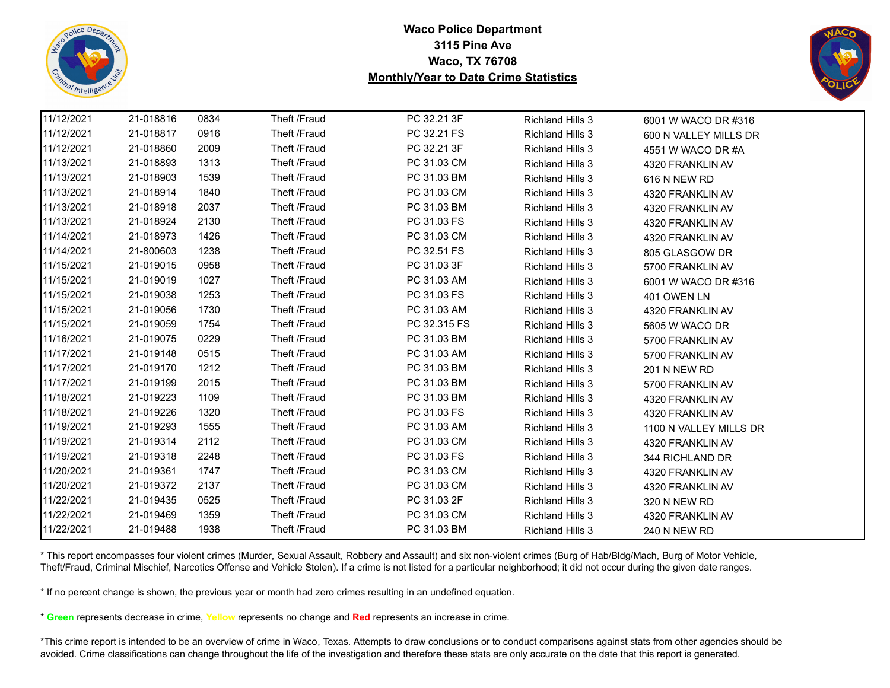**Waco Police Department**
**3115 Pine Ave**
**Waco, TX 76708**
**Monthly/Year to Date Crime Statistics**

| | | | | | | |
|---|---|---|---|---|---|---|
| 11/12/2021 | 21-018816 | 0834 | Theft /Fraud | PC 32.21 3F | Richland Hills 3 | 6001 W WACO DR #316 |
| 11/12/2021 | 21-018817 | 0916 | Theft /Fraud | PC 32.21 FS | Richland Hills 3 | 600 N VALLEY MILLS DR |
| 11/12/2021 | 21-018860 | 2009 | Theft /Fraud | PC 32.21 3F | Richland Hills 3 | 4551 W WACO DR #A |
| 11/13/2021 | 21-018893 | 1313 | Theft /Fraud | PC 31.03 CM | Richland Hills 3 | 4320 FRANKLIN AV |
| 11/13/2021 | 21-018903 | 1539 | Theft /Fraud | PC 31.03 BM | Richland Hills 3 | 616 N NEW RD |
| 11/13/2021 | 21-018914 | 1840 | Theft /Fraud | PC 31.03 CM | Richland Hills 3 | 4320 FRANKLIN AV |
| 11/13/2021 | 21-018918 | 2037 | Theft /Fraud | PC 31.03 BM | Richland Hills 3 | 4320 FRANKLIN AV |
| 11/13/2021 | 21-018924 | 2130 | Theft /Fraud | PC 31.03 FS | Richland Hills 3 | 4320 FRANKLIN AV |
| 11/14/2021 | 21-018973 | 1426 | Theft /Fraud | PC 31.03 CM | Richland Hills 3 | 4320 FRANKLIN AV |
| 11/14/2021 | 21-800603 | 1238 | Theft /Fraud | PC 32.51 FS | Richland Hills 3 | 805 GLASGOW DR |
| 11/15/2021 | 21-019015 | 0958 | Theft /Fraud | PC 31.03 3F | Richland Hills 3 | 5700 FRANKLIN AV |
| 11/15/2021 | 21-019019 | 1027 | Theft /Fraud | PC 31.03 AM | Richland Hills 3 | 6001 W WACO DR #316 |
| 11/15/2021 | 21-019038 | 1253 | Theft /Fraud | PC 31.03 FS | Richland Hills 3 | 401 OWEN LN |
| 11/15/2021 | 21-019056 | 1730 | Theft /Fraud | PC 31.03 AM | Richland Hills 3 | 4320 FRANKLIN AV |
| 11/15/2021 | 21-019059 | 1754 | Theft /Fraud | PC 32.315 FS | Richland Hills 3 | 5605 W WACO DR |
| 11/16/2021 | 21-019075 | 0229 | Theft /Fraud | PC 31.03 BM | Richland Hills 3 | 5700 FRANKLIN AV |
| 11/17/2021 | 21-019148 | 0515 | Theft /Fraud | PC 31.03 AM | Richland Hills 3 | 5700 FRANKLIN AV |
| 11/17/2021 | 21-019170 | 1212 | Theft /Fraud | PC 31.03 BM | Richland Hills 3 | 201 N NEW RD |
| 11/17/2021 | 21-019199 | 2015 | Theft /Fraud | PC 31.03 BM | Richland Hills 3 | 5700 FRANKLIN AV |
| 11/18/2021 | 21-019223 | 1109 | Theft /Fraud | PC 31.03 BM | Richland Hills 3 | 4320 FRANKLIN AV |
| 11/18/2021 | 21-019226 | 1320 | Theft /Fraud | PC 31.03 FS | Richland Hills 3 | 4320 FRANKLIN AV |
| 11/19/2021 | 21-019293 | 1555 | Theft /Fraud | PC 31.03 AM | Richland Hills 3 | 1100 N VALLEY MILLS DR |
| 11/19/2021 | 21-019314 | 2112 | Theft /Fraud | PC 31.03 CM | Richland Hills 3 | 4320 FRANKLIN AV |
| 11/19/2021 | 21-019318 | 2248 | Theft /Fraud | PC 31.03 FS | Richland Hills 3 | 344 RICHLAND DR |
| 11/20/2021 | 21-019361 | 1747 | Theft /Fraud | PC 31.03 CM | Richland Hills 3 | 4320 FRANKLIN AV |
| 11/20/2021 | 21-019372 | 2137 | Theft /Fraud | PC 31.03 CM | Richland Hills 3 | 4320 FRANKLIN AV |
| 11/22/2021 | 21-019435 | 0525 | Theft /Fraud | PC 31.03 2F | Richland Hills 3 | 320 N NEW RD |
| 11/22/2021 | 21-019469 | 1359 | Theft /Fraud | PC 31.03 CM | Richland Hills 3 | 4320 FRANKLIN AV |
| 11/22/2021 | 21-019488 | 1938 | Theft /Fraud | PC 31.03 BM | Richland Hills 3 | 240 N NEW RD |

* This report encompasses four violent crimes (Murder, Sexual Assault, Robbery and Assault) and six non-violent crimes (Burg of Hab/Bldg/Mach, Burg of Motor Vehicle, Theft/Fraud, Criminal Mischief, Narcotics Offense and Vehicle Stolen). If a crime is not listed for a particular neighborhood; it did not occur during the given date ranges.

* If no percent change is shown, the previous year or month had zero crimes resulting in an undefined equation.

* **Green** represents decrease in crime, **Yellow** represents no change and **Red** represents an increase in crime.

*This crime report is intended to be an overview of crime in Waco, Texas. Attempts to draw conclusions or to conduct comparisons against stats from other agencies should be avoided. Crime classifications can change throughout the life of the investigation and therefore these stats are only accurate on the date that this report is generated.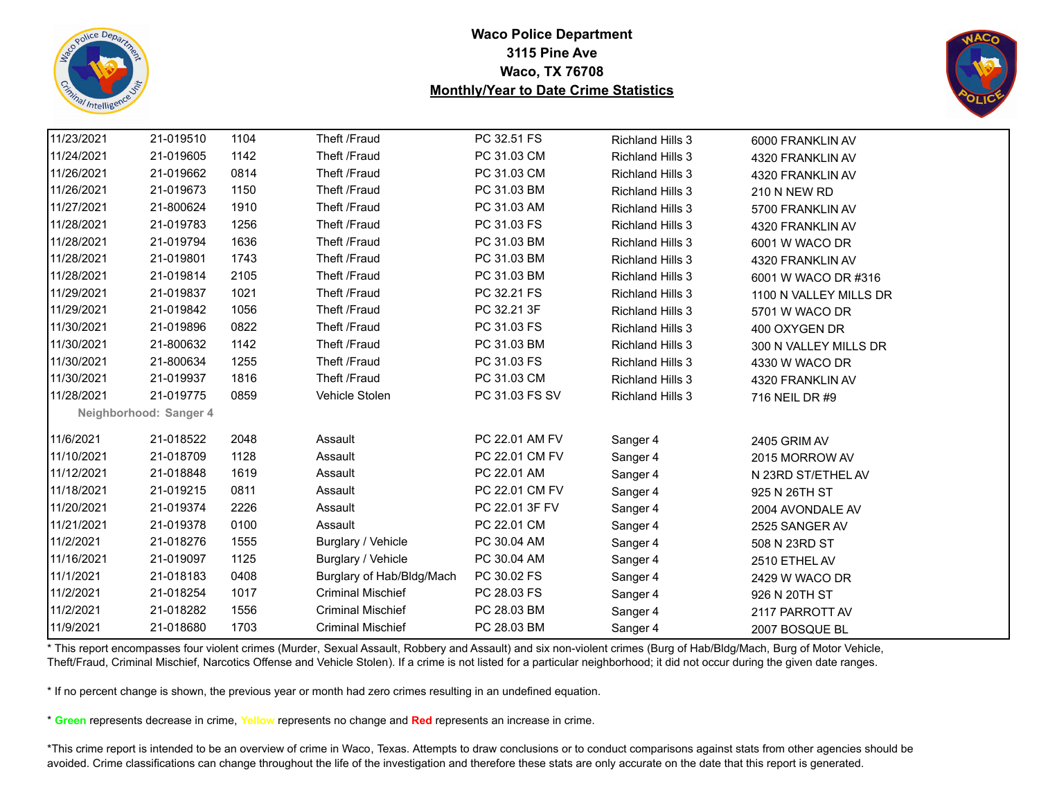# Waco Police Department
## 3115 Pine Ave
## Waco, TX 76708
## Monthly/Year to Date Crime Statistics

| | | | | | | |
|---|---|---|---|---|---|---|
| 11/23/2021 | 21-019510 | 1104 | Theft /Fraud | PC 32.51 FS | Richland Hills 3 | 6000 FRANKLIN AV |
| 11/24/2021 | 21-019605 | 1142 | Theft /Fraud | PC 31.03 CM | Richland Hills 3 | 4320 FRANKLIN AV |
| 11/26/2021 | 21-019662 | 0814 | Theft /Fraud | PC 31.03 CM | Richland Hills 3 | 4320 FRANKLIN AV |
| 11/26/2021 | 21-019673 | 1150 | Theft /Fraud | PC 31.03 BM | Richland Hills 3 | 210 N NEW RD |
| 11/27/2021 | 21-800624 | 1910 | Theft /Fraud | PC 31.03 AM | Richland Hills 3 | 5700 FRANKLIN AV |
| 11/28/2021 | 21-019783 | 1256 | Theft /Fraud | PC 31.03 FS | Richland Hills 3 | 4320 FRANKLIN AV |
| 11/28/2021 | 21-019794 | 1636 | Theft /Fraud | PC 31.03 BM | Richland Hills 3 | 6001 W WACO DR |
| 11/28/2021 | 21-019801 | 1743 | Theft /Fraud | PC 31.03 BM | Richland Hills 3 | 4320 FRANKLIN AV |
| 11/28/2021 | 21-019814 | 2105 | Theft /Fraud | PC 31.03 BM | Richland Hills 3 | 6001 W WACO DR #316 |
| 11/29/2021 | 21-019837 | 1021 | Theft /Fraud | PC 32.21 FS | Richland Hills 3 | 1100 N VALLEY MILLS DR |
| 11/29/2021 | 21-019842 | 1056 | Theft /Fraud | PC 32.21 3F | Richland Hills 3 | 5701 W WACO DR |
| 11/30/2021 | 21-019896 | 0822 | Theft /Fraud | PC 31.03 FS | Richland Hills 3 | 400 OXYGEN DR |
| 11/30/2021 | 21-800632 | 1142 | Theft /Fraud | PC 31.03 BM | Richland Hills 3 | 300 N VALLEY MILLS DR |
| 11/30/2021 | 21-800634 | 1255 | Theft /Fraud | PC 31.03 FS | Richland Hills 3 | 4330 W WACO DR |
| 11/30/2021 | 21-019937 | 1816 | Theft /Fraud | PC 31.03 CM | Richland Hills 3 | 4320 FRANKLIN AV |
| 11/28/2021 | 21-019775 | 0859 | Vehicle Stolen | PC 31.03 FS SV | Richland Hills 3 | 716 NEIL DR #9 |
| **Neighborhood: Sanger 4** | | | | | | |
| 11/6/2021 | 21-018522 | 2048 | Assault | PC 22.01 AM FV | Sanger 4 | 2405 GRIM AV |
| 11/10/2021 | 21-018709 | 1128 | Assault | PC 22.01 CM FV | Sanger 4 | 2015 MORROW AV |
| 11/12/2021 | 21-018848 | 1619 | Assault | PC 22.01 AM | Sanger 4 | N 23RD ST/ETHEL AV |
| 11/18/2021 | 21-019215 | 0811 | Assault | PC 22.01 CM FV | Sanger 4 | 925 N 26TH ST |
| 11/20/2021 | 21-019374 | 2226 | Assault | PC 22.01 3F FV | Sanger 4 | 2004 AVONDALE AV |
| 11/21/2021 | 21-019378 | 0100 | Assault | PC 22.01 CM | Sanger 4 | 2525 SANGER AV |
| 11/2/2021 | 21-018276 | 1555 | Burglary / Vehicle | PC 30.04 AM | Sanger 4 | 508 N 23RD ST |
| 11/16/2021 | 21-019097 | 1125 | Burglary / Vehicle | PC 30.04 AM | Sanger 4 | 2510 ETHEL AV |
| 11/1/2021 | 21-018183 | 0408 | Burglary of Hab/Bldg/Mach | PC 30.02 FS | Sanger 4 | 2429 W WACO DR |
| 11/2/2021 | 21-018254 | 1017 | Criminal Mischief | PC 28.03 FS | Sanger 4 | 926 N 20TH ST |
| 11/2/2021 | 21-018282 | 1556 | Criminal Mischief | PC 28.03 BM | Sanger 4 | 2117 PARROTT AV |
| 11/9/2021 | 21-018680 | 1703 | Criminal Mischief | PC 28.03 BM | Sanger 4 | 2007 BOSQUE BL |

* This report encompasses four violent crimes (Murder, Sexual Assault, Robbery and Assault) and six non-violent crimes (Burg of Hab/Bldg/Mach, Burg of Motor Vehicle, Theft/Fraud, Criminal Mischief, Narcotics Offense and Vehicle Stolen). If a crime is not listed for a particular neighborhood; it did not occur during the given date ranges.

* If no percent change is shown, the previous year or month had zero crimes resulting in an undefined equation.

* **Green** represents decrease in crime, **Yellow** represents no change and **Red** represents an increase in crime.

*This crime report is intended to be an overview of crime in Waco, Texas. Attempts to draw conclusions or to conduct comparisons against stats from other agencies should be avoided. Crime classifications can change throughout the life of the investigation and therefore these stats are only accurate on the date that this report is generated.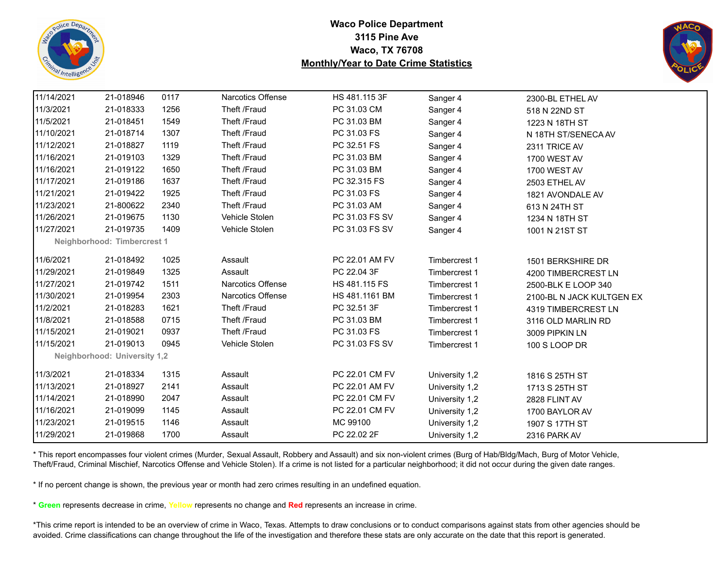**Waco Police Department**
**3115 Pine Ave**
**Waco, TX 76708**
**Monthly/Year to Date Crime Statistics**

| Date | Case # | Time | Offense | Statute | Neighborhood | Address |
|---|---|---|---|---|---|---|
| 11/14/2021 | 21-018946 | 0117 | Narcotics Offense | HS 481.115 3F | Sanger 4 | 2300-BL ETHEL AV |
| 11/3/2021 | 21-018333 | 1256 | Theft /Fraud | PC 31.03 CM | Sanger 4 | 518 N 22ND ST |
| 11/5/2021 | 21-018451 | 1549 | Theft /Fraud | PC 31.03 BM | Sanger 4 | 1223 N 18TH ST |
| 11/10/2021 | 21-018714 | 1307 | Theft /Fraud | PC 31.03 FS | Sanger 4 | N 18TH ST/SENECA AV |
| 11/12/2021 | 21-018827 | 1119 | Theft /Fraud | PC 32.51 FS | Sanger 4 | 2311 TRICE AV |
| 11/16/2021 | 21-019103 | 1329 | Theft /Fraud | PC 31.03 BM | Sanger 4 | 1700 WEST AV |
| 11/16/2021 | 21-019122 | 1650 | Theft /Fraud | PC 31.03 BM | Sanger 4 | 1700 WEST AV |
| 11/17/2021 | 21-019186 | 1637 | Theft /Fraud | PC 32.315 FS | Sanger 4 | 2503 ETHEL AV |
| 11/21/2021 | 21-019422 | 1925 | Theft /Fraud | PC 31.03 FS | Sanger 4 | 1821 AVONDALE AV |
| 11/23/2021 | 21-800622 | 2340 | Theft /Fraud | PC 31.03 AM | Sanger 4 | 613 N 24TH ST |
| 11/26/2021 | 21-019675 | 1130 | Vehicle Stolen | PC 31.03 FS SV | Sanger 4 | 1234 N 18TH ST |
| 11/27/2021 | 21-019735 | 1409 | Vehicle Stolen | PC 31.03 FS SV | Sanger 4 | 1001 N 21ST ST |
| **Neighborhood: Timbercrest 1** | | | | | | |
| 11/6/2021 | 21-018492 | 1025 | Assault | PC 22.01 AM FV | Timbercrest 1 | 1501 BERKSHIRE DR |
| 11/29/2021 | 21-019849 | 1325 | Assault | PC 22.04 3F | Timbercrest 1 | 4200 TIMBERCREST LN |
| 11/27/2021 | 21-019742 | 1511 | Narcotics Offense | HS 481.115 FS | Timbercrest 1 | 2500-BLK E LOOP 340 |
| 11/30/2021 | 21-019954 | 2303 | Narcotics Offense | HS 481.1161 BM | Timbercrest 1 | 2100-BL N JACK KULTGEN EX |
| 11/2/2021 | 21-018283 | 1621 | Theft /Fraud | PC 32.51 3F | Timbercrest 1 | 4319 TIMBERCREST LN |
| 11/8/2021 | 21-018588 | 0715 | Theft /Fraud | PC 31.03 BM | Timbercrest 1 | 3116 OLD MARLIN RD |
| 11/15/2021 | 21-019021 | 0937 | Theft /Fraud | PC 31.03 FS | Timbercrest 1 | 3009 PIPKIN LN |
| 11/15/2021 | 21-019013 | 0945 | Vehicle Stolen | PC 31.03 FS SV | Timbercrest 1 | 100 S LOOP DR |
| **Neighborhood: University 1,2** | | | | | | |
| 11/3/2021 | 21-018334 | 1315 | Assault | PC 22.01 CM FV | University 1,2 | 1816 S 25TH ST |
| 11/13/2021 | 21-018927 | 2141 | Assault | PC 22.01 AM FV | University 1,2 | 1713 S 25TH ST |
| 11/14/2021 | 21-018990 | 2047 | Assault | PC 22.01 CM FV | University 1,2 | 2828 FLINT AV |
| 11/16/2021 | 21-019099 | 1145 | Assault | PC 22.01 CM FV | University 1,2 | 1700 BAYLOR AV |
| 11/23/2021 | 21-019515 | 1146 | Assault | MC 99100 | University 1,2 | 1907 S 17TH ST |
| 11/29/2021 | 21-019868 | 1700 | Assault | PC 22.02 2F | University 1,2 | 2316 PARK AV |

* This report encompasses four violent crimes (Murder, Sexual Assault, Robbery and Assault) and six non-violent crimes (Burg of Hab/Bldg/Mach, Burg of Motor Vehicle, Theft/Fraud, Criminal Mischief, Narcotics Offense and Vehicle Stolen). If a crime is not listed for a particular neighborhood; it did not occur during the given date ranges.

* If no percent change is shown, the previous year or month had zero crimes resulting in an undefined equation.

* **Green** represents decrease in crime, **Yellow** represents no change and **Red** represents an increase in crime.

*This crime report is intended to be an overview of crime in Waco, Texas. Attempts to draw conclusions or to conduct comparisons against stats from other agencies should be avoided. Crime classifications can change throughout the life of the investigation and therefore these stats are only accurate on the date that this report is generated.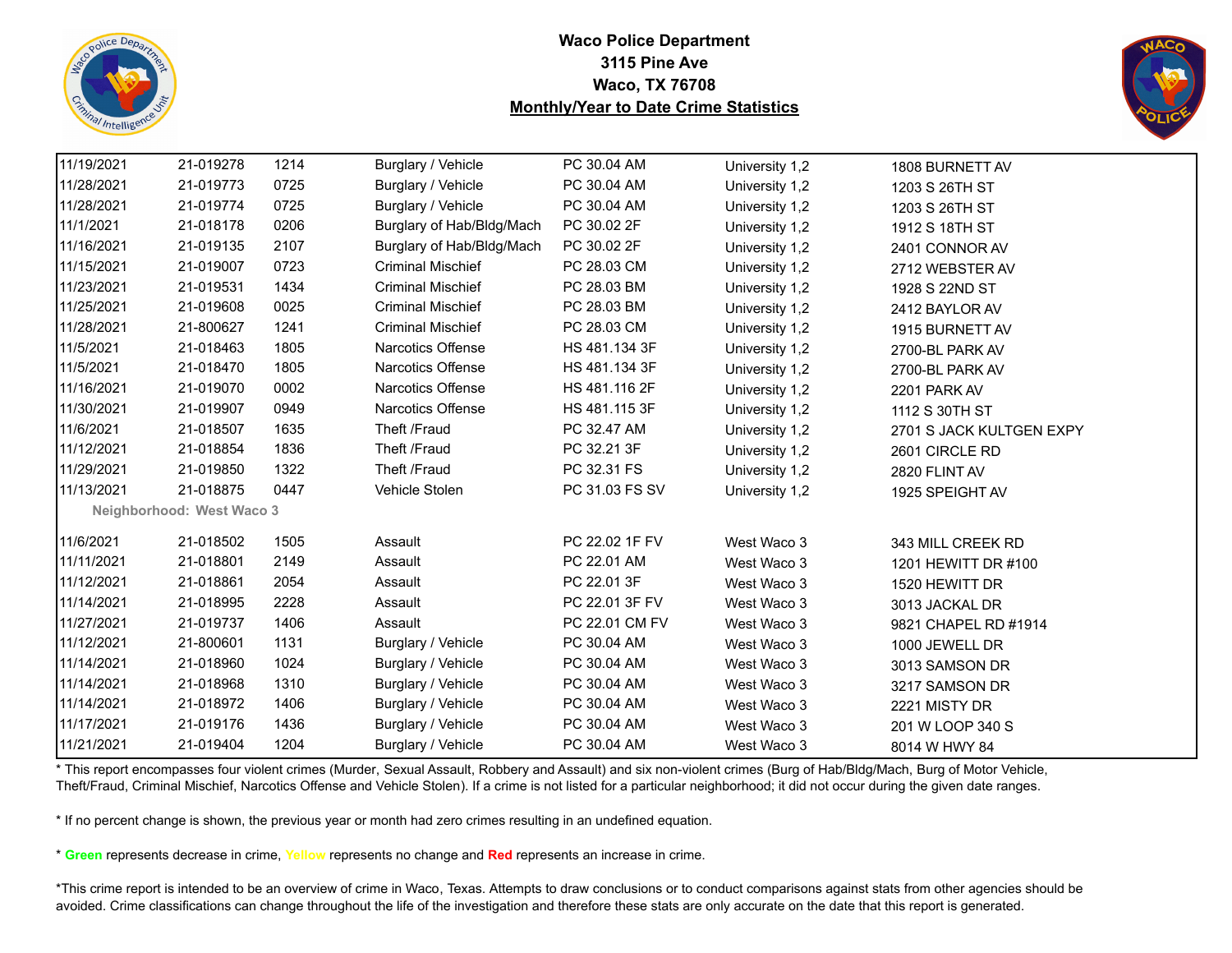# Waco Police Department
## 3115 Pine Ave
## Waco, TX 76708
## Monthly/Year to Date Crime Statistics

| | | | | | | |
|---|---|---|---|---|---|---|
| 11/19/2021 | 21-019278 | 1214 | Burglary / Vehicle | PC 30.04 AM | University 1,2 | 1808 BURNETT AV |
| 11/28/2021 | 21-019773 | 0725 | Burglary / Vehicle | PC 30.04 AM | University 1,2 | 1203 S 26TH ST |
| 11/28/2021 | 21-019774 | 0725 | Burglary / Vehicle | PC 30.04 AM | University 1,2 | 1203 S 26TH ST |
| 11/1/2021 | 21-018178 | 0206 | Burglary of Hab/Bldg/Mach | PC 30.02 2F | University 1,2 | 1912 S 18TH ST |
| 11/16/2021 | 21-019135 | 2107 | Burglary of Hab/Bldg/Mach | PC 30.02 2F | University 1,2 | 2401 CONNOR AV |
| 11/15/2021 | 21-019007 | 0723 | Criminal Mischief | PC 28.03 CM | University 1,2 | 2712 WEBSTER AV |
| 11/23/2021 | 21-019531 | 1434 | Criminal Mischief | PC 28.03 BM | University 1,2 | 1928 S 22ND ST |
| 11/25/2021 | 21-019608 | 0025 | Criminal Mischief | PC 28.03 BM | University 1,2 | 2412 BAYLOR AV |
| 11/28/2021 | 21-800627 | 1241 | Criminal Mischief | PC 28.03 CM | University 1,2 | 1915 BURNETT AV |
| 11/5/2021 | 21-018463 | 1805 | Narcotics Offense | HS 481.134 3F | University 1,2 | 2700-BL PARK AV |
| 11/5/2021 | 21-018470 | 1805 | Narcotics Offense | HS 481.134 3F | University 1,2 | 2700-BL PARK AV |
| 11/16/2021 | 21-019070 | 0002 | Narcotics Offense | HS 481.116 2F | University 1,2 | 2201 PARK AV |
| 11/30/2021 | 21-019907 | 0949 | Narcotics Offense | HS 481.115 3F | University 1,2 | 1112 S 30TH ST |
| 11/6/2021 | 21-018507 | 1635 | Theft /Fraud | PC 32.47 AM | University 1,2 | 2701 S JACK KULTGEN EXPY |
| 11/12/2021 | 21-018854 | 1836 | Theft /Fraud | PC 32.21 3F | University 1,2 | 2601 CIRCLE RD |
| 11/29/2021 | 21-019850 | 1322 | Theft /Fraud | PC 32.31 FS | University 1,2 | 2820 FLINT AV |
| 11/13/2021 | 21-018875 | 0447 | Vehicle Stolen | PC 31.03 FS SV | University 1,2 | 1925 SPEIGHT AV |
| **Neighborhood: West Waco 3** | | | | | | |
| 11/6/2021 | 21-018502 | 1505 | Assault | PC 22.02 1F FV | West Waco 3 | 343 MILL CREEK RD |
| 11/11/2021 | 21-018801 | 2149 | Assault | PC 22.01 AM | West Waco 3 | 1201 HEWITT DR #100 |
| 11/12/2021 | 21-018861 | 2054 | Assault | PC 22.01 3F | West Waco 3 | 1520 HEWITT DR |
| 11/14/2021 | 21-018995 | 2228 | Assault | PC 22.01 3F FV | West Waco 3 | 3013 JACKAL DR |
| 11/27/2021 | 21-019737 | 1406 | Assault | PC 22.01 CM FV | West Waco 3 | 9821 CHAPEL RD #1914 |
| 11/12/2021 | 21-800601 | 1131 | Burglary / Vehicle | PC 30.04 AM | West Waco 3 | 1000 JEWELL DR |
| 11/14/2021 | 21-018960 | 1024 | Burglary / Vehicle | PC 30.04 AM | West Waco 3 | 3013 SAMSON DR |
| 11/14/2021 | 21-018968 | 1310 | Burglary / Vehicle | PC 30.04 AM | West Waco 3 | 3217 SAMSON DR |
| 11/14/2021 | 21-018972 | 1406 | Burglary / Vehicle | PC 30.04 AM | West Waco 3 | 2221 MISTY DR |
| 11/17/2021 | 21-019176 | 1436 | Burglary / Vehicle | PC 30.04 AM | West Waco 3 | 201 W LOOP 340 S |
| 11/21/2021 | 21-019404 | 1204 | Burglary / Vehicle | PC 30.04 AM | West Waco 3 | 8014 W HWY 84 |

* This report encompasses four violent crimes (Murder, Sexual Assault, Robbery and Assault) and six non-violent crimes (Burg of Hab/Bldg/Mach, Burg of Motor Vehicle, Theft/Fraud, Criminal Mischief, Narcotics Offense and Vehicle Stolen). If a crime is not listed for a particular neighborhood; it did not occur during the given date ranges.

* If no percent change is shown, the previous year or month had zero crimes resulting in an undefined equation.

* **Green** represents decrease in crime, **Yellow** represents no change and **Red** represents an increase in crime.

*This crime report is intended to be an overview of crime in Waco, Texas. Attempts to draw conclusions or to conduct comparisons against stats from other agencies should be avoided. Crime classifications can change throughout the life of the investigation and therefore these stats are only accurate on the date that this report is generated.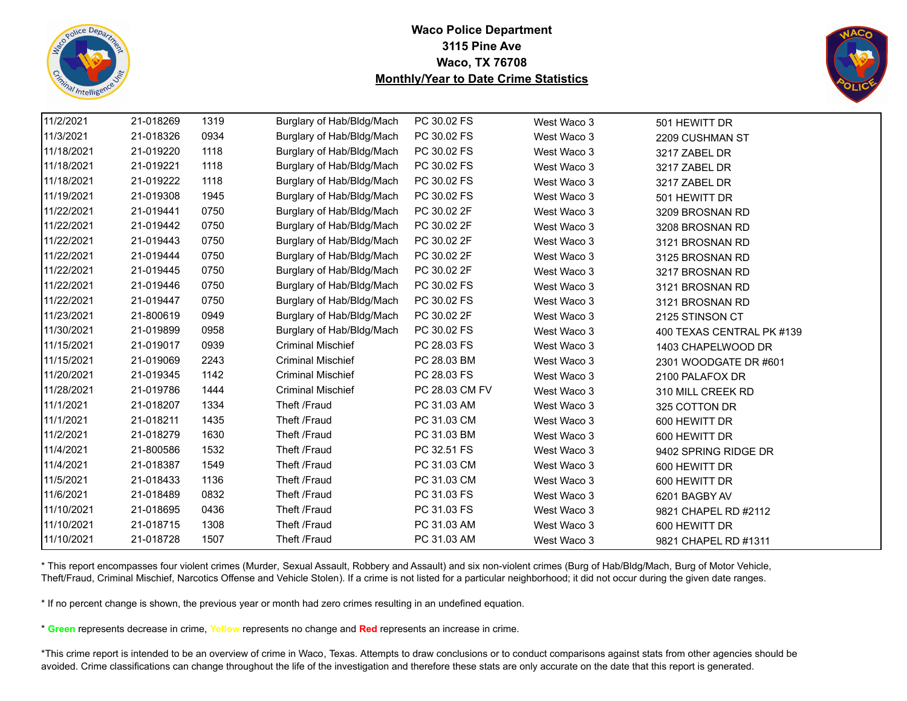**Waco Police Department**
**3115 Pine Ave**
**Waco, TX 76708**
**Monthly/Year to Date Crime Statistics**

| | | | | | | |
|---|---|---|---|---|---|---|
| 11/2/2021 | 21-018269 | 1319 | Burglary of Hab/Bldg/Mach | PC 30.02 FS | West Waco 3 | 501 HEWITT DR |
| 11/3/2021 | 21-018326 | 0934 | Burglary of Hab/Bldg/Mach | PC 30.02 FS | West Waco 3 | 2209 CUSHMAN ST |
| 11/18/2021 | 21-019220 | 1118 | Burglary of Hab/Bldg/Mach | PC 30.02 FS | West Waco 3 | 3217 ZABEL DR |
| 11/18/2021 | 21-019221 | 1118 | Burglary of Hab/Bldg/Mach | PC 30.02 FS | West Waco 3 | 3217 ZABEL DR |
| 11/18/2021 | 21-019222 | 1118 | Burglary of Hab/Bldg/Mach | PC 30.02 FS | West Waco 3 | 3217 ZABEL DR |
| 11/19/2021 | 21-019308 | 1945 | Burglary of Hab/Bldg/Mach | PC 30.02 FS | West Waco 3 | 501 HEWITT DR |
| 11/22/2021 | 21-019441 | 0750 | Burglary of Hab/Bldg/Mach | PC 30.02 2F | West Waco 3 | 3209 BROSNAN RD |
| 11/22/2021 | 21-019442 | 0750 | Burglary of Hab/Bldg/Mach | PC 30.02 2F | West Waco 3 | 3208 BROSNAN RD |
| 11/22/2021 | 21-019443 | 0750 | Burglary of Hab/Bldg/Mach | PC 30.02 2F | West Waco 3 | 3121 BROSNAN RD |
| 11/22/2021 | 21-019444 | 0750 | Burglary of Hab/Bldg/Mach | PC 30.02 2F | West Waco 3 | 3125 BROSNAN RD |
| 11/22/2021 | 21-019445 | 0750 | Burglary of Hab/Bldg/Mach | PC 30.02 2F | West Waco 3 | 3217 BROSNAN RD |
| 11/22/2021 | 21-019446 | 0750 | Burglary of Hab/Bldg/Mach | PC 30.02 FS | West Waco 3 | 3121 BROSNAN RD |
| 11/22/2021 | 21-019447 | 0750 | Burglary of Hab/Bldg/Mach | PC 30.02 FS | West Waco 3 | 3121 BROSNAN RD |
| 11/23/2021 | 21-800619 | 0949 | Burglary of Hab/Bldg/Mach | PC 30.02 2F | West Waco 3 | 2125 STINSON CT |
| 11/30/2021 | 21-019899 | 0958 | Burglary of Hab/Bldg/Mach | PC 30.02 FS | West Waco 3 | 400 TEXAS CENTRAL PK #139 |
| 11/15/2021 | 21-019017 | 0939 | Criminal Mischief | PC 28.03 FS | West Waco 3 | 1403 CHAPELWOOD DR |
| 11/15/2021 | 21-019069 | 2243 | Criminal Mischief | PC 28.03 BM | West Waco 3 | 2301 WOODGATE DR #601 |
| 11/20/2021 | 21-019345 | 1142 | Criminal Mischief | PC 28.03 FS | West Waco 3 | 2100 PALAFOX DR |
| 11/28/2021 | 21-019786 | 1444 | Criminal Mischief | PC 28.03 CM FV | West Waco 3 | 310 MILL CREEK RD |
| 11/1/2021 | 21-018207 | 1334 | Theft /Fraud | PC 31.03 AM | West Waco 3 | 325 COTTON DR |
| 11/1/2021 | 21-018211 | 1435 | Theft /Fraud | PC 31.03 CM | West Waco 3 | 600 HEWITT DR |
| 11/2/2021 | 21-018279 | 1630 | Theft /Fraud | PC 31.03 BM | West Waco 3 | 600 HEWITT DR |
| 11/4/2021 | 21-800586 | 1532 | Theft /Fraud | PC 32.51 FS | West Waco 3 | 9402 SPRING RIDGE DR |
| 11/4/2021 | 21-018387 | 1549 | Theft /Fraud | PC 31.03 CM | West Waco 3 | 600 HEWITT DR |
| 11/5/2021 | 21-018433 | 1136 | Theft /Fraud | PC 31.03 CM | West Waco 3 | 600 HEWITT DR |
| 11/6/2021 | 21-018489 | 0832 | Theft /Fraud | PC 31.03 FS | West Waco 3 | 6201 BAGBY AV |
| 11/10/2021 | 21-018695 | 0436 | Theft /Fraud | PC 31.03 FS | West Waco 3 | 9821 CHAPEL RD #2112 |
| 11/10/2021 | 21-018715 | 1308 | Theft /Fraud | PC 31.03 AM | West Waco 3 | 600 HEWITT DR |
| 11/10/2021 | 21-018728 | 1507 | Theft /Fraud | PC 31.03 AM | West Waco 3 | 9821 CHAPEL RD #1311 |

* This report encompasses four violent crimes (Murder, Sexual Assault, Robbery and Assault) and six non-violent crimes (Burg of Hab/Bldg/Mach, Burg of Motor Vehicle, Theft/Fraud, Criminal Mischief, Narcotics Offense and Vehicle Stolen). If a crime is not listed for a particular neighborhood; it did not occur during the given date ranges.

* If no percent change is shown, the previous year or month had zero crimes resulting in an undefined equation.

* **Green** represents decrease in crime, **Yellow** represents no change and **Red** represents an increase in crime.

*This crime report is intended to be an overview of crime in Waco, Texas. Attempts to draw conclusions or to conduct comparisons against stats from other agencies should be avoided. Crime classifications can change throughout the life of the investigation and therefore these stats are only accurate on the date that this report is generated.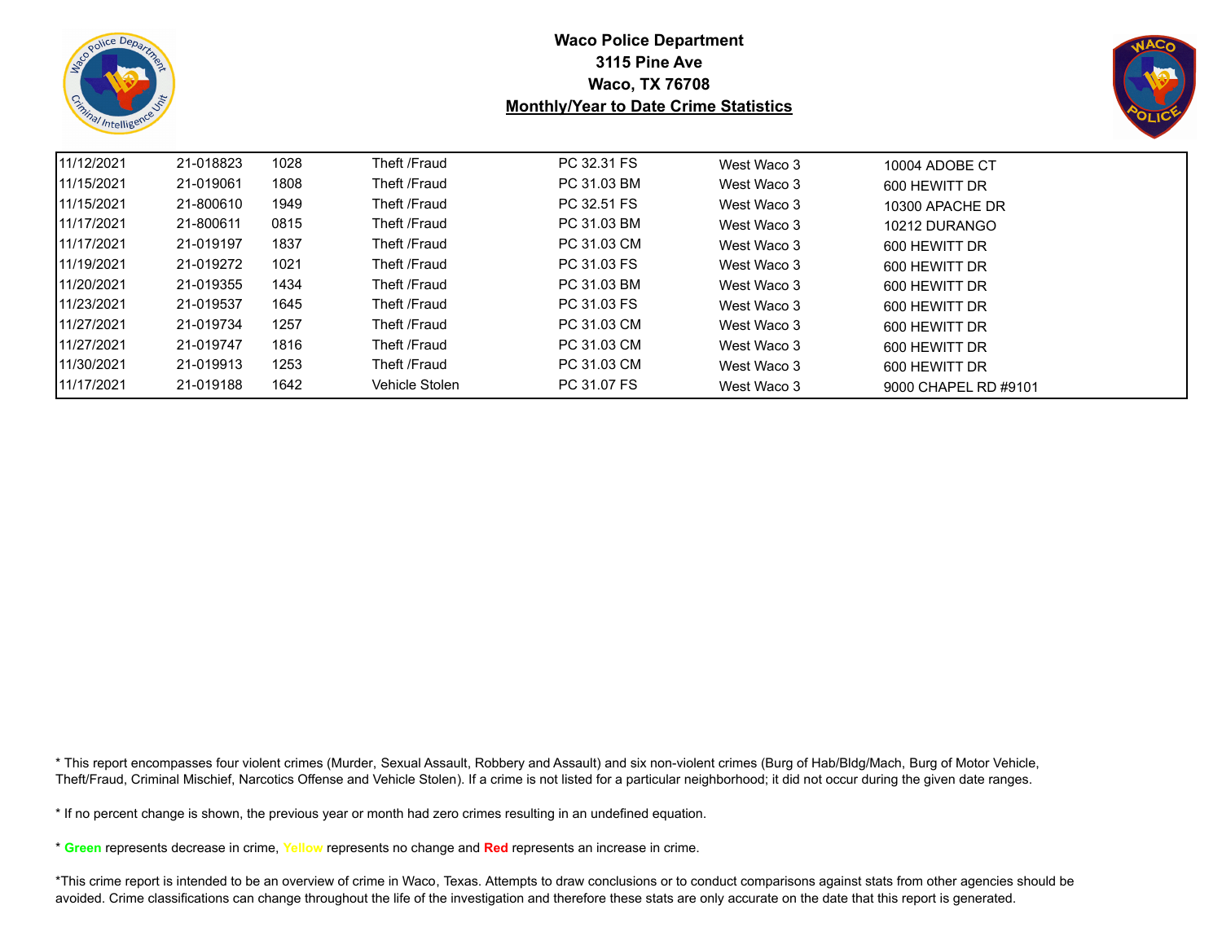**Waco Police Department**
**3115 Pine Ave**
**Waco, TX 76708**
**Monthly/Year to Date Crime Statistics**

| | | | | | | |
|---|---|---|---|---|---|---|
| 11/12/2021 | 21-018823 | 1028 | Theft /Fraud | PC 32.31 FS | West Waco 3 | 10004 ADOBE CT |
| 11/15/2021 | 21-019061 | 1808 | Theft /Fraud | PC 31.03 BM | West Waco 3 | 600 HEWITT DR |
| 11/15/2021 | 21-800610 | 1949 | Theft /Fraud | PC 32.51 FS | West Waco 3 | 10300 APACHE DR |
| 11/17/2021 | 21-800611 | 0815 | Theft /Fraud | PC 31.03 BM | West Waco 3 | 10212 DURANGO |
| 11/17/2021 | 21-019197 | 1837 | Theft /Fraud | PC 31.03 CM | West Waco 3 | 600 HEWITT DR |
| 11/19/2021 | 21-019272 | 1021 | Theft /Fraud | PC 31.03 FS | West Waco 3 | 600 HEWITT DR |
| 11/20/2021 | 21-019355 | 1434 | Theft /Fraud | PC 31.03 BM | West Waco 3 | 600 HEWITT DR |
| 11/23/2021 | 21-019537 | 1645 | Theft /Fraud | PC 31.03 FS | West Waco 3 | 600 HEWITT DR |
| 11/27/2021 | 21-019734 | 1257 | Theft /Fraud | PC 31.03 CM | West Waco 3 | 600 HEWITT DR |
| 11/27/2021 | 21-019747 | 1816 | Theft /Fraud | PC 31.03 CM | West Waco 3 | 600 HEWITT DR |
| 11/30/2021 | 21-019913 | 1253 | Theft /Fraud | PC 31.03 CM | West Waco 3 | 600 HEWITT DR |
| 11/17/2021 | 21-019188 | 1642 | Vehicle Stolen | PC 31.07 FS | West Waco 3 | 9000 CHAPEL RD #9101 |

* This report encompasses four violent crimes (Murder, Sexual Assault, Robbery and Assault) and six non-violent crimes (Burg of Hab/Bldg/Mach, Burg of Motor Vehicle, Theft/Fraud, Criminal Mischief, Narcotics Offense and Vehicle Stolen). If a crime is not listed for a particular neighborhood; it did not occur during the given date ranges.

* If no percent change is shown, the previous year or month had zero crimes resulting in an undefined equation.

* **Green** represents decrease in crime, **Yellow** represents no change and **Red** represents an increase in crime.

*This crime report is intended to be an overview of crime in Waco, Texas. Attempts to draw conclusions or to conduct comparisons against stats from other agencies should be avoided. Crime classifications can change throughout the life of the investigation and therefore these stats are only accurate on the date that this report is generated.